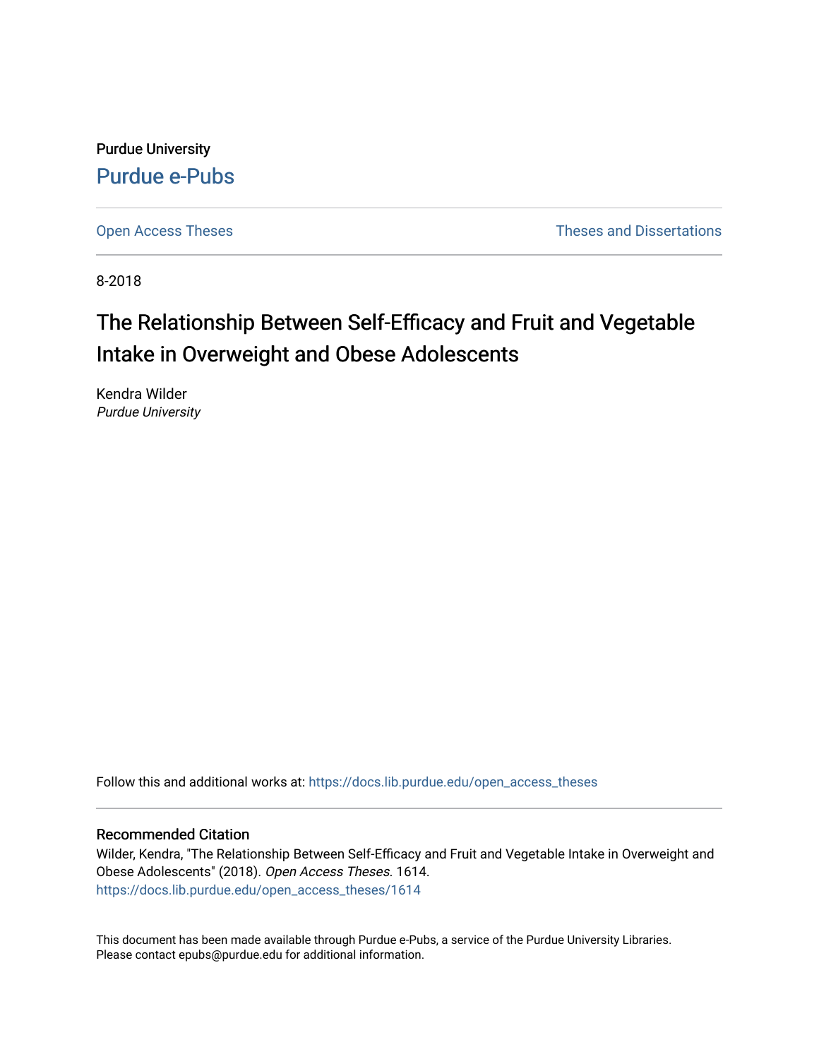Purdue University

Purdue e-Pubs

Open Access Theses

Theses and Dissertations

8-2018

# The Relationship Between Self-Efficacy and Fruit and Vegetable Intake in Overweight and Obese Adolescents

Kendra Wilder
*Purdue University*

Follow this and additional works at: https://docs.lib.purdue.edu/open_access_theses

## Recommended Citation

Wilder, Kendra, "The Relationship Between Self-Efficacy and Fruit and Vegetable Intake in Overweight and Obese Adolescents" (2018). *Open Access Theses*. 1614.
https://docs.lib.purdue.edu/open_access_theses/1614

This document has been made available through Purdue e-Pubs, a service of the Purdue University Libraries. Please contact epubs@purdue.edu for additional information.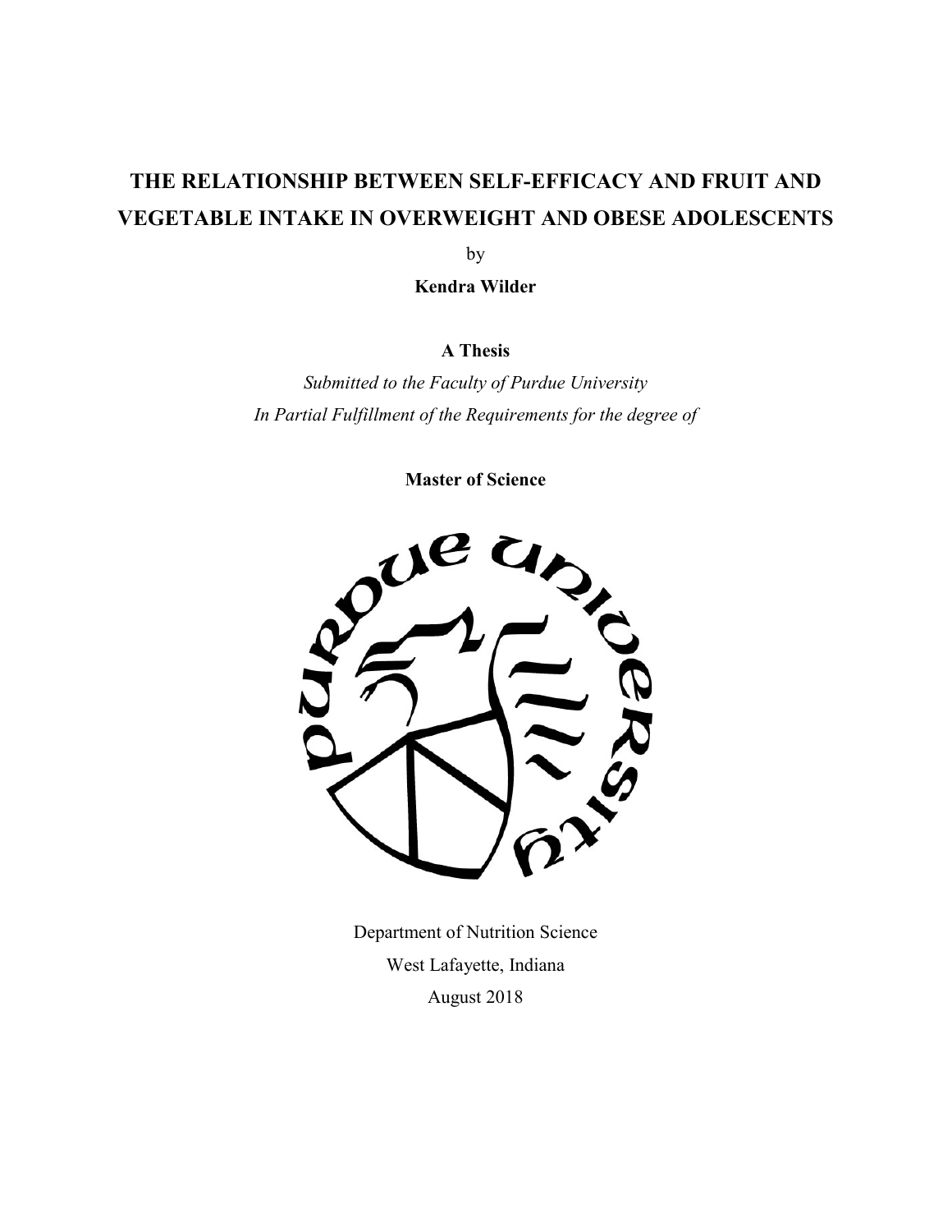# THE RELATIONSHIP BETWEEN SELF-EFFICACY AND FRUIT AND VEGETABLE INTAKE IN OVERWEIGHT AND OBESE ADOLESCENTS

by

**Kendra Wilder**

**A Thesis**

*Submitted to the Faculty of Purdue University*
*In Partial Fulfillment of the Requirements for the degree of*

**Master of Science**

Department of Nutrition Science
West Lafayette, Indiana
August 2018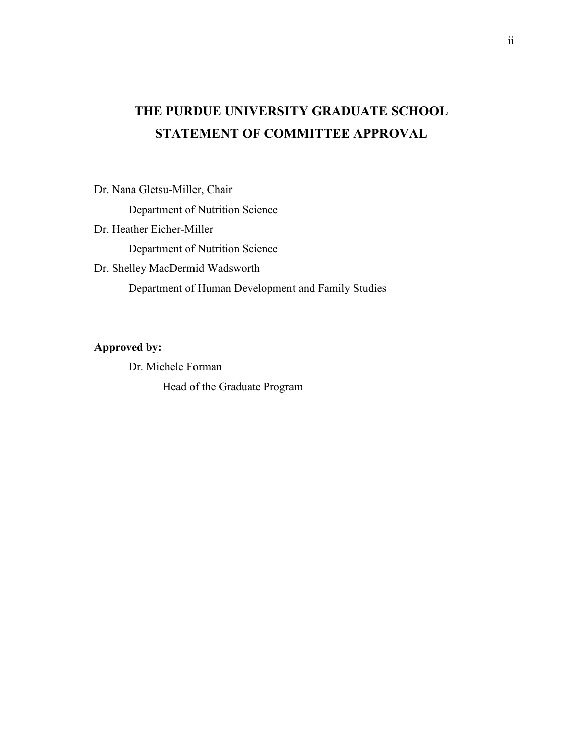# THE PURDUE UNIVERSITY GRADUATE SCHOOL
# STATEMENT OF COMMITTEE APPROVAL

Dr. Nana Gletsu-Miller, Chair

Department of Nutrition Science

Dr. Heather Eicher-Miller

Department of Nutrition Science

Dr. Shelley MacDermid Wadsworth

Department of Human Development and Family Studies

**Approved by:**

Dr. Michele Forman

Head of the Graduate Program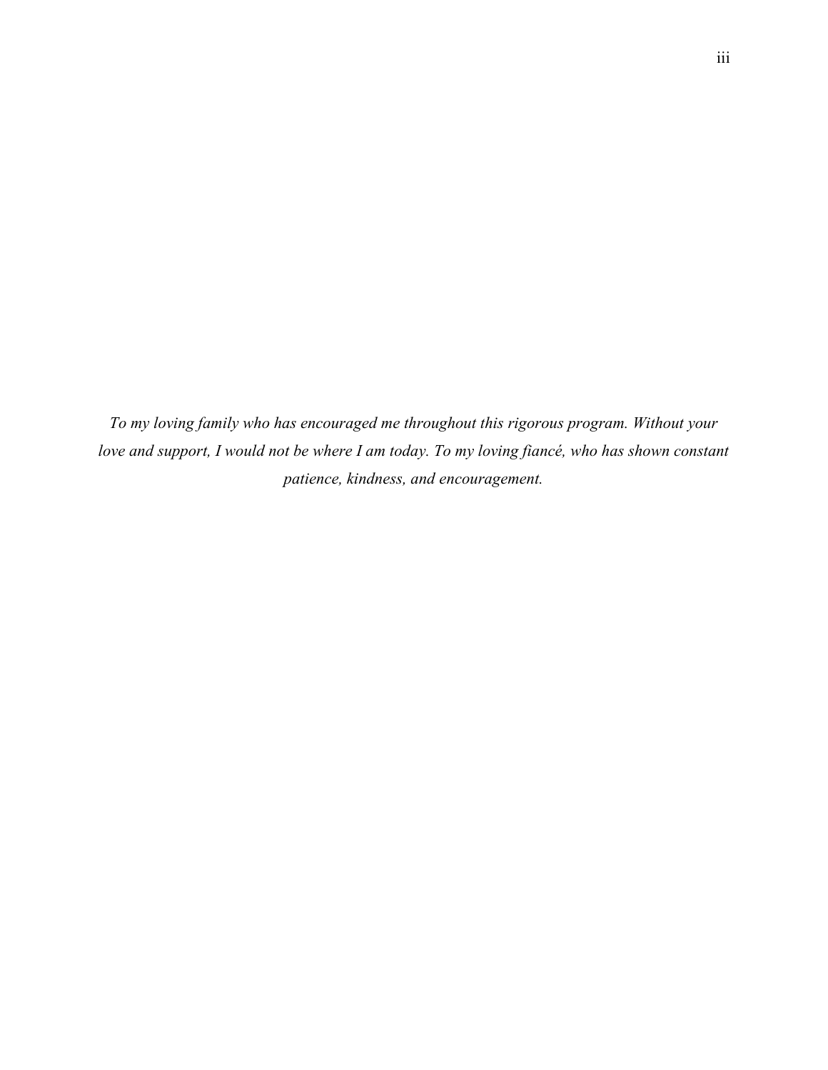*To my loving family who has encouraged me throughout this rigorous program. Without your love and support, I would not be where I am today. To my loving fiancé, who has shown constant patience, kindness, and encouragement.*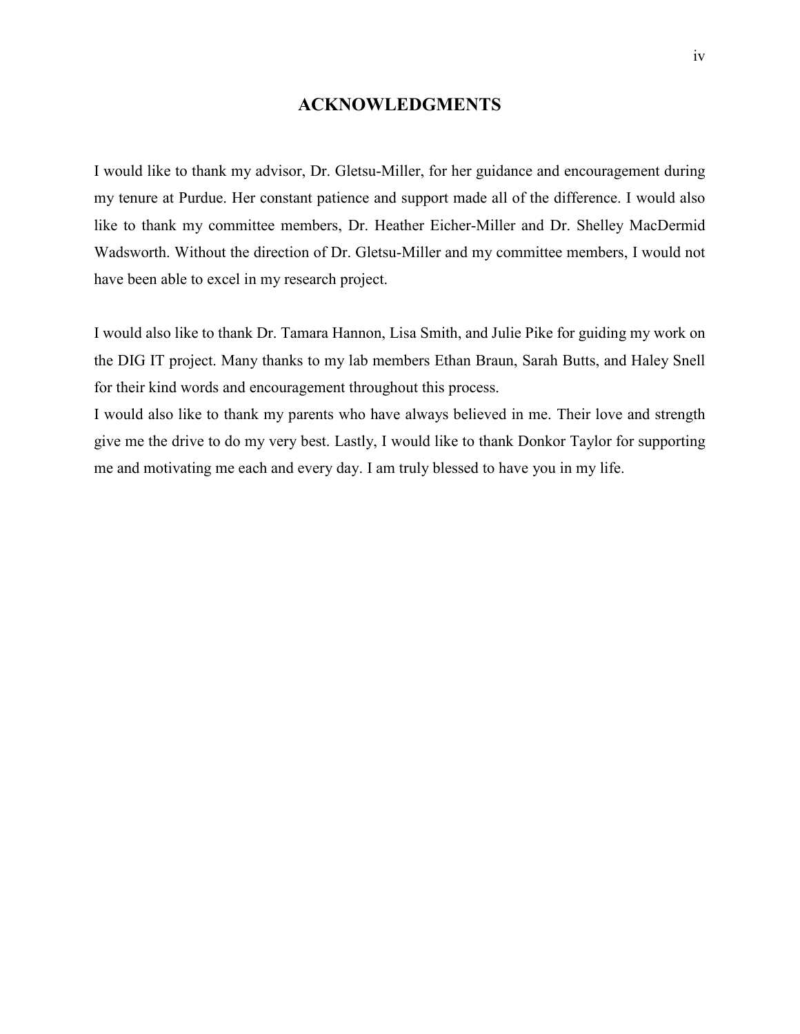# ACKNOWLEDGMENTS

I would like to thank my advisor, Dr. Gletsu-Miller, for her guidance and encouragement during my tenure at Purdue. Her constant patience and support made all of the difference. I would also like to thank my committee members, Dr. Heather Eicher-Miller and Dr. Shelley MacDermid Wadsworth. Without the direction of Dr. Gletsu-Miller and my committee members, I would not have been able to excel in my research project.

I would also like to thank Dr. Tamara Hannon, Lisa Smith, and Julie Pike for guiding my work on the DIG IT project. Many thanks to my lab members Ethan Braun, Sarah Butts, and Haley Snell for their kind words and encouragement throughout this process.

I would also like to thank my parents who have always believed in me. Their love and strength give me the drive to do my very best. Lastly, I would like to thank Donkor Taylor for supporting me and motivating me each and every day. I am truly blessed to have you in my life.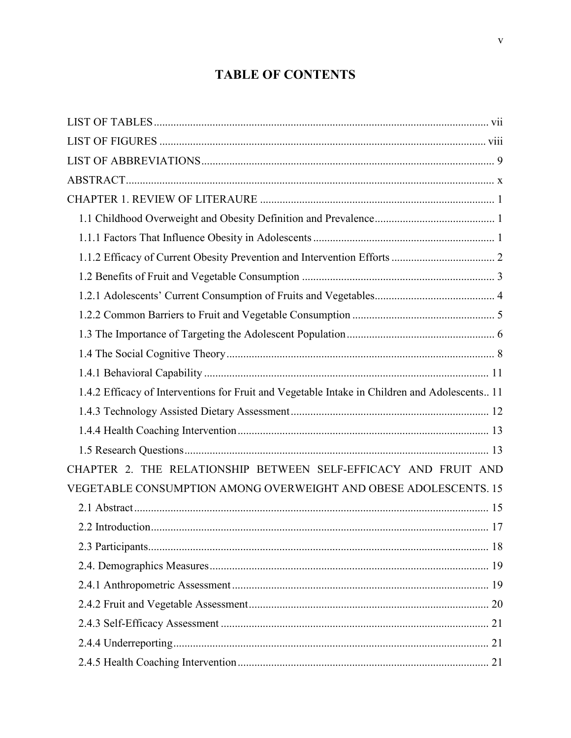# TABLE OF CONTENTS

LIST OF TABLES ........................................................................................................................ vii

LIST OF FIGURES ..................................................................................................................... viii

LIST OF ABBREVIATIONS......................................................................................................... 9

ABSTRACT.................................................................................................................................... x

CHAPTER 1. REVIEW OF LITERAURE .................................................................................... 1

1.1 Childhood Overweight and Obesity Definition and Prevalence........................................... 1

1.1.1 Factors That Influence Obesity in Adolescents ................................................................. 1

1.1.2 Efficacy of Current Obesity Prevention and Intervention Efforts ..................................... 2

1.2 Benefits of Fruit and Vegetable Consumption ..................................................................... 3

1.2.1 Adolescents' Current Consumption of Fruits and Vegetables........................................... 4

1.2.2 Common Barriers to Fruit and Vegetable Consumption ................................................... 5

1.3 The Importance of Targeting the Adolescent Population..................................................... 6

1.4 The Social Cognitive Theory ................................................................................................ 8

1.4.1 Behavioral Capability ...................................................................................................... 11

1.4.2 Efficacy of Interventions for Fruit and Vegetable Intake in Children and Adolescents.. 11

1.4.3 Technology Assisted Dietary Assessment....................................................................... 12

1.4.4 Health Coaching Intervention.......................................................................................... 13

1.5 Research Questions............................................................................................................. 13

CHAPTER 2. THE RELATIONSHIP BETWEEN SELF-EFFICACY AND FRUIT AND VEGETABLE CONSUMPTION AMONG OVERWEIGHT AND OBESE ADOLESCENTS. 15

2.1 Abstract............................................................................................................................... 15

2.2 Introduction......................................................................................................................... 17

2.3 Participants.......................................................................................................................... 18

2.4. Demographics Measures.................................................................................................... 19

2.4.1 Anthropometric Assessment............................................................................................ 19

2.4.2 Fruit and Vegetable Assessment...................................................................................... 20

2.4.3 Self-Efficacy Assessment ................................................................................................ 21

2.4.4 Underreporting................................................................................................................. 21

2.4.5 Health Coaching Intervention.......................................................................................... 21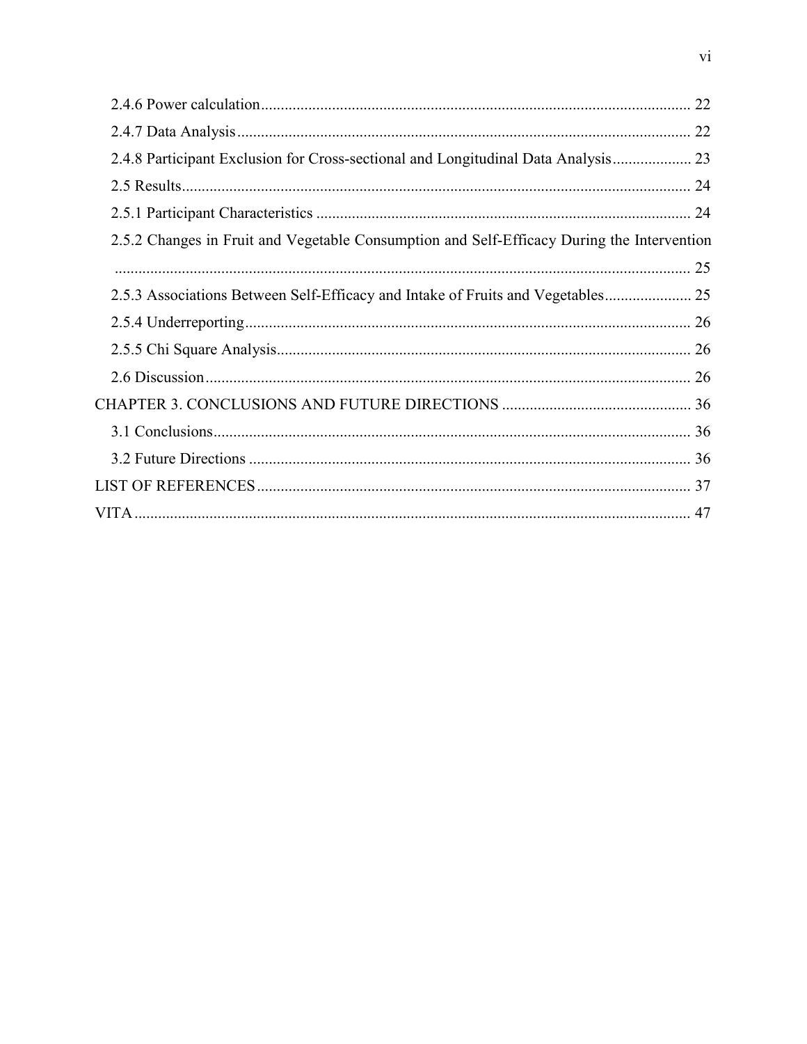2.4.6 Power calculation ........................................................................................................... 22

2.4.7 Data Analysis ................................................................................................................. 22

2.4.8 Participant Exclusion for Cross-sectional and Longitudinal Data Analysis .................... 23

2.5 Results ............................................................................................................................... 24

2.5.1 Participant Characteristics .............................................................................................. 24

2.5.2 Changes in Fruit and Vegetable Consumption and Self-Efficacy During the Intervention ................................................................................................................................. 25

2.5.3 Associations Between Self-Efficacy and Intake of Fruits and Vegetables ...................... 25

2.5.4 Underreporting ................................................................................................................ 26

2.5.5 Chi Square Analysis ........................................................................................................ 26

2.6 Discussion .......................................................................................................................... 26

CHAPTER 3. CONCLUSIONS AND FUTURE DIRECTIONS ................................................ 36

3.1 Conclusions ........................................................................................................................ 36

3.2 Future Directions ............................................................................................................... 36

LIST OF REFERENCES ............................................................................................................. 37

VITA ............................................................................................................................................ 47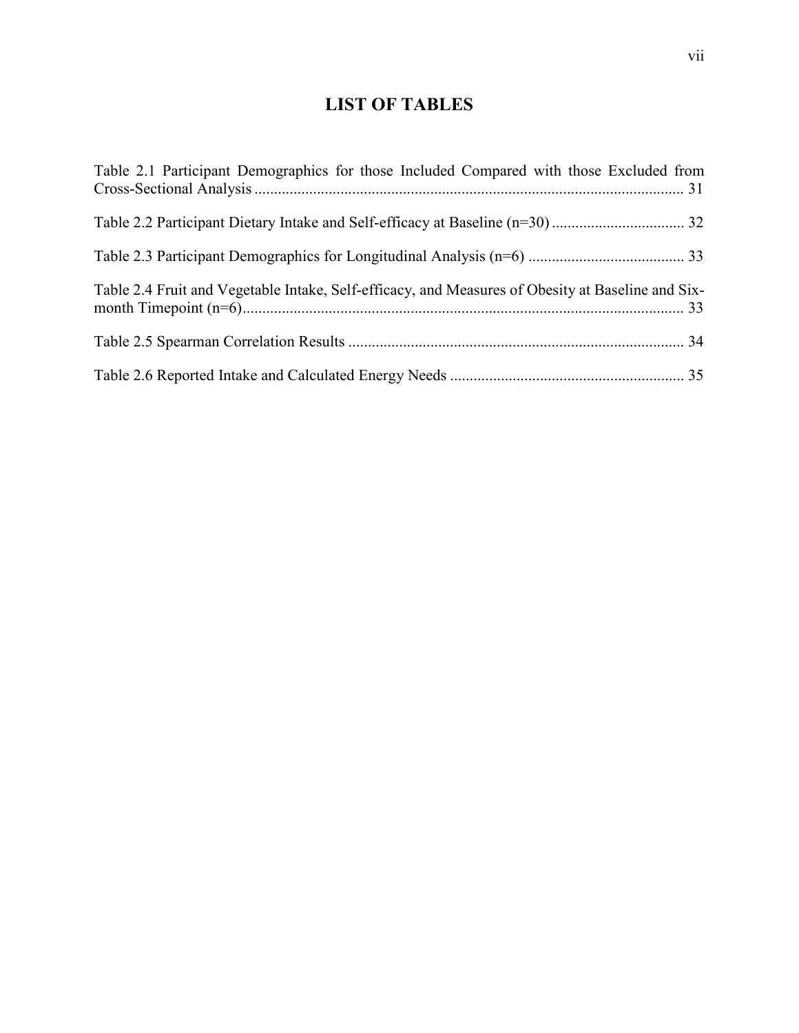# LIST OF TABLES

Table 2.1 Participant Demographics for those Included Compared with those Excluded from Cross-Sectional Analysis ........................................................................................................... 31

Table 2.2 Participant Dietary Intake and Self-efficacy at Baseline (n=30) ................................. 32

Table 2.3 Participant Demographics for Longitudinal Analysis (n=6) ....................................... 33

Table 2.4 Fruit and Vegetable Intake, Self-efficacy, and Measures of Obesity at Baseline and Six-month Timepoint (n=6)............................................................................................................... 33

Table 2.5 Spearman Correlation Results ..................................................................................... 34

Table 2.6 Reported Intake and Calculated Energy Needs ........................................................... 35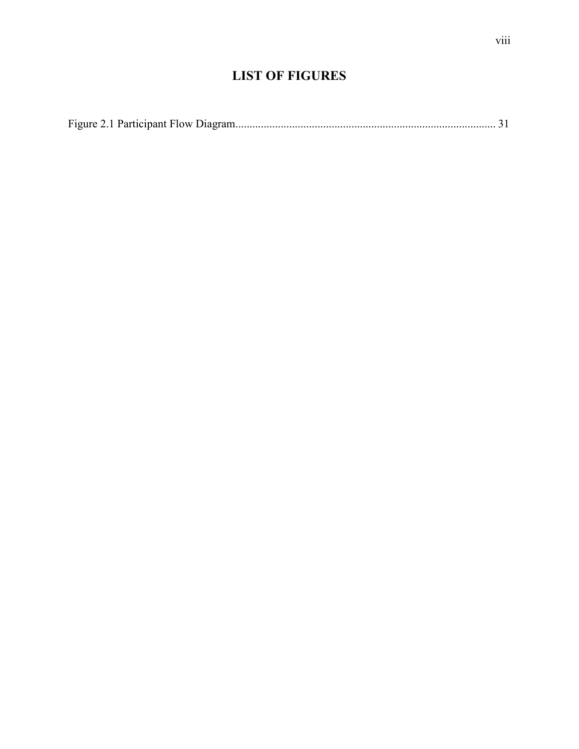# LIST OF FIGURES

Figure 2.1 Participant Flow Diagram........................................................................................... 31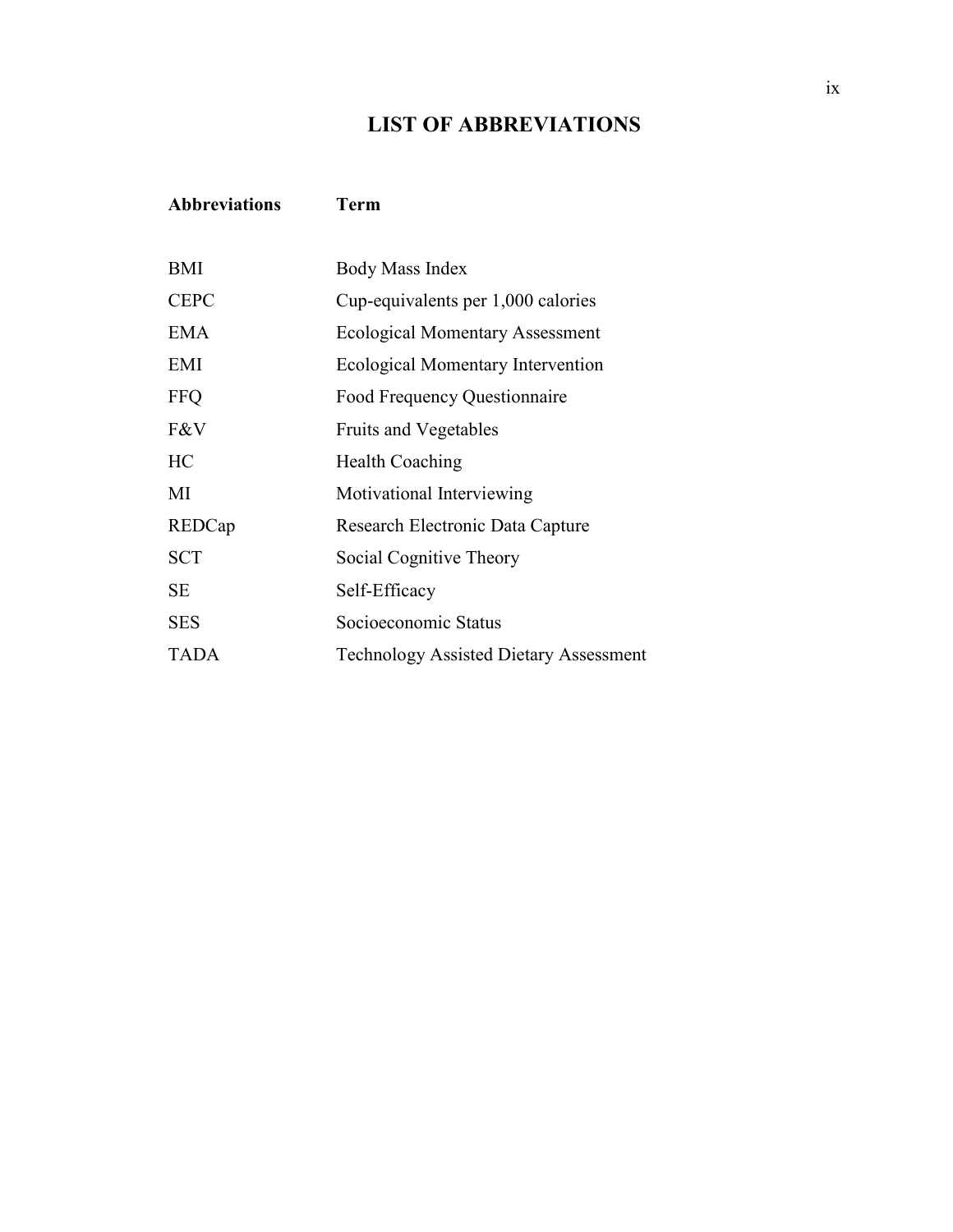# LIST OF ABBREVIATIONS

| Abbreviations | Term |
|---|---|
| BMI | Body Mass Index |
| CEPC | Cup-equivalents per 1,000 calories |
| EMA | Ecological Momentary Assessment |
| EMI | Ecological Momentary Intervention |
| FFQ | Food Frequency Questionnaire |
| F&V | Fruits and Vegetables |
| HC | Health Coaching |
| MI | Motivational Interviewing |
| REDCap | Research Electronic Data Capture |
| SCT | Social Cognitive Theory |
| SE | Self-Efficacy |
| SES | Socioeconomic Status |
| TADA | Technology Assisted Dietary Assessment |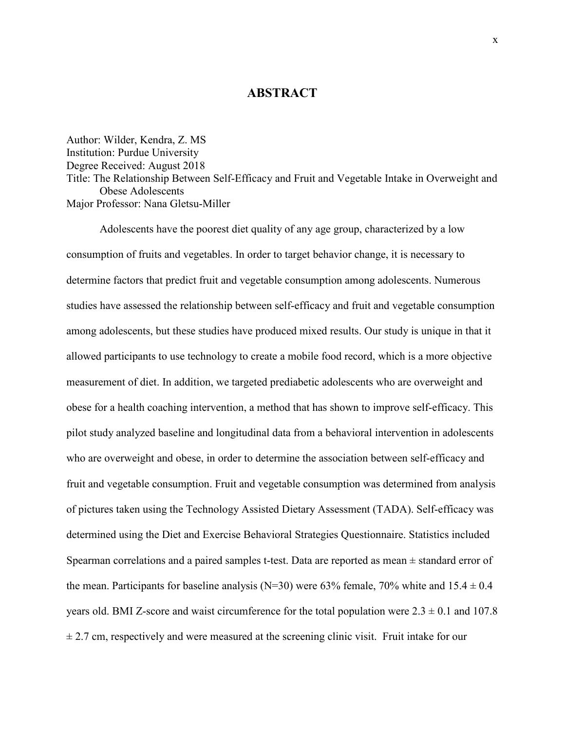## ABSTRACT

Author: Wilder, Kendra, Z. MS
Institution: Purdue University
Degree Received: August 2018
Title: The Relationship Between Self-Efficacy and Fruit and Vegetable Intake in Overweight and Obese Adolescents
Major Professor: Nana Gletsu-Miller

Adolescents have the poorest diet quality of any age group, characterized by a low consumption of fruits and vegetables. In order to target behavior change, it is necessary to determine factors that predict fruit and vegetable consumption among adolescents. Numerous studies have assessed the relationship between self-efficacy and fruit and vegetable consumption among adolescents, but these studies have produced mixed results. Our study is unique in that it allowed participants to use technology to create a mobile food record, which is a more objective measurement of diet. In addition, we targeted prediabetic adolescents who are overweight and obese for a health coaching intervention, a method that has shown to improve self-efficacy. This pilot study analyzed baseline and longitudinal data from a behavioral intervention in adolescents who are overweight and obese, in order to determine the association between self-efficacy and fruit and vegetable consumption. Fruit and vegetable consumption was determined from analysis of pictures taken using the Technology Assisted Dietary Assessment (TADA). Self-efficacy was determined using the Diet and Exercise Behavioral Strategies Questionnaire. Statistics included Spearman correlations and a paired samples t-test. Data are reported as mean ± standard error of the mean. Participants for baseline analysis (N=30) were 63% female, 70% white and 15.4 ± 0.4 years old. BMI Z-score and waist circumference for the total population were 2.3 ± 0.1 and 107.8 ± 2.7 cm, respectively and were measured at the screening clinic visit. Fruit intake for our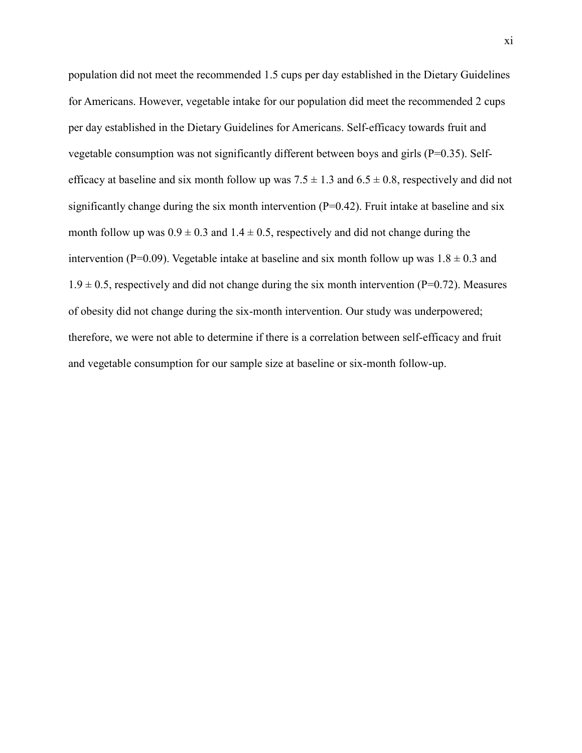population did not meet the recommended 1.5 cups per day established in the Dietary Guidelines for Americans. However, vegetable intake for our population did meet the recommended 2 cups per day established in the Dietary Guidelines for Americans. Self-efficacy towards fruit and vegetable consumption was not significantly different between boys and girls (P=0.35). Self-efficacy at baseline and six month follow up was $7.5 \pm 1.3$ and $6.5 \pm 0.8$, respectively and did not significantly change during the six month intervention (P=0.42). Fruit intake at baseline and six month follow up was $0.9 \pm 0.3$ and $1.4 \pm 0.5$, respectively and did not change during the intervention (P=0.09). Vegetable intake at baseline and six month follow up was $1.8 \pm 0.3$ and $1.9 \pm 0.5$, respectively and did not change during the six month intervention (P=0.72). Measures of obesity did not change during the six-month intervention. Our study was underpowered; therefore, we were not able to determine if there is a correlation between self-efficacy and fruit and vegetable consumption for our sample size at baseline or six-month follow-up.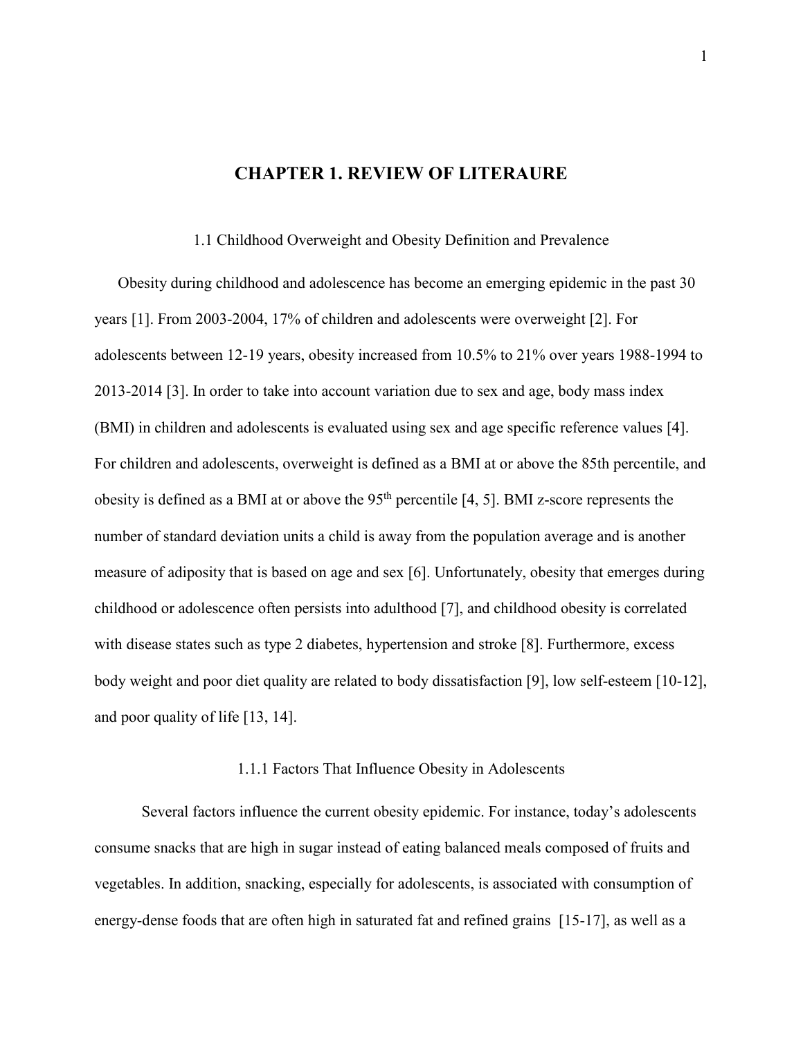# CHAPTER 1. REVIEW OF LITERAURE

## 1.1 Childhood Overweight and Obesity Definition and Prevalence

Obesity during childhood and adolescence has become an emerging epidemic in the past 30 years [1]. From 2003-2004, 17% of children and adolescents were overweight [2]. For adolescents between 12-19 years, obesity increased from 10.5% to 21% over years 1988-1994 to 2013-2014 [3]. In order to take into account variation due to sex and age, body mass index (BMI) in children and adolescents is evaluated using sex and age specific reference values [4]. For children and adolescents, overweight is defined as a BMI at or above the 85th percentile, and obesity is defined as a BMI at or above the 95$^{th}$ percentile [4, 5]. BMI z-score represents the number of standard deviation units a child is away from the population average and is another measure of adiposity that is based on age and sex [6]. Unfortunately, obesity that emerges during childhood or adolescence often persists into adulthood [7], and childhood obesity is correlated with disease states such as type 2 diabetes, hypertension and stroke [8]. Furthermore, excess body weight and poor diet quality are related to body dissatisfaction [9], low self-esteem [10-12], and poor quality of life [13, 14].

### 1.1.1 Factors That Influence Obesity in Adolescents

Several factors influence the current obesity epidemic. For instance, today's adolescents consume snacks that are high in sugar instead of eating balanced meals composed of fruits and vegetables. In addition, snacking, especially for adolescents, is associated with consumption of energy-dense foods that are often high in saturated fat and refined grains [15-17], as well as a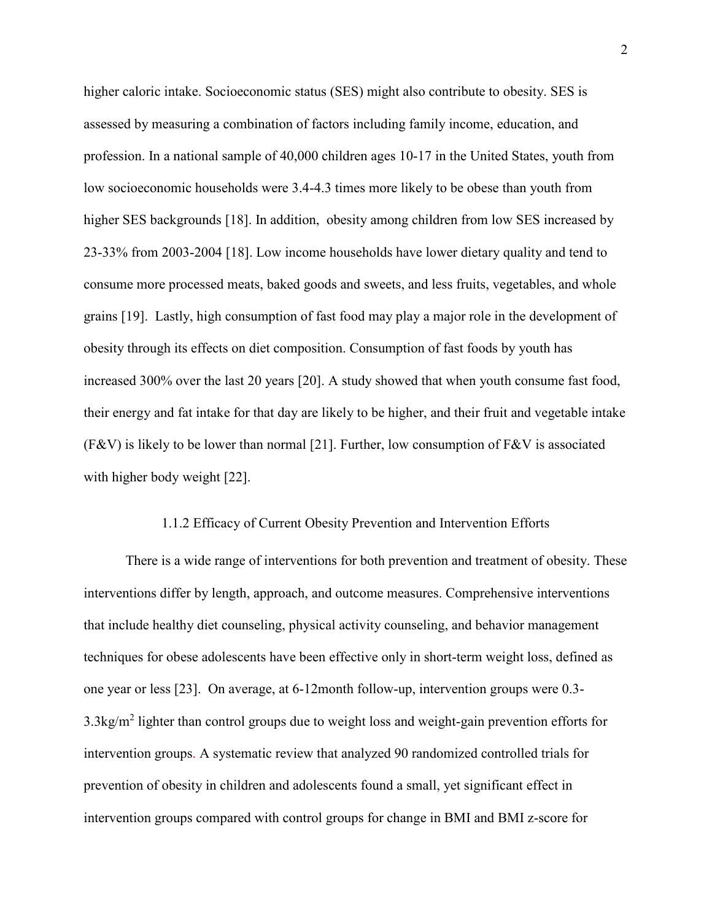higher caloric intake. Socioeconomic status (SES) might also contribute to obesity. SES is assessed by measuring a combination of factors including family income, education, and profession. In a national sample of 40,000 children ages 10-17 in the United States, youth from low socioeconomic households were 3.4-4.3 times more likely to be obese than youth from higher SES backgrounds [18]. In addition, obesity among children from low SES increased by 23-33% from 2003-2004 [18]. Low income households have lower dietary quality and tend to consume more processed meats, baked goods and sweets, and less fruits, vegetables, and whole grains [19]. Lastly, high consumption of fast food may play a major role in the development of obesity through its effects on diet composition. Consumption of fast foods by youth has increased 300% over the last 20 years [20]. A study showed that when youth consume fast food, their energy and fat intake for that day are likely to be higher, and their fruit and vegetable intake (F&V) is likely to be lower than normal [21]. Further, low consumption of F&V is associated with higher body weight [22].

### 1.1.2 Efficacy of Current Obesity Prevention and Intervention Efforts

There is a wide range of interventions for both prevention and treatment of obesity. These interventions differ by length, approach, and outcome measures. Comprehensive interventions that include healthy diet counseling, physical activity counseling, and behavior management techniques for obese adolescents have been effective only in short-term weight loss, defined as one year or less [23]. On average, at 6-12month follow-up, intervention groups were 0.3-3.3kg/m$^2$ lighter than control groups due to weight loss and weight-gain prevention efforts for intervention groups. A systematic review that analyzed 90 randomized controlled trials for prevention of obesity in children and adolescents found a small, yet significant effect in intervention groups compared with control groups for change in BMI and BMI z-score for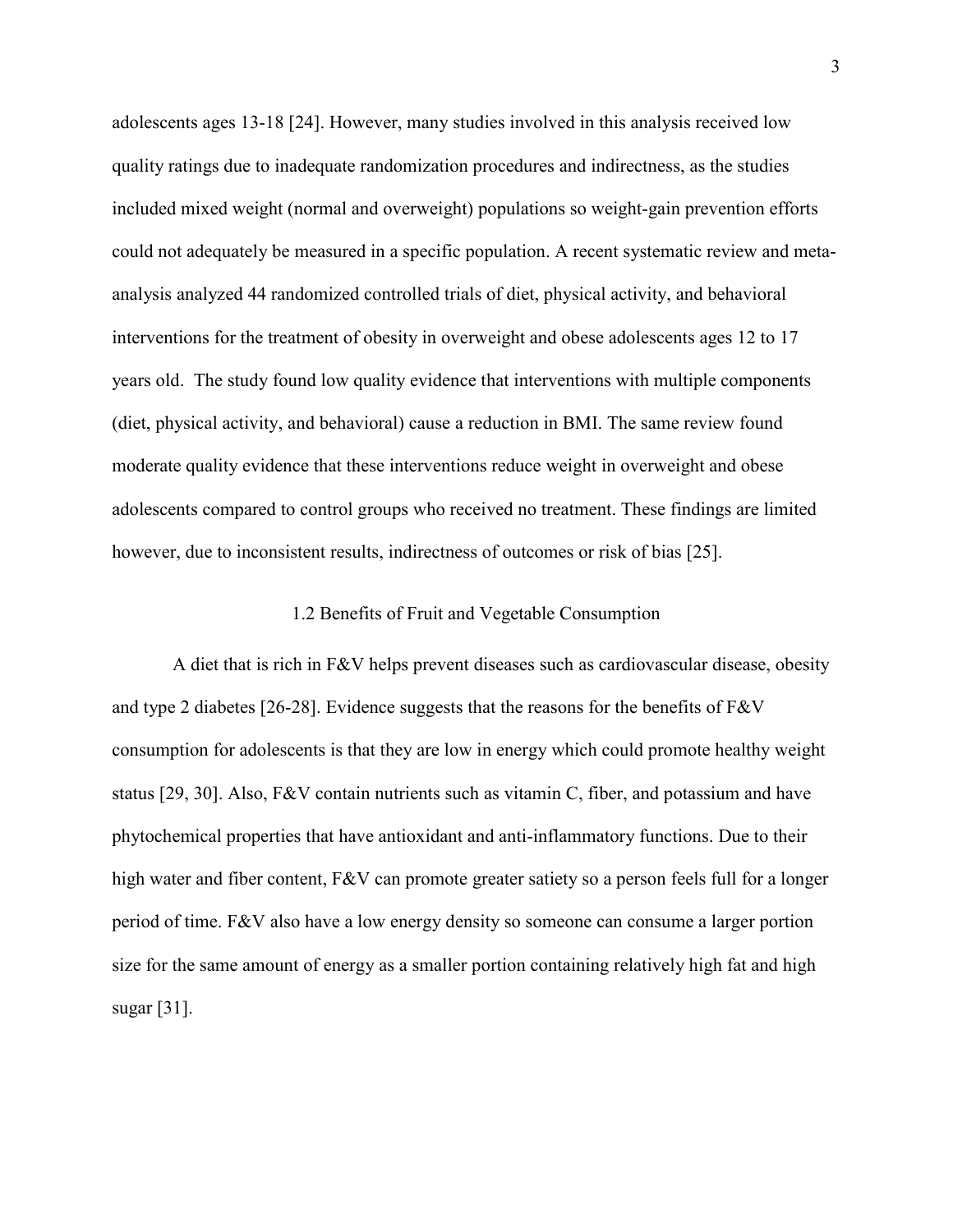adolescents ages 13-18 [24]. However, many studies involved in this analysis received low quality ratings due to inadequate randomization procedures and indirectness, as the studies included mixed weight (normal and overweight) populations so weight-gain prevention efforts could not adequately be measured in a specific population. A recent systematic review and meta-analysis analyzed 44 randomized controlled trials of diet, physical activity, and behavioral interventions for the treatment of obesity in overweight and obese adolescents ages 12 to 17 years old. The study found low quality evidence that interventions with multiple components (diet, physical activity, and behavioral) cause a reduction in BMI. The same review found moderate quality evidence that these interventions reduce weight in overweight and obese adolescents compared to control groups who received no treatment. These findings are limited however, due to inconsistent results, indirectness of outcomes or risk of bias [25].

### 1.2 Benefits of Fruit and Vegetable Consumption

A diet that is rich in F&V helps prevent diseases such as cardiovascular disease, obesity and type 2 diabetes [26-28]. Evidence suggests that the reasons for the benefits of F&V consumption for adolescents is that they are low in energy which could promote healthy weight status [29, 30]. Also, F&V contain nutrients such as vitamin C, fiber, and potassium and have phytochemical properties that have antioxidant and anti-inflammatory functions. Due to their high water and fiber content, F&V can promote greater satiety so a person feels full for a longer period of time. F&V also have a low energy density so someone can consume a larger portion size for the same amount of energy as a smaller portion containing relatively high fat and high sugar [31].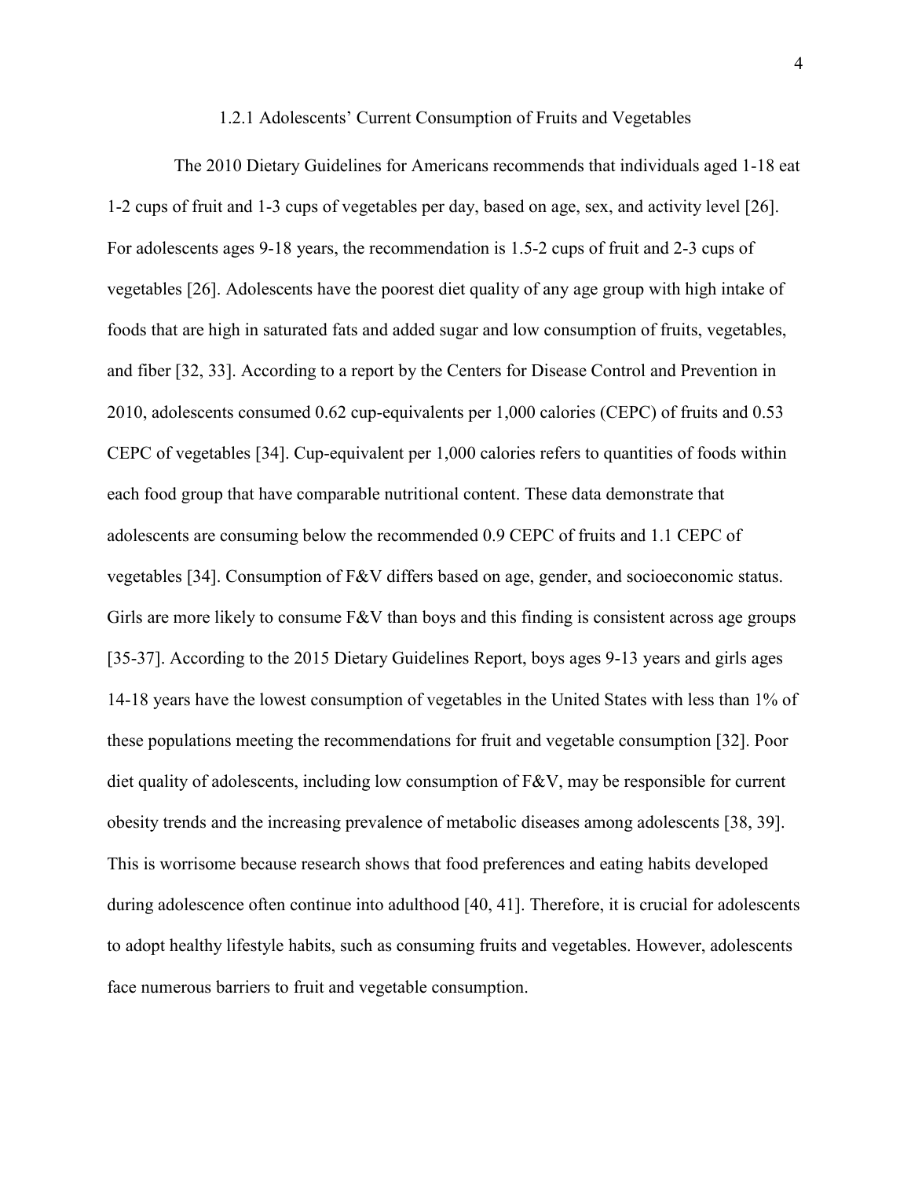### 1.2.1 Adolescents' Current Consumption of Fruits and Vegetables

The 2010 Dietary Guidelines for Americans recommends that individuals aged 1-18 eat 1-2 cups of fruit and 1-3 cups of vegetables per day, based on age, sex, and activity level [26]. For adolescents ages 9-18 years, the recommendation is 1.5-2 cups of fruit and 2-3 cups of vegetables [26]. Adolescents have the poorest diet quality of any age group with high intake of foods that are high in saturated fats and added sugar and low consumption of fruits, vegetables, and fiber [32, 33]. According to a report by the Centers for Disease Control and Prevention in 2010, adolescents consumed 0.62 cup-equivalents per 1,000 calories (CEPC) of fruits and 0.53 CEPC of vegetables [34]. Cup-equivalent per 1,000 calories refers to quantities of foods within each food group that have comparable nutritional content. These data demonstrate that adolescents are consuming below the recommended 0.9 CEPC of fruits and 1.1 CEPC of vegetables [34]. Consumption of F&V differs based on age, gender, and socioeconomic status. Girls are more likely to consume F&V than boys and this finding is consistent across age groups [35-37]. According to the 2015 Dietary Guidelines Report, boys ages 9-13 years and girls ages 14-18 years have the lowest consumption of vegetables in the United States with less than 1% of these populations meeting the recommendations for fruit and vegetable consumption [32]. Poor diet quality of adolescents, including low consumption of F&V, may be responsible for current obesity trends and the increasing prevalence of metabolic diseases among adolescents [38, 39]. This is worrisome because research shows that food preferences and eating habits developed during adolescence often continue into adulthood [40, 41]. Therefore, it is crucial for adolescents to adopt healthy lifestyle habits, such as consuming fruits and vegetables. However, adolescents face numerous barriers to fruit and vegetable consumption.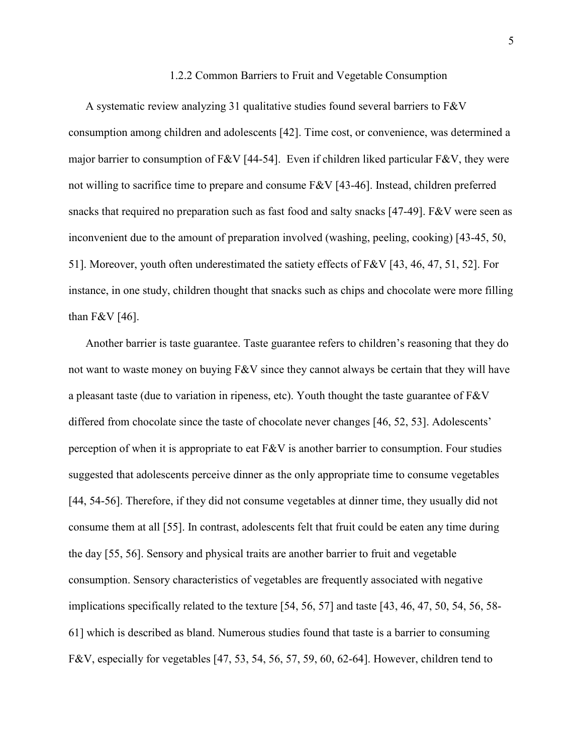### 1.2.2 Common Barriers to Fruit and Vegetable Consumption

A systematic review analyzing 31 qualitative studies found several barriers to F&V consumption among children and adolescents [42]. Time cost, or convenience, was determined a major barrier to consumption of F&V [44-54]. Even if children liked particular F&V, they were not willing to sacrifice time to prepare and consume F&V [43-46]. Instead, children preferred snacks that required no preparation such as fast food and salty snacks [47-49]. F&V were seen as inconvenient due to the amount of preparation involved (washing, peeling, cooking) [43-45, 50, 51]. Moreover, youth often underestimated the satiety effects of F&V [43, 46, 47, 51, 52]. For instance, in one study, children thought that snacks such as chips and chocolate were more filling than F&V [46].

Another barrier is taste guarantee. Taste guarantee refers to children's reasoning that they do not want to waste money on buying F&V since they cannot always be certain that they will have a pleasant taste (due to variation in ripeness, etc). Youth thought the taste guarantee of F&V differed from chocolate since the taste of chocolate never changes [46, 52, 53]. Adolescents' perception of when it is appropriate to eat F&V is another barrier to consumption. Four studies suggested that adolescents perceive dinner as the only appropriate time to consume vegetables [44, 54-56]. Therefore, if they did not consume vegetables at dinner time, they usually did not consume them at all [55]. In contrast, adolescents felt that fruit could be eaten any time during the day [55, 56]. Sensory and physical traits are another barrier to fruit and vegetable consumption. Sensory characteristics of vegetables are frequently associated with negative implications specifically related to the texture [54, 56, 57] and taste [43, 46, 47, 50, 54, 56, 58-61] which is described as bland. Numerous studies found that taste is a barrier to consuming F&V, especially for vegetables [47, 53, 54, 56, 57, 59, 60, 62-64]. However, children tend to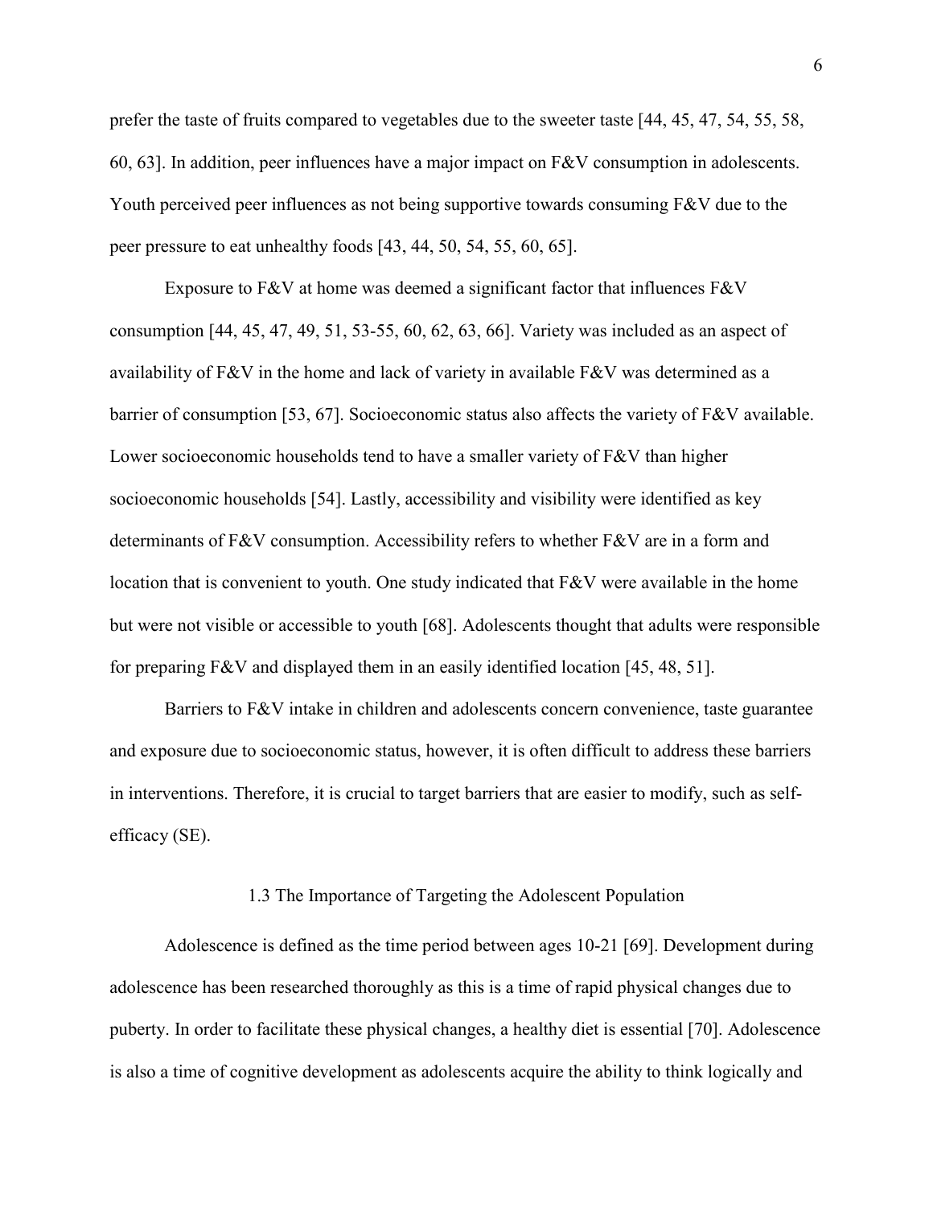prefer the taste of fruits compared to vegetables due to the sweeter taste [44, 45, 47, 54, 55, 58, 60, 63]. In addition, peer influences have a major impact on F&V consumption in adolescents. Youth perceived peer influences as not being supportive towards consuming F&V due to the peer pressure to eat unhealthy foods [43, 44, 50, 54, 55, 60, 65].

Exposure to F&V at home was deemed a significant factor that influences F&V consumption [44, 45, 47, 49, 51, 53-55, 60, 62, 63, 66]. Variety was included as an aspect of availability of F&V in the home and lack of variety in available F&V was determined as a barrier of consumption [53, 67]. Socioeconomic status also affects the variety of F&V available. Lower socioeconomic households tend to have a smaller variety of F&V than higher socioeconomic households [54]. Lastly, accessibility and visibility were identified as key determinants of F&V consumption. Accessibility refers to whether F&V are in a form and location that is convenient to youth. One study indicated that F&V were available in the home but were not visible or accessible to youth [68]. Adolescents thought that adults were responsible for preparing F&V and displayed them in an easily identified location [45, 48, 51].

Barriers to F&V intake in children and adolescents concern convenience, taste guarantee and exposure due to socioeconomic status, however, it is often difficult to address these barriers in interventions. Therefore, it is crucial to target barriers that are easier to modify, such as self-efficacy (SE).

### 1.3 The Importance of Targeting the Adolescent Population

Adolescence is defined as the time period between ages 10-21 [69]. Development during adolescence has been researched thoroughly as this is a time of rapid physical changes due to puberty. In order to facilitate these physical changes, a healthy diet is essential [70]. Adolescence is also a time of cognitive development as adolescents acquire the ability to think logically and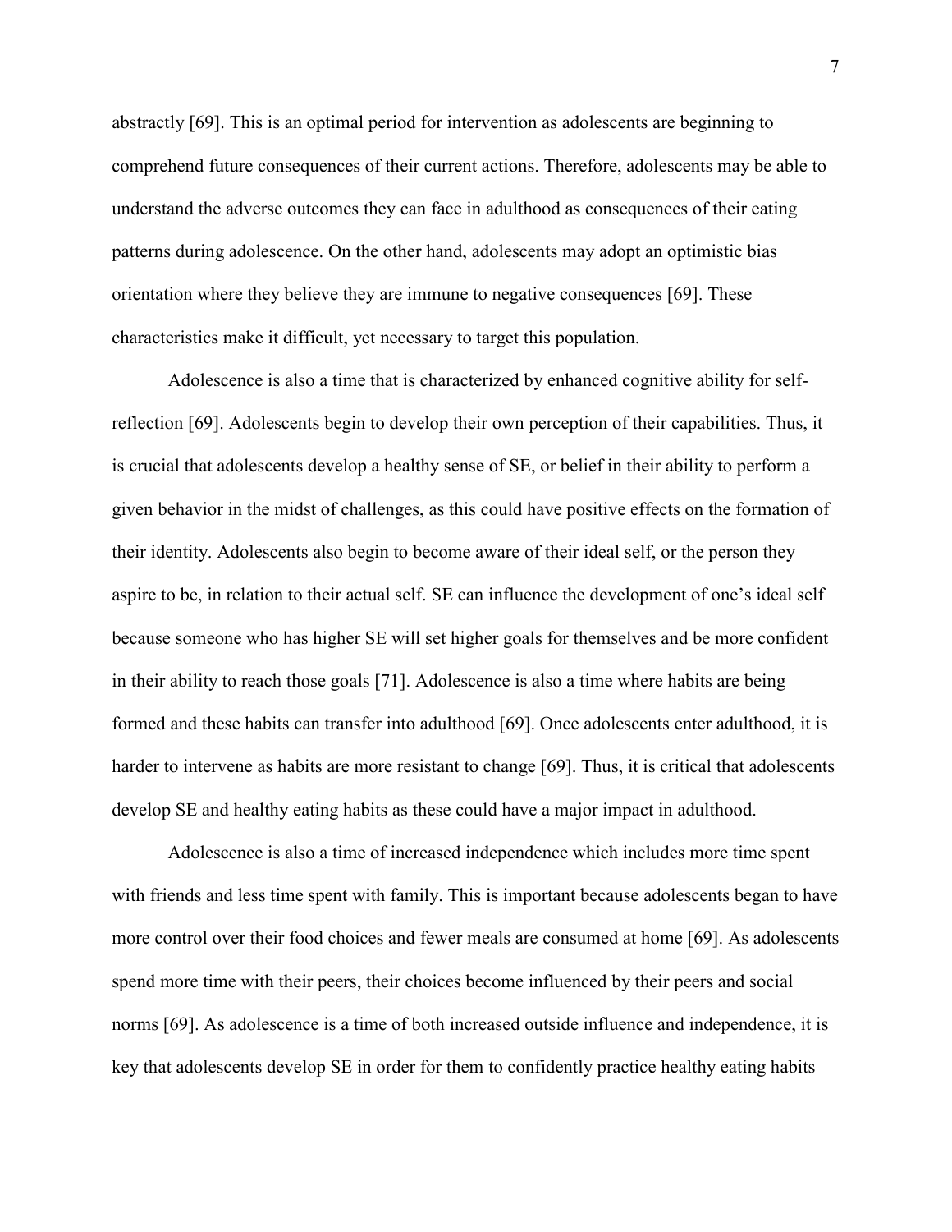abstractly [69]. This is an optimal period for intervention as adolescents are beginning to comprehend future consequences of their current actions. Therefore, adolescents may be able to understand the adverse outcomes they can face in adulthood as consequences of their eating patterns during adolescence. On the other hand, adolescents may adopt an optimistic bias orientation where they believe they are immune to negative consequences [69]. These characteristics make it difficult, yet necessary to target this population.

Adolescence is also a time that is characterized by enhanced cognitive ability for self-reflection [69]. Adolescents begin to develop their own perception of their capabilities. Thus, it is crucial that adolescents develop a healthy sense of SE, or belief in their ability to perform a given behavior in the midst of challenges, as this could have positive effects on the formation of their identity. Adolescents also begin to become aware of their ideal self, or the person they aspire to be, in relation to their actual self. SE can influence the development of one's ideal self because someone who has higher SE will set higher goals for themselves and be more confident in their ability to reach those goals [71]. Adolescence is also a time where habits are being formed and these habits can transfer into adulthood [69]. Once adolescents enter adulthood, it is harder to intervene as habits are more resistant to change [69]. Thus, it is critical that adolescents develop SE and healthy eating habits as these could have a major impact in adulthood.

Adolescence is also a time of increased independence which includes more time spent with friends and less time spent with family. This is important because adolescents began to have more control over their food choices and fewer meals are consumed at home [69]. As adolescents spend more time with their peers, their choices become influenced by their peers and social norms [69]. As adolescence is a time of both increased outside influence and independence, it is key that adolescents develop SE in order for them to confidently practice healthy eating habits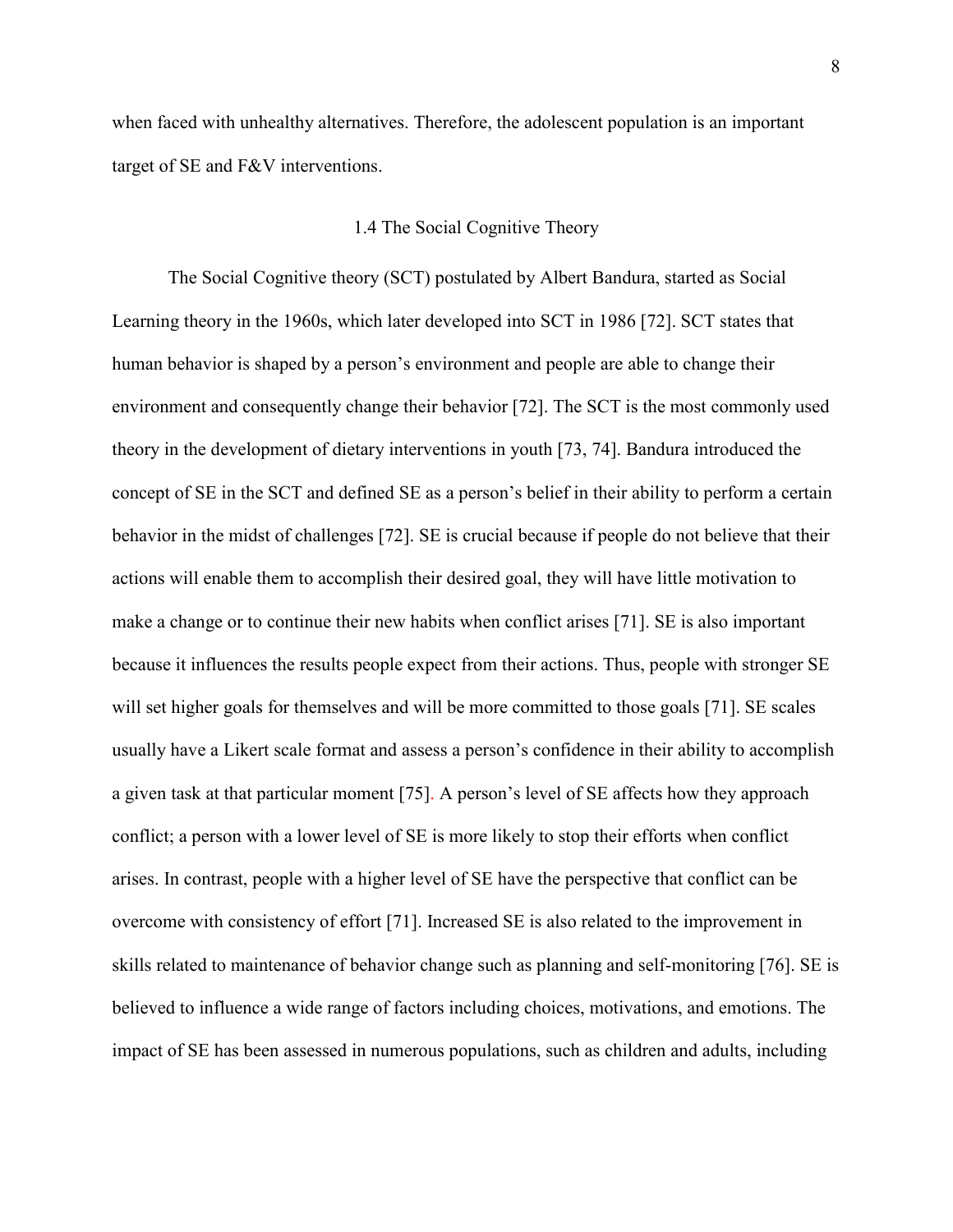when faced with unhealthy alternatives. Therefore, the adolescent population is an important target of SE and F&V interventions.

## 1.4 The Social Cognitive Theory

The Social Cognitive theory (SCT) postulated by Albert Bandura, started as Social Learning theory in the 1960s, which later developed into SCT in 1986 [72]. SCT states that human behavior is shaped by a person's environment and people are able to change their environment and consequently change their behavior [72]. The SCT is the most commonly used theory in the development of dietary interventions in youth [73, 74]. Bandura introduced the concept of SE in the SCT and defined SE as a person's belief in their ability to perform a certain behavior in the midst of challenges [72]. SE is crucial because if people do not believe that their actions will enable them to accomplish their desired goal, they will have little motivation to make a change or to continue their new habits when conflict arises [71]. SE is also important because it influences the results people expect from their actions. Thus, people with stronger SE will set higher goals for themselves and will be more committed to those goals [71]. SE scales usually have a Likert scale format and assess a person's confidence in their ability to accomplish a given task at that particular moment [75]. A person's level of SE affects how they approach conflict; a person with a lower level of SE is more likely to stop their efforts when conflict arises. In contrast, people with a higher level of SE have the perspective that conflict can be overcome with consistency of effort [71]. Increased SE is also related to the improvement in skills related to maintenance of behavior change such as planning and self-monitoring [76]. SE is believed to influence a wide range of factors including choices, motivations, and emotions. The impact of SE has been assessed in numerous populations, such as children and adults, including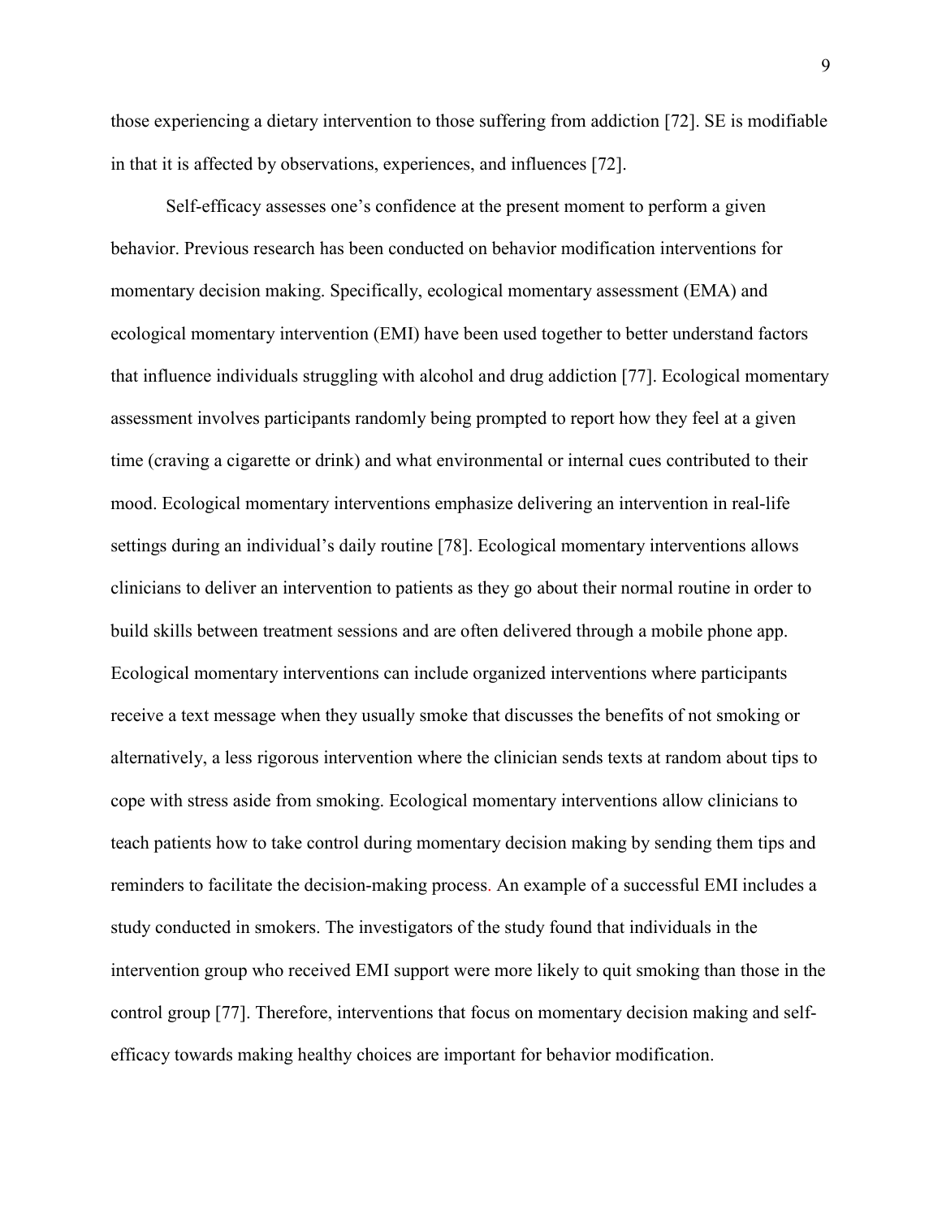those experiencing a dietary intervention to those suffering from addiction [72]. SE is modifiable in that it is affected by observations, experiences, and influences [72].

Self-efficacy assesses one's confidence at the present moment to perform a given behavior. Previous research has been conducted on behavior modification interventions for momentary decision making. Specifically, ecological momentary assessment (EMA) and ecological momentary intervention (EMI) have been used together to better understand factors that influence individuals struggling with alcohol and drug addiction [77]. Ecological momentary assessment involves participants randomly being prompted to report how they feel at a given time (craving a cigarette or drink) and what environmental or internal cues contributed to their mood. Ecological momentary interventions emphasize delivering an intervention in real-life settings during an individual's daily routine [78]. Ecological momentary interventions allows clinicians to deliver an intervention to patients as they go about their normal routine in order to build skills between treatment sessions and are often delivered through a mobile phone app. Ecological momentary interventions can include organized interventions where participants receive a text message when they usually smoke that discusses the benefits of not smoking or alternatively, a less rigorous intervention where the clinician sends texts at random about tips to cope with stress aside from smoking. Ecological momentary interventions allow clinicians to teach patients how to take control during momentary decision making by sending them tips and reminders to facilitate the decision-making process. An example of a successful EMI includes a study conducted in smokers. The investigators of the study found that individuals in the intervention group who received EMI support were more likely to quit smoking than those in the control group [77]. Therefore, interventions that focus on momentary decision making and self-efficacy towards making healthy choices are important for behavior modification.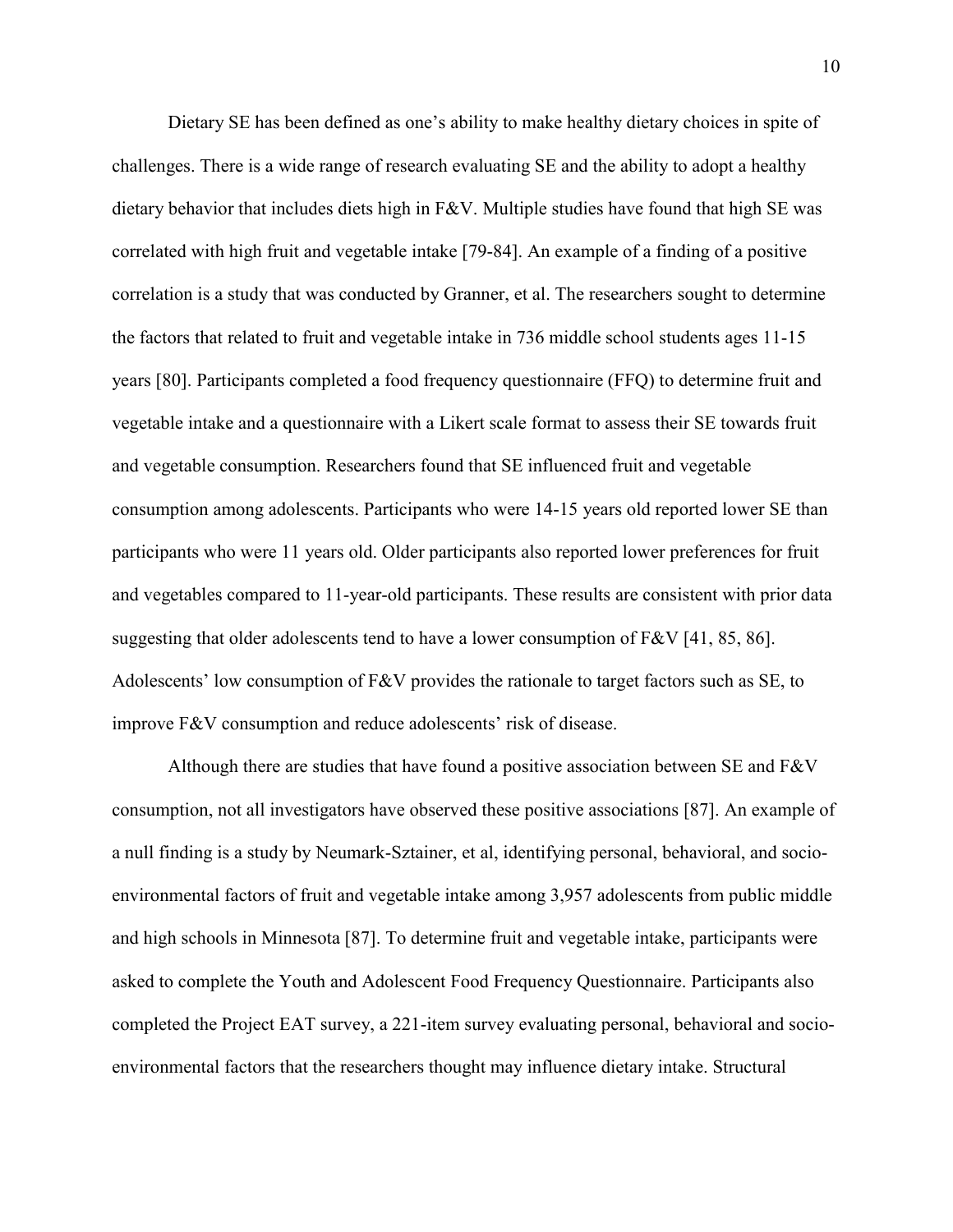Dietary SE has been defined as one's ability to make healthy dietary choices in spite of challenges. There is a wide range of research evaluating SE and the ability to adopt a healthy dietary behavior that includes diets high in F&V. Multiple studies have found that high SE was correlated with high fruit and vegetable intake [79-84]. An example of a finding of a positive correlation is a study that was conducted by Granner, et al. The researchers sought to determine the factors that related to fruit and vegetable intake in 736 middle school students ages 11-15 years [80]. Participants completed a food frequency questionnaire (FFQ) to determine fruit and vegetable intake and a questionnaire with a Likert scale format to assess their SE towards fruit and vegetable consumption. Researchers found that SE influenced fruit and vegetable consumption among adolescents. Participants who were 14-15 years old reported lower SE than participants who were 11 years old. Older participants also reported lower preferences for fruit and vegetables compared to 11-year-old participants. These results are consistent with prior data suggesting that older adolescents tend to have a lower consumption of F&V [41, 85, 86]. Adolescents' low consumption of F&V provides the rationale to target factors such as SE, to improve F&V consumption and reduce adolescents' risk of disease.

Although there are studies that have found a positive association between SE and F&V consumption, not all investigators have observed these positive associations [87]. An example of a null finding is a study by Neumark-Sztainer, et al, identifying personal, behavioral, and socio-environmental factors of fruit and vegetable intake among 3,957 adolescents from public middle and high schools in Minnesota [87]. To determine fruit and vegetable intake, participants were asked to complete the Youth and Adolescent Food Frequency Questionnaire. Participants also completed the Project EAT survey, a 221-item survey evaluating personal, behavioral and socio-environmental factors that the researchers thought may influence dietary intake. Structural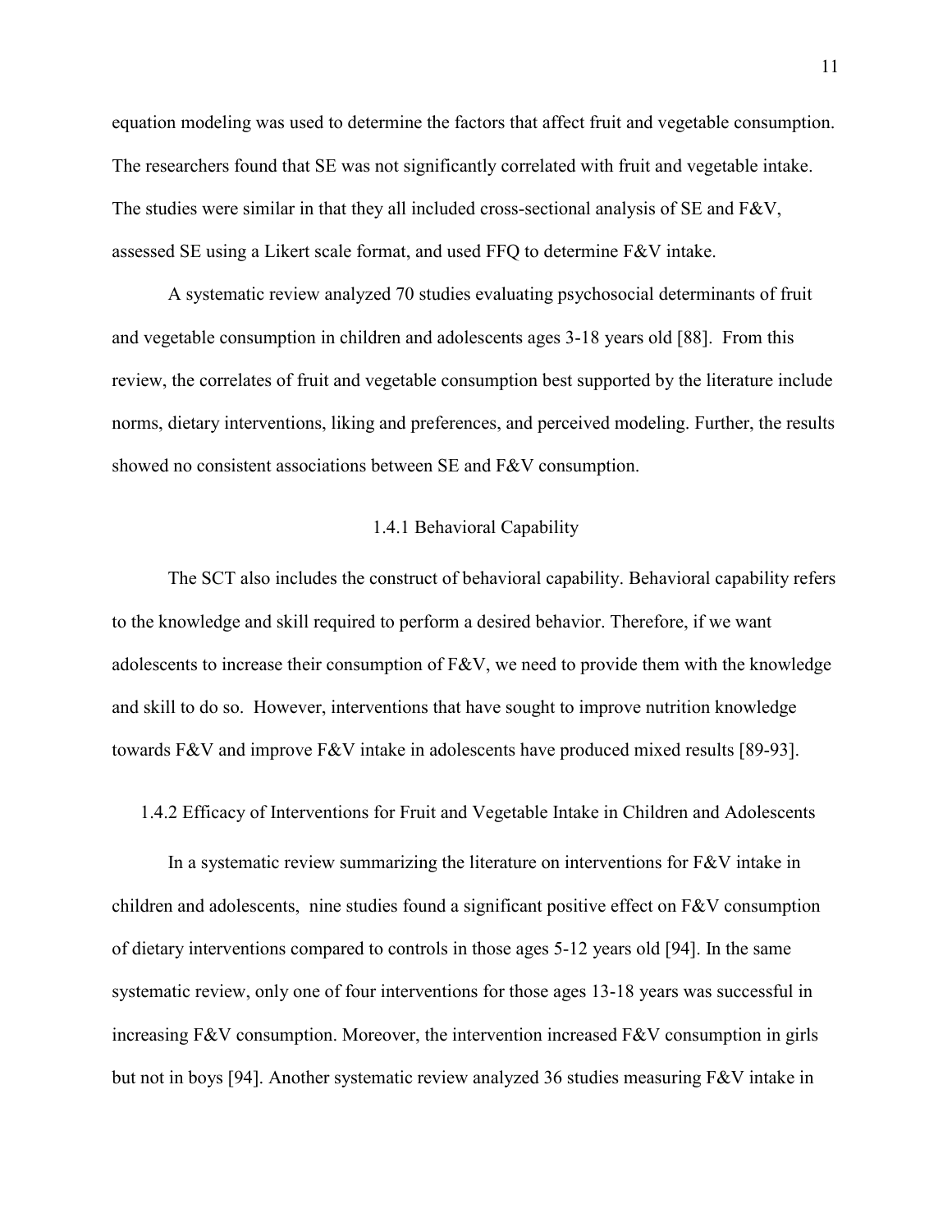equation modeling was used to determine the factors that affect fruit and vegetable consumption. The researchers found that SE was not significantly correlated with fruit and vegetable intake. The studies were similar in that they all included cross-sectional analysis of SE and F&V, assessed SE using a Likert scale format, and used FFQ to determine F&V intake.

A systematic review analyzed 70 studies evaluating psychosocial determinants of fruit and vegetable consumption in children and adolescents ages 3-18 years old [88]. From this review, the correlates of fruit and vegetable consumption best supported by the literature include norms, dietary interventions, liking and preferences, and perceived modeling. Further, the results showed no consistent associations between SE and F&V consumption.

### 1.4.1 Behavioral Capability

The SCT also includes the construct of behavioral capability. Behavioral capability refers to the knowledge and skill required to perform a desired behavior. Therefore, if we want adolescents to increase their consumption of F&V, we need to provide them with the knowledge and skill to do so. However, interventions that have sought to improve nutrition knowledge towards F&V and improve F&V intake in adolescents have produced mixed results [89-93].

### 1.4.2 Efficacy of Interventions for Fruit and Vegetable Intake in Children and Adolescents

In a systematic review summarizing the literature on interventions for F&V intake in children and adolescents, nine studies found a significant positive effect on F&V consumption of dietary interventions compared to controls in those ages 5-12 years old [94]. In the same systematic review, only one of four interventions for those ages 13-18 years was successful in increasing F&V consumption. Moreover, the intervention increased F&V consumption in girls but not in boys [94]. Another systematic review analyzed 36 studies measuring F&V intake in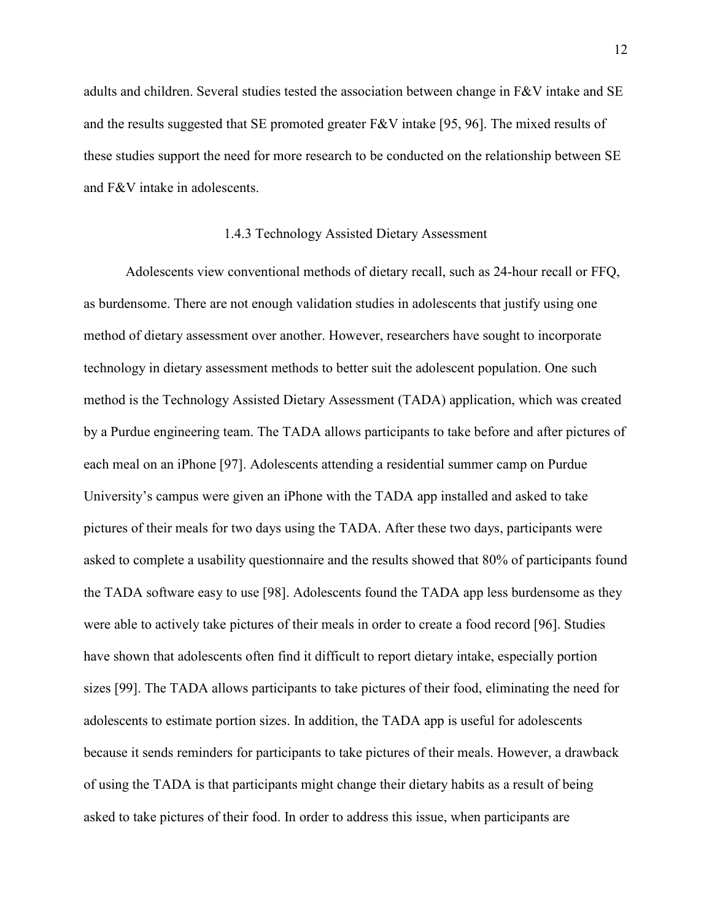adults and children. Several studies tested the association between change in F&V intake and SE and the results suggested that SE promoted greater F&V intake [95, 96]. The mixed results of these studies support the need for more research to be conducted on the relationship between SE and F&V intake in adolescents.

### 1.4.3 Technology Assisted Dietary Assessment

Adolescents view conventional methods of dietary recall, such as 24-hour recall or FFQ, as burdensome. There are not enough validation studies in adolescents that justify using one method of dietary assessment over another. However, researchers have sought to incorporate technology in dietary assessment methods to better suit the adolescent population. One such method is the Technology Assisted Dietary Assessment (TADA) application, which was created by a Purdue engineering team. The TADA allows participants to take before and after pictures of each meal on an iPhone [97]. Adolescents attending a residential summer camp on Purdue University's campus were given an iPhone with the TADA app installed and asked to take pictures of their meals for two days using the TADA. After these two days, participants were asked to complete a usability questionnaire and the results showed that 80% of participants found the TADA software easy to use [98]. Adolescents found the TADA app less burdensome as they were able to actively take pictures of their meals in order to create a food record [96]. Studies have shown that adolescents often find it difficult to report dietary intake, especially portion sizes [99]. The TADA allows participants to take pictures of their food, eliminating the need for adolescents to estimate portion sizes. In addition, the TADA app is useful for adolescents because it sends reminders for participants to take pictures of their meals. However, a drawback of using the TADA is that participants might change their dietary habits as a result of being asked to take pictures of their food. In order to address this issue, when participants are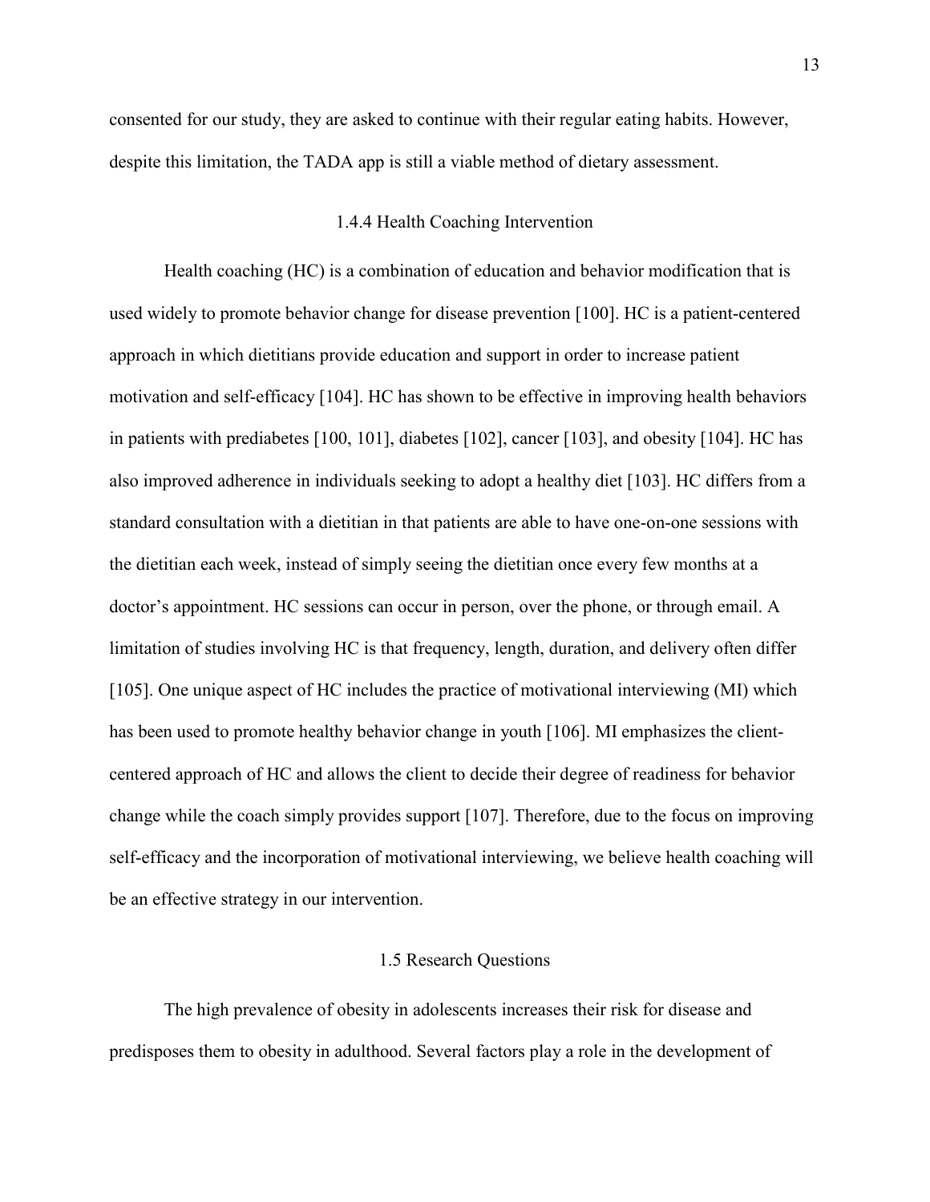consented for our study, they are asked to continue with their regular eating habits. However, despite this limitation, the TADA app is still a viable method of dietary assessment.

### 1.4.4 Health Coaching Intervention

Health coaching (HC) is a combination of education and behavior modification that is used widely to promote behavior change for disease prevention [100]. HC is a patient-centered approach in which dietitians provide education and support in order to increase patient motivation and self-efficacy [104]. HC has shown to be effective in improving health behaviors in patients with prediabetes [100, 101], diabetes [102], cancer [103], and obesity [104]. HC has also improved adherence in individuals seeking to adopt a healthy diet [103]. HC differs from a standard consultation with a dietitian in that patients are able to have one-on-one sessions with the dietitian each week, instead of simply seeing the dietitian once every few months at a doctor's appointment. HC sessions can occur in person, over the phone, or through email. A limitation of studies involving HC is that frequency, length, duration, and delivery often differ [105]. One unique aspect of HC includes the practice of motivational interviewing (MI) which has been used to promote healthy behavior change in youth [106]. MI emphasizes the client-centered approach of HC and allows the client to decide their degree of readiness for behavior change while the coach simply provides support [107]. Therefore, due to the focus on improving self-efficacy and the incorporation of motivational interviewing, we believe health coaching will be an effective strategy in our intervention.

## 1.5 Research Questions

The high prevalence of obesity in adolescents increases their risk for disease and predisposes them to obesity in adulthood. Several factors play a role in the development of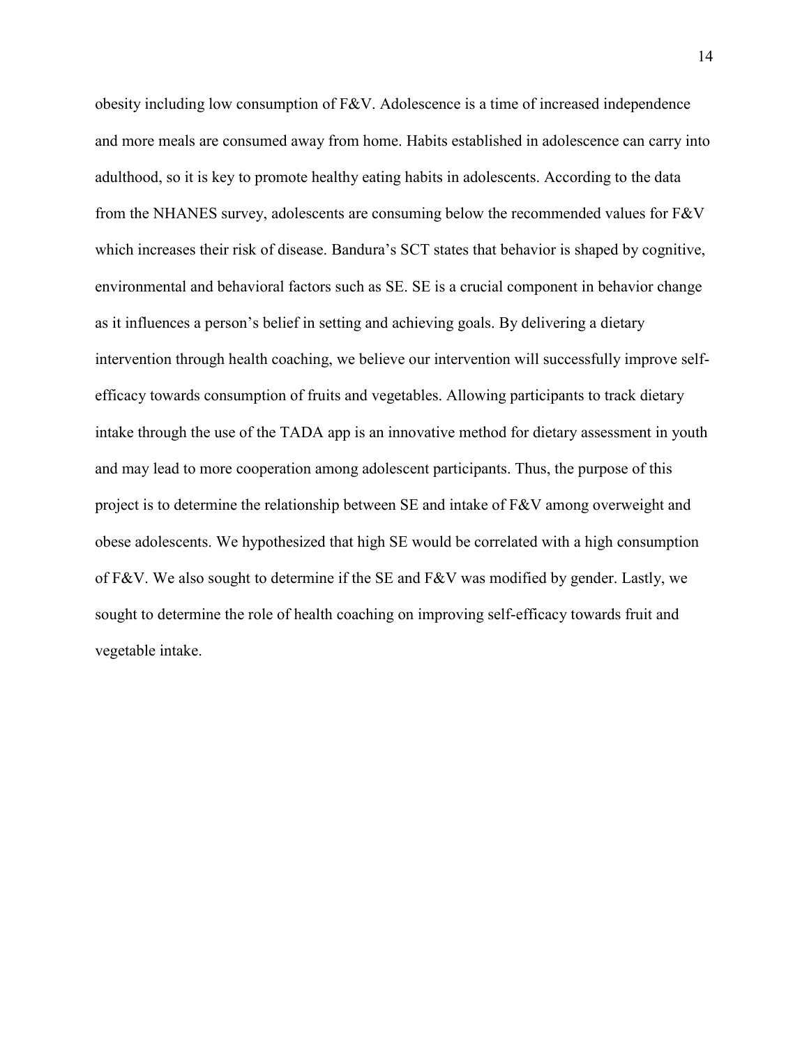obesity including low consumption of F&V. Adolescence is a time of increased independence and more meals are consumed away from home. Habits established in adolescence can carry into adulthood, so it is key to promote healthy eating habits in adolescents. According to the data from the NHANES survey, adolescents are consuming below the recommended values for F&V which increases their risk of disease. Bandura's SCT states that behavior is shaped by cognitive, environmental and behavioral factors such as SE. SE is a crucial component in behavior change as it influences a person's belief in setting and achieving goals. By delivering a dietary intervention through health coaching, we believe our intervention will successfully improve self-efficacy towards consumption of fruits and vegetables. Allowing participants to track dietary intake through the use of the TADA app is an innovative method for dietary assessment in youth and may lead to more cooperation among adolescent participants. Thus, the purpose of this project is to determine the relationship between SE and intake of F&V among overweight and obese adolescents. We hypothesized that high SE would be correlated with a high consumption of F&V. We also sought to determine if the SE and F&V was modified by gender. Lastly, we sought to determine the role of health coaching on improving self-efficacy towards fruit and vegetable intake.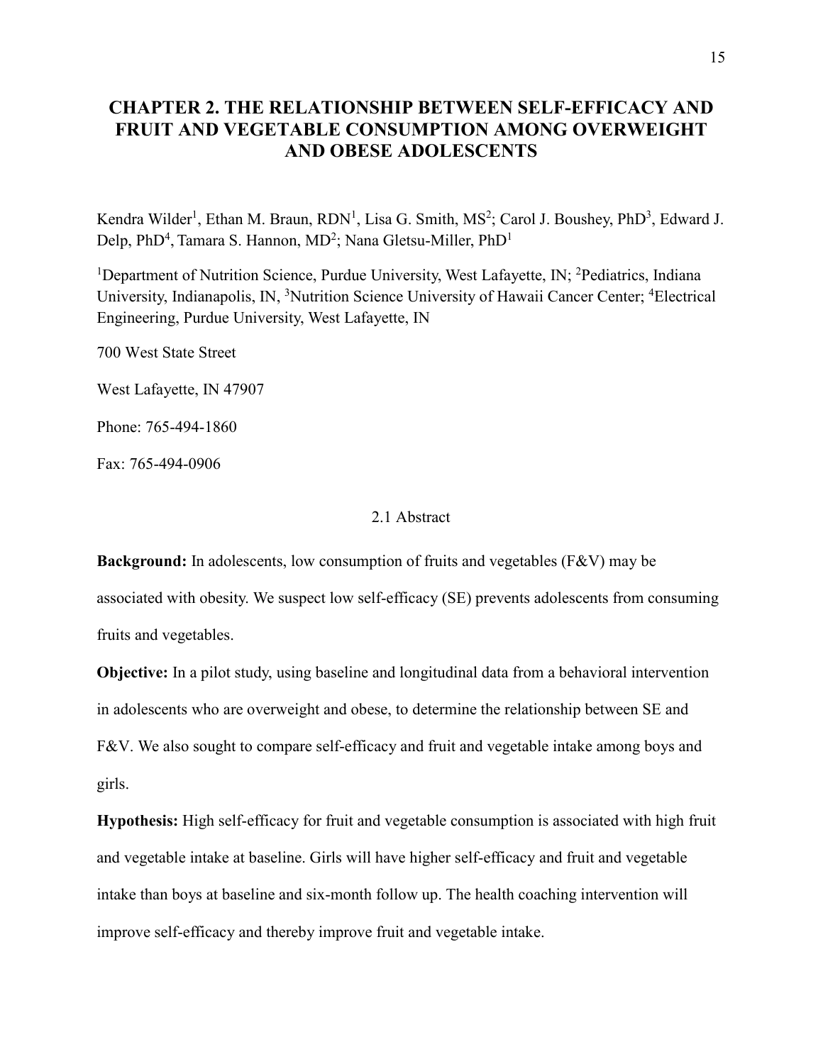# CHAPTER 2. THE RELATIONSHIP BETWEEN SELF-EFFICACY AND FRUIT AND VEGETABLE CONSUMPTION AMONG OVERWEIGHT AND OBESE ADOLESCENTS

Kendra Wilder[1], Ethan M. Braun, RDN[1], Lisa G. Smith, MS[2]; Carol J. Boushey, PhD[3], Edward J. Delp, PhD[4], Tamara S. Hannon, MD[2]; Nana Gletsu-Miller, PhD[1]

[1]Department of Nutrition Science, Purdue University, West Lafayette, IN; [2]Pediatrics, Indiana University, Indianapolis, IN, [3]Nutrition Science University of Hawaii Cancer Center; [4]Electrical Engineering, Purdue University, West Lafayette, IN

700 West State Street

West Lafayette, IN 47907

Phone: 765-494-1860

Fax: 765-494-0906

## 2.1 Abstract

**Background:** In adolescents, low consumption of fruits and vegetables (F&V) may be associated with obesity. We suspect low self-efficacy (SE) prevents adolescents from consuming fruits and vegetables.

**Objective:** In a pilot study, using baseline and longitudinal data from a behavioral intervention in adolescents who are overweight and obese, to determine the relationship between SE and F&V. We also sought to compare self-efficacy and fruit and vegetable intake among boys and girls.

**Hypothesis:** High self-efficacy for fruit and vegetable consumption is associated with high fruit and vegetable intake at baseline. Girls will have higher self-efficacy and fruit and vegetable intake than boys at baseline and six-month follow up. The health coaching intervention will improve self-efficacy and thereby improve fruit and vegetable intake.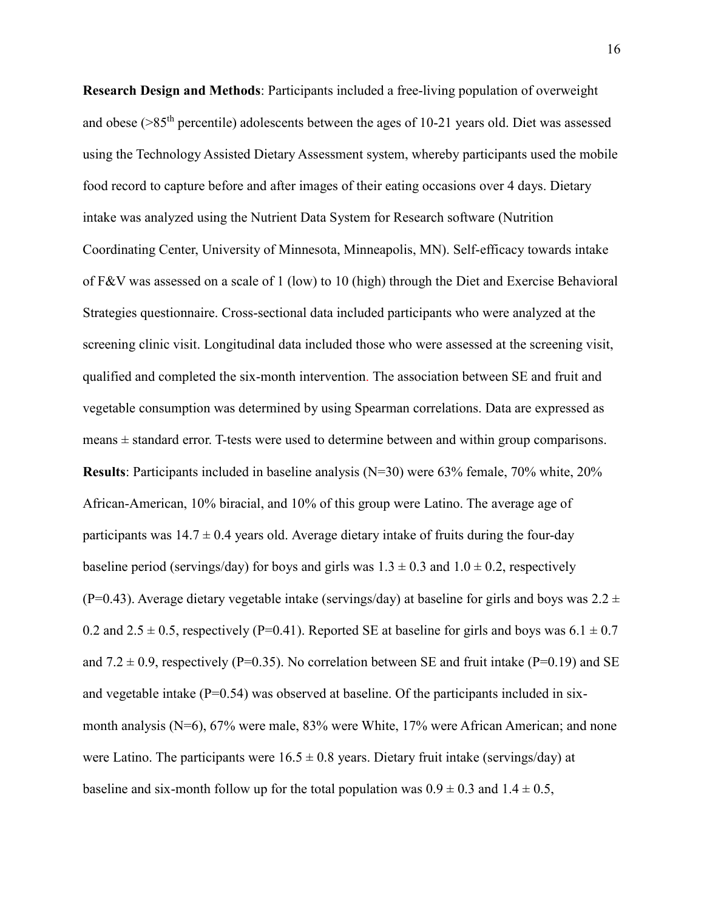**Research Design and Methods**: Participants included a free-living population of overweight and obese (>85$^{th}$ percentile) adolescents between the ages of 10-21 years old. Diet was assessed using the Technology Assisted Dietary Assessment system, whereby participants used the mobile food record to capture before and after images of their eating occasions over 4 days. Dietary intake was analyzed using the Nutrient Data System for Research software (Nutrition Coordinating Center, University of Minnesota, Minneapolis, MN). Self-efficacy towards intake of F&V was assessed on a scale of 1 (low) to 10 (high) through the Diet and Exercise Behavioral Strategies questionnaire. Cross-sectional data included participants who were analyzed at the screening clinic visit. Longitudinal data included those who were assessed at the screening visit, qualified and completed the six-month intervention. The association between SE and fruit and vegetable consumption was determined by using Spearman correlations. Data are expressed as means ± standard error. T-tests were used to determine between and within group comparisons.

**Results**: Participants included in baseline analysis (N=30) were 63% female, 70% white, 20% African-American, 10% biracial, and 10% of this group were Latino. The average age of participants was 14.7 ± 0.4 years old. Average dietary intake of fruits during the four-day baseline period (servings/day) for boys and girls was 1.3 ± 0.3 and 1.0 ± 0.2, respectively (P=0.43). Average dietary vegetable intake (servings/day) at baseline for girls and boys was 2.2 ± 0.2 and 2.5 ± 0.5, respectively (P=0.41). Reported SE at baseline for girls and boys was 6.1 ± 0.7 and 7.2 ± 0.9, respectively (P=0.35). No correlation between SE and fruit intake (P=0.19) and SE and vegetable intake (P=0.54) was observed at baseline. Of the participants included in six-month analysis (N=6), 67% were male, 83% were White, 17% were African American; and none were Latino. The participants were 16.5 ± 0.8 years. Dietary fruit intake (servings/day) at baseline and six-month follow up for the total population was 0.9 ± 0.3 and 1.4 ± 0.5,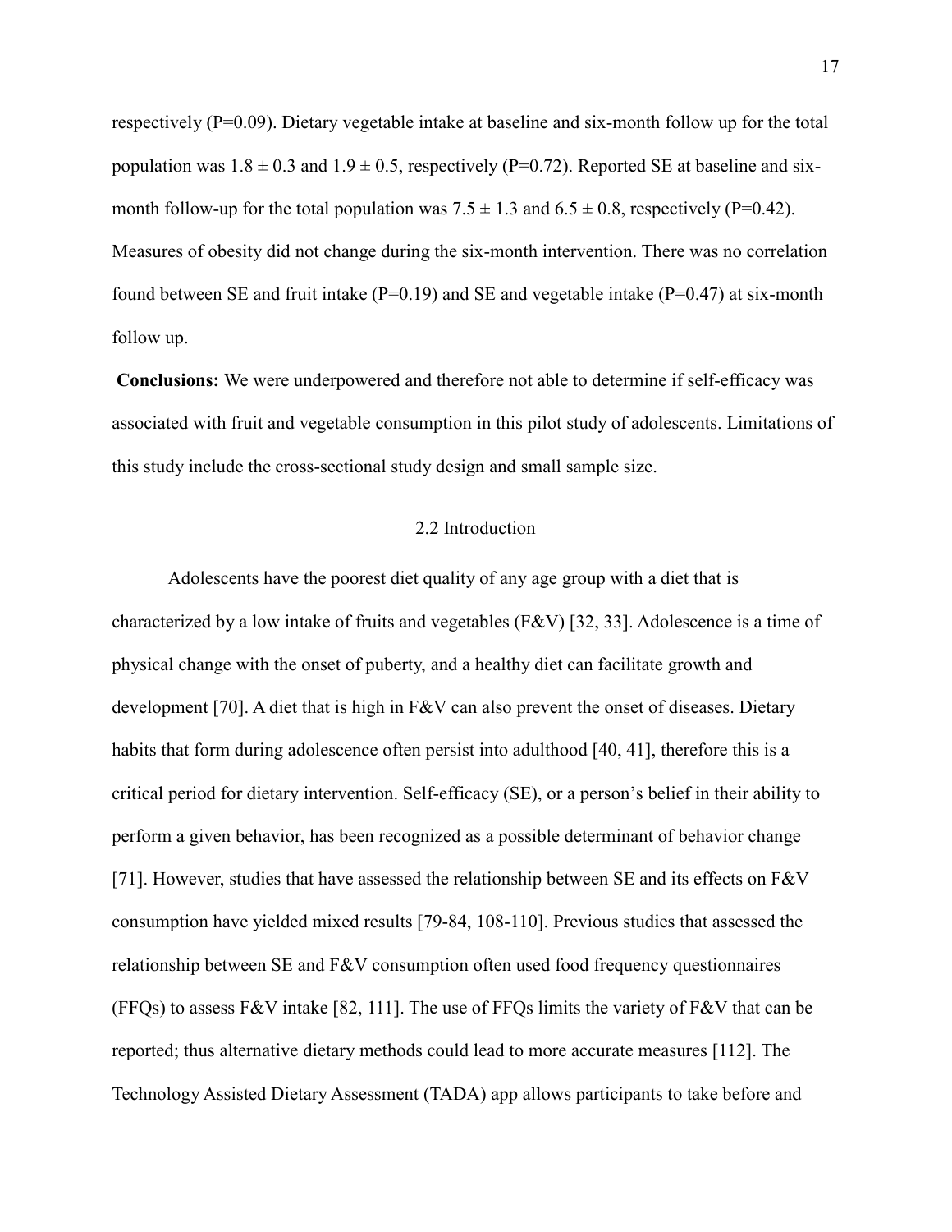respectively (P=0.09). Dietary vegetable intake at baseline and six-month follow up for the total population was $1.8 \pm 0.3$ and $1.9 \pm 0.5$, respectively (P=0.72). Reported SE at baseline and six-month follow-up for the total population was $7.5 \pm 1.3$ and $6.5 \pm 0.8$, respectively (P=0.42). Measures of obesity did not change during the six-month intervention. There was no correlation found between SE and fruit intake (P=0.19) and SE and vegetable intake (P=0.47) at six-month follow up.

**Conclusions:** We were underpowered and therefore not able to determine if self-efficacy was associated with fruit and vegetable consumption in this pilot study of adolescents. Limitations of this study include the cross-sectional study design and small sample size.

## 2.2 Introduction

Adolescents have the poorest diet quality of any age group with a diet that is characterized by a low intake of fruits and vegetables (F&V) [32, 33]. Adolescence is a time of physical change with the onset of puberty, and a healthy diet can facilitate growth and development [70]. A diet that is high in F&V can also prevent the onset of diseases. Dietary habits that form during adolescence often persist into adulthood [40, 41], therefore this is a critical period for dietary intervention. Self-efficacy (SE), or a person's belief in their ability to perform a given behavior, has been recognized as a possible determinant of behavior change [71]. However, studies that have assessed the relationship between SE and its effects on F&V consumption have yielded mixed results [79-84, 108-110]. Previous studies that assessed the relationship between SE and F&V consumption often used food frequency questionnaires (FFQs) to assess F&V intake [82, 111]. The use of FFQs limits the variety of F&V that can be reported; thus alternative dietary methods could lead to more accurate measures [112]. The Technology Assisted Dietary Assessment (TADA) app allows participants to take before and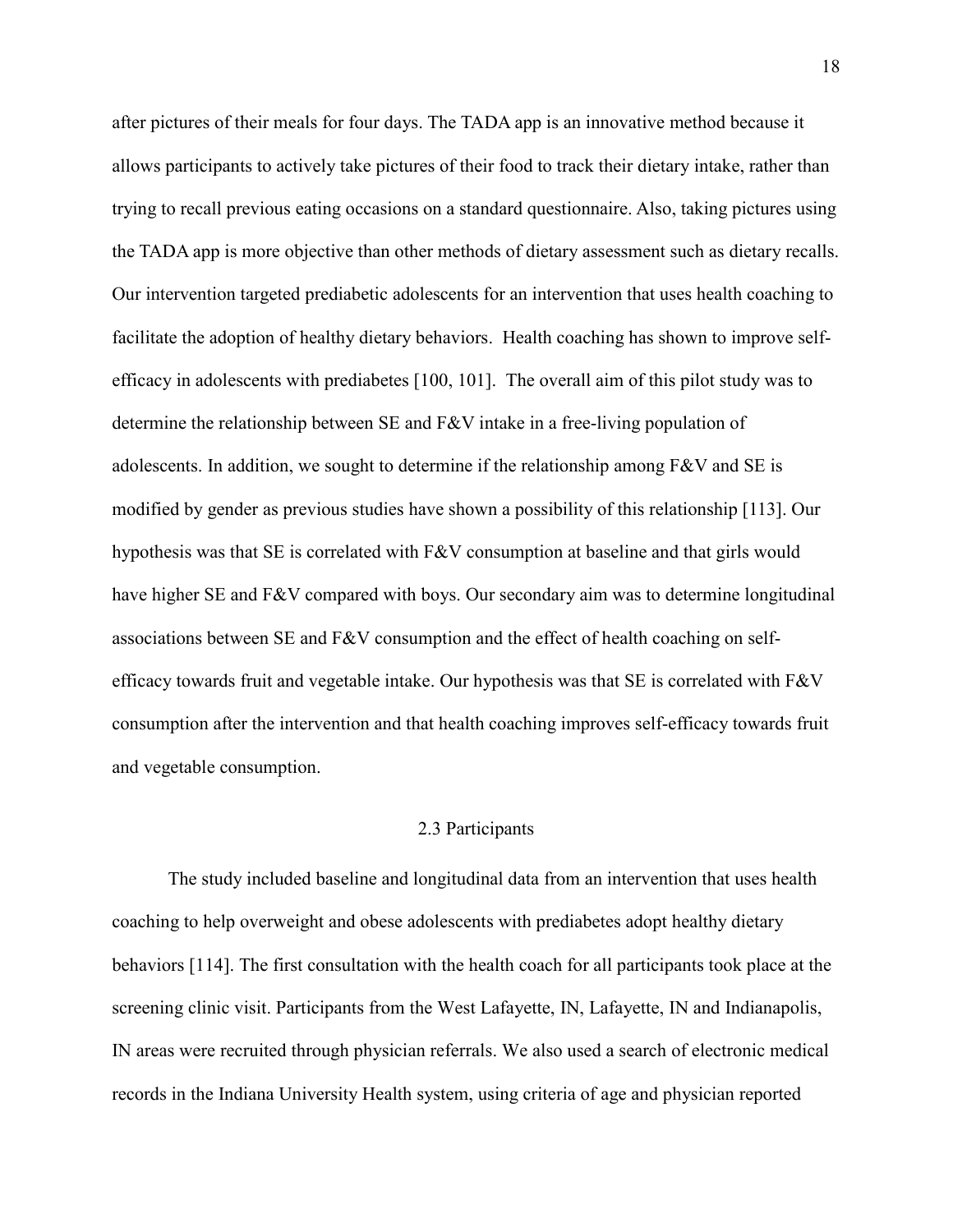after pictures of their meals for four days. The TADA app is an innovative method because it allows participants to actively take pictures of their food to track their dietary intake, rather than trying to recall previous eating occasions on a standard questionnaire. Also, taking pictures using the TADA app is more objective than other methods of dietary assessment such as dietary recalls. Our intervention targeted prediabetic adolescents for an intervention that uses health coaching to facilitate the adoption of healthy dietary behaviors. Health coaching has shown to improve self-efficacy in adolescents with prediabetes [100, 101]. The overall aim of this pilot study was to determine the relationship between SE and F&V intake in a free-living population of adolescents. In addition, we sought to determine if the relationship among F&V and SE is modified by gender as previous studies have shown a possibility of this relationship [113]. Our hypothesis was that SE is correlated with F&V consumption at baseline and that girls would have higher SE and F&V compared with boys. Our secondary aim was to determine longitudinal associations between SE and F&V consumption and the effect of health coaching on self-efficacy towards fruit and vegetable intake. Our hypothesis was that SE is correlated with F&V consumption after the intervention and that health coaching improves self-efficacy towards fruit and vegetable consumption.

## 2.3 Participants

The study included baseline and longitudinal data from an intervention that uses health coaching to help overweight and obese adolescents with prediabetes adopt healthy dietary behaviors [114]. The first consultation with the health coach for all participants took place at the screening clinic visit. Participants from the West Lafayette, IN, Lafayette, IN and Indianapolis, IN areas were recruited through physician referrals. We also used a search of electronic medical records in the Indiana University Health system, using criteria of age and physician reported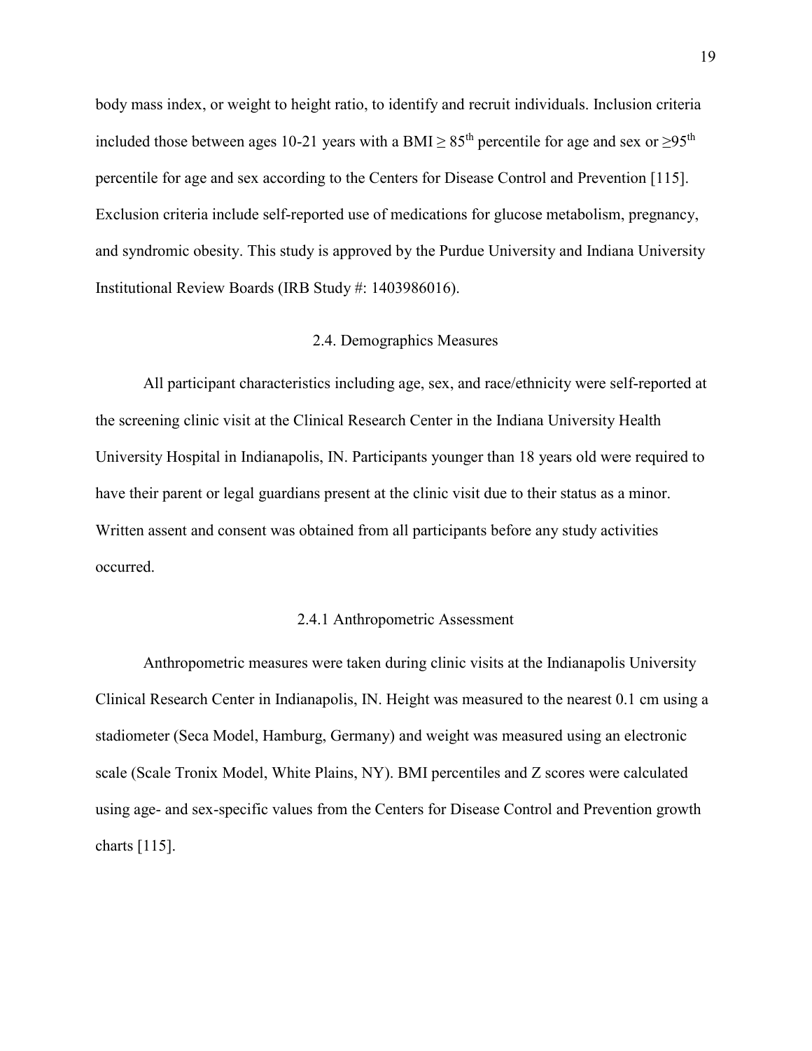body mass index, or weight to height ratio, to identify and recruit individuals. Inclusion criteria included those between ages 10-21 years with a BMI $\geq 85^{th}$ percentile for age and sex or $\geq 95^{th}$ percentile for age and sex according to the Centers for Disease Control and Prevention [115]. Exclusion criteria include self-reported use of medications for glucose metabolism, pregnancy, and syndromic obesity. This study is approved by the Purdue University and Indiana University Institutional Review Boards (IRB Study #: 1403986016).

## 2.4. Demographics Measures

All participant characteristics including age, sex, and race/ethnicity were self-reported at the screening clinic visit at the Clinical Research Center in the Indiana University Health University Hospital in Indianapolis, IN. Participants younger than 18 years old were required to have their parent or legal guardians present at the clinic visit due to their status as a minor. Written assent and consent was obtained from all participants before any study activities occurred.

### 2.4.1 Anthropometric Assessment

Anthropometric measures were taken during clinic visits at the Indianapolis University Clinical Research Center in Indianapolis, IN. Height was measured to the nearest 0.1 cm using a stadiometer (Seca Model, Hamburg, Germany) and weight was measured using an electronic scale (Scale Tronix Model, White Plains, NY). BMI percentiles and Z scores were calculated using age- and sex-specific values from the Centers for Disease Control and Prevention growth charts [115].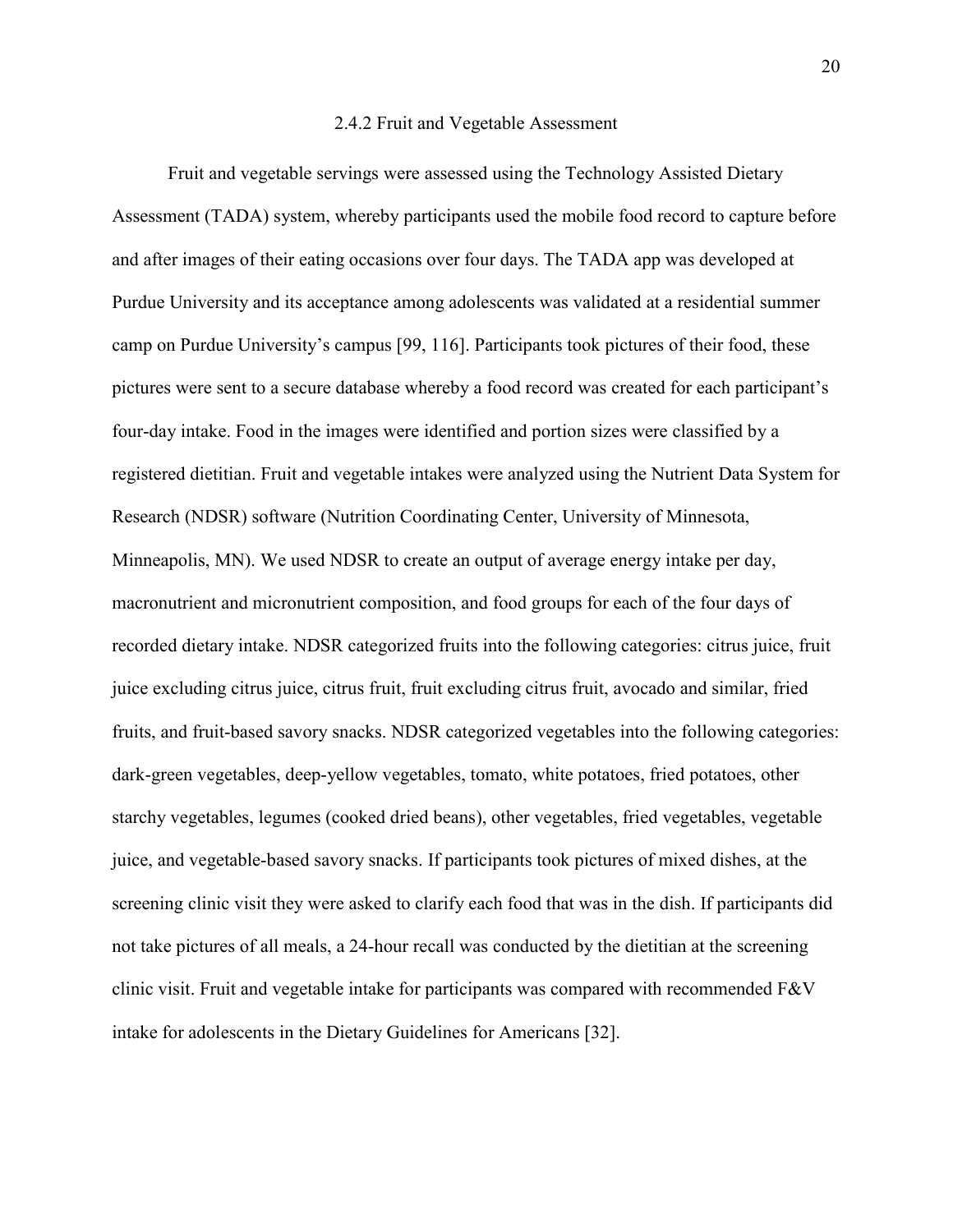### 2.4.2 Fruit and Vegetable Assessment

Fruit and vegetable servings were assessed using the Technology Assisted Dietary Assessment (TADA) system, whereby participants used the mobile food record to capture before and after images of their eating occasions over four days. The TADA app was developed at Purdue University and its acceptance among adolescents was validated at a residential summer camp on Purdue University's campus [99, 116]. Participants took pictures of their food, these pictures were sent to a secure database whereby a food record was created for each participant's four-day intake. Food in the images were identified and portion sizes were classified by a registered dietitian. Fruit and vegetable intakes were analyzed using the Nutrient Data System for Research (NDSR) software (Nutrition Coordinating Center, University of Minnesota, Minneapolis, MN). We used NDSR to create an output of average energy intake per day, macronutrient and micronutrient composition, and food groups for each of the four days of recorded dietary intake. NDSR categorized fruits into the following categories: citrus juice, fruit juice excluding citrus juice, citrus fruit, fruit excluding citrus fruit, avocado and similar, fried fruits, and fruit-based savory snacks. NDSR categorized vegetables into the following categories: dark-green vegetables, deep-yellow vegetables, tomato, white potatoes, fried potatoes, other starchy vegetables, legumes (cooked dried beans), other vegetables, fried vegetables, vegetable juice, and vegetable-based savory snacks. If participants took pictures of mixed dishes, at the screening clinic visit they were asked to clarify each food that was in the dish. If participants did not take pictures of all meals, a 24-hour recall was conducted by the dietitian at the screening clinic visit. Fruit and vegetable intake for participants was compared with recommended F&V intake for adolescents in the Dietary Guidelines for Americans [32].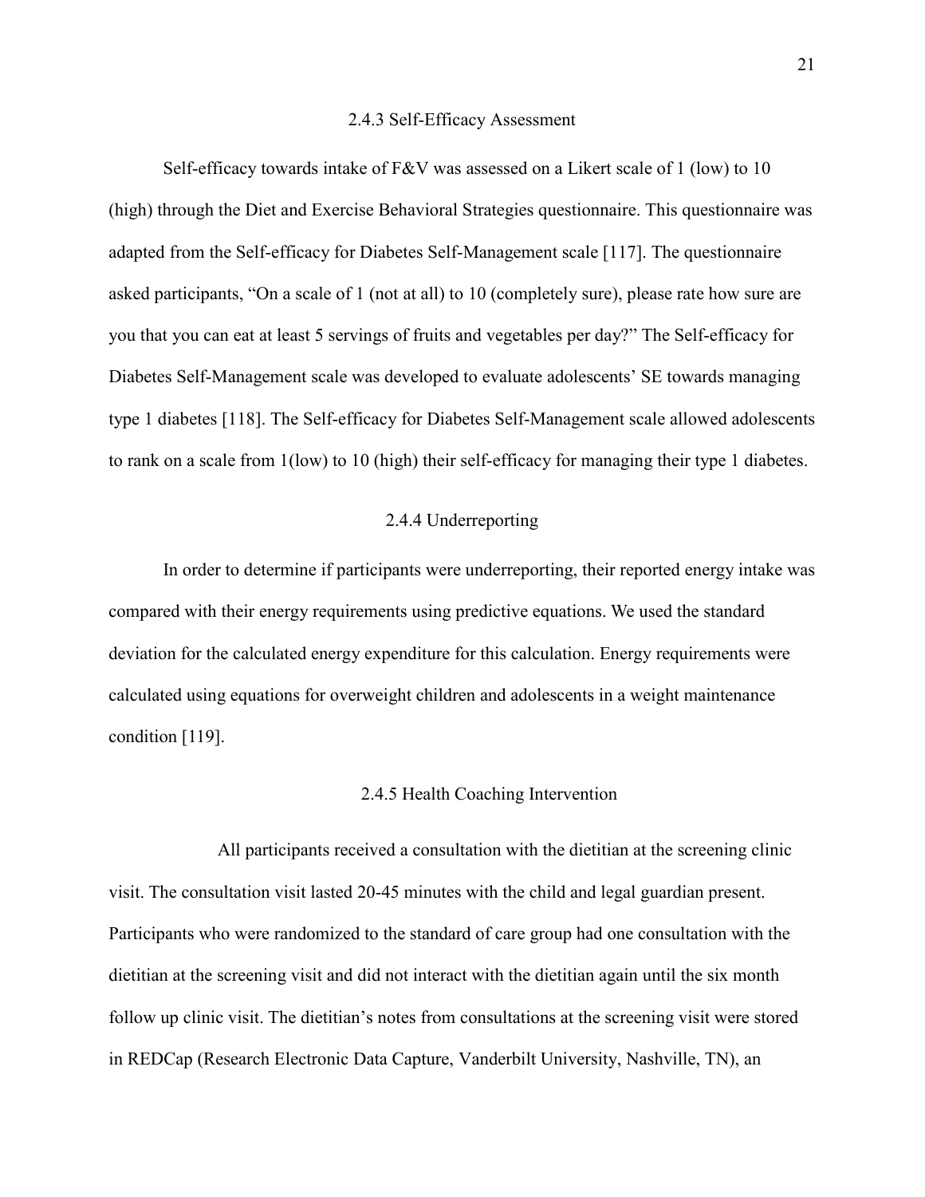### 2.4.3 Self-Efficacy Assessment

Self-efficacy towards intake of F&V was assessed on a Likert scale of 1 (low) to 10 (high) through the Diet and Exercise Behavioral Strategies questionnaire. This questionnaire was adapted from the Self-efficacy for Diabetes Self-Management scale [117]. The questionnaire asked participants, "On a scale of 1 (not at all) to 10 (completely sure), please rate how sure are you that you can eat at least 5 servings of fruits and vegetables per day?" The Self-efficacy for Diabetes Self-Management scale was developed to evaluate adolescents' SE towards managing type 1 diabetes [118]. The Self-efficacy for Diabetes Self-Management scale allowed adolescents to rank on a scale from 1(low) to 10 (high) their self-efficacy for managing their type 1 diabetes.

### 2.4.4 Underreporting

In order to determine if participants were underreporting, their reported energy intake was compared with their energy requirements using predictive equations. We used the standard deviation for the calculated energy expenditure for this calculation. Energy requirements were calculated using equations for overweight children and adolescents in a weight maintenance condition [119].

### 2.4.5 Health Coaching Intervention

All participants received a consultation with the dietitian at the screening clinic visit. The consultation visit lasted 20-45 minutes with the child and legal guardian present. Participants who were randomized to the standard of care group had one consultation with the dietitian at the screening visit and did not interact with the dietitian again until the six month follow up clinic visit. The dietitian's notes from consultations at the screening visit were stored in REDCap (Research Electronic Data Capture, Vanderbilt University, Nashville, TN), an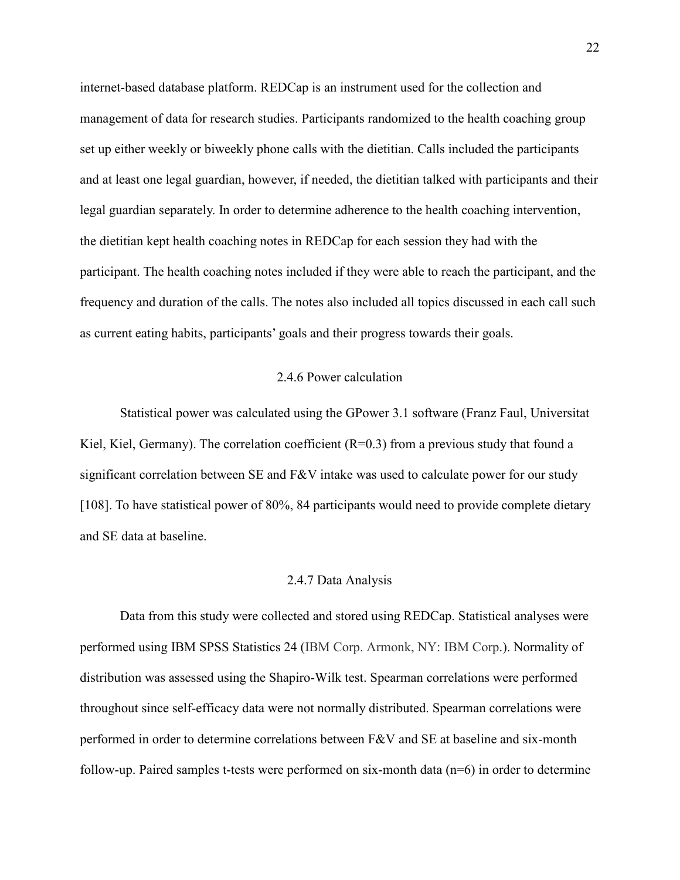internet-based database platform. REDCap is an instrument used for the collection and management of data for research studies. Participants randomized to the health coaching group set up either weekly or biweekly phone calls with the dietitian. Calls included the participants and at least one legal guardian, however, if needed, the dietitian talked with participants and their legal guardian separately. In order to determine adherence to the health coaching intervention, the dietitian kept health coaching notes in REDCap for each session they had with the participant. The health coaching notes included if they were able to reach the participant, and the frequency and duration of the calls. The notes also included all topics discussed in each call such as current eating habits, participants' goals and their progress towards their goals.

### 2.4.6 Power calculation

Statistical power was calculated using the GPower 3.1 software (Franz Faul, Universitat Kiel, Kiel, Germany). The correlation coefficient ($R=0.3$) from a previous study that found a significant correlation between SE and F&V intake was used to calculate power for our study [108]. To have statistical power of 80%, 84 participants would need to provide complete dietary and SE data at baseline.

### 2.4.7 Data Analysis

Data from this study were collected and stored using REDCap. Statistical analyses were performed using IBM SPSS Statistics 24 (IBM Corp. Armonk, NY: IBM Corp.). Normality of distribution was assessed using the Shapiro-Wilk test. Spearman correlations were performed throughout since self-efficacy data were not normally distributed. Spearman correlations were performed in order to determine correlations between F&V and SE at baseline and six-month follow-up. Paired samples t-tests were performed on six-month data ($n=6$) in order to determine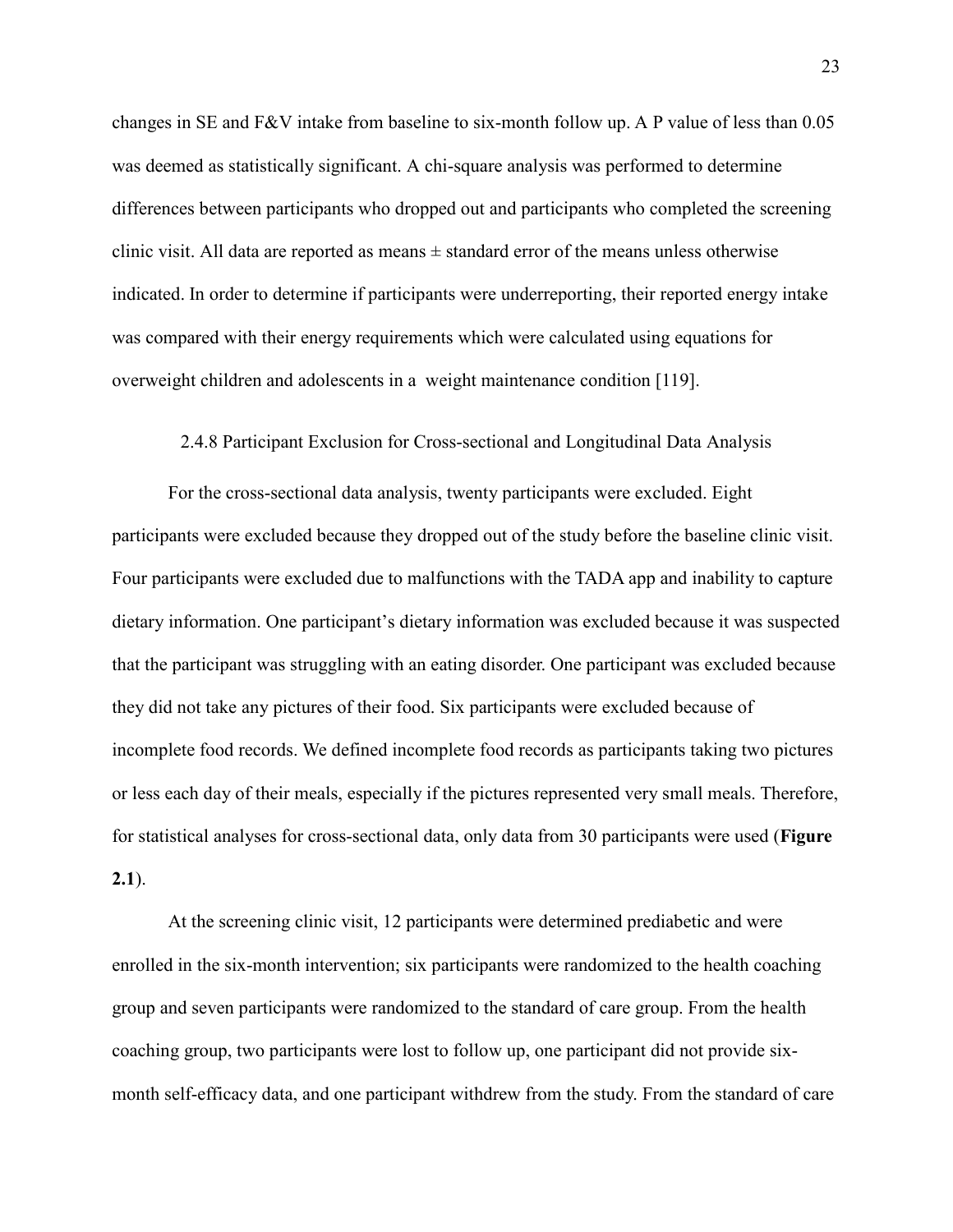changes in SE and F&V intake from baseline to six-month follow up. A P value of less than 0.05 was deemed as statistically significant. A chi-square analysis was performed to determine differences between participants who dropped out and participants who completed the screening clinic visit. All data are reported as means ± standard error of the means unless otherwise indicated. In order to determine if participants were underreporting, their reported energy intake was compared with their energy requirements which were calculated using equations for overweight children and adolescents in a weight maintenance condition [119].

### 2.4.8 Participant Exclusion for Cross-sectional and Longitudinal Data Analysis

For the cross-sectional data analysis, twenty participants were excluded. Eight participants were excluded because they dropped out of the study before the baseline clinic visit. Four participants were excluded due to malfunctions with the TADA app and inability to capture dietary information. One participant's dietary information was excluded because it was suspected that the participant was struggling with an eating disorder. One participant was excluded because they did not take any pictures of their food. Six participants were excluded because of incomplete food records. We defined incomplete food records as participants taking two pictures or less each day of their meals, especially if the pictures represented very small meals. Therefore, for statistical analyses for cross-sectional data, only data from 30 participants were used (**Figure 2.1**).

At the screening clinic visit, 12 participants were determined prediabetic and were enrolled in the six-month intervention; six participants were randomized to the health coaching group and seven participants were randomized to the standard of care group. From the health coaching group, two participants were lost to follow up, one participant did not provide six-month self-efficacy data, and one participant withdrew from the study. From the standard of care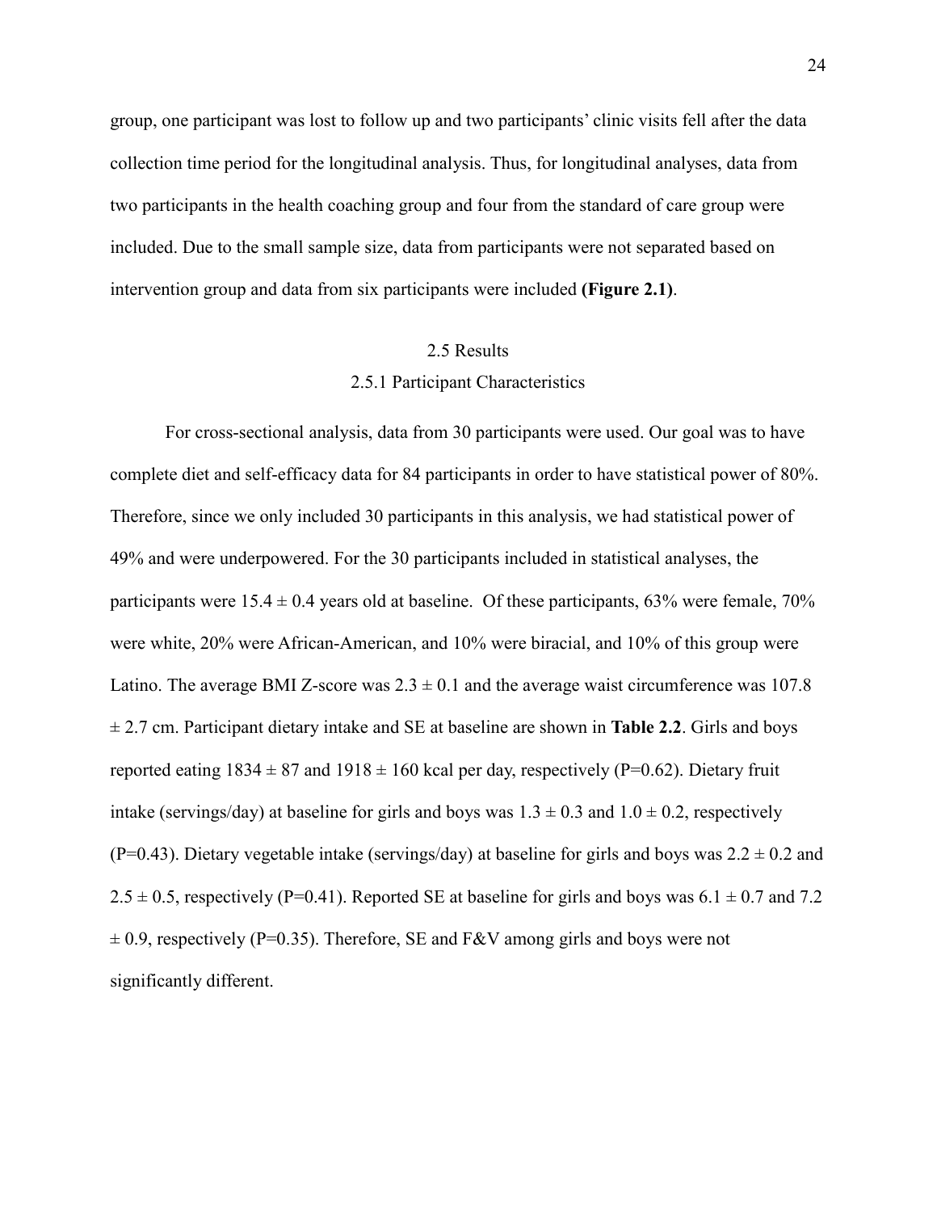group, one participant was lost to follow up and two participants' clinic visits fell after the data collection time period for the longitudinal analysis. Thus, for longitudinal analyses, data from two participants in the health coaching group and four from the standard of care group were included. Due to the small sample size, data from participants were not separated based on intervention group and data from six participants were included **(Figure 2.1)**.

## 2.5 Results

### 2.5.1 Participant Characteristics

For cross-sectional analysis, data from 30 participants were used. Our goal was to have complete diet and self-efficacy data for 84 participants in order to have statistical power of 80%. Therefore, since we only included 30 participants in this analysis, we had statistical power of 49% and were underpowered. For the 30 participants included in statistical analyses, the participants were $15.4 \pm 0.4$ years old at baseline. Of these participants, 63% were female, 70% were white, 20% were African-American, and 10% were biracial, and 10% of this group were Latino. The average BMI Z-score was $2.3 \pm 0.1$ and the average waist circumference was $107.8 \pm 2.7$ cm. Participant dietary intake and SE at baseline are shown in **Table 2.2**. Girls and boys reported eating $1834 \pm 87$ and $1918 \pm 160$ kcal per day, respectively ($P=0.62$). Dietary fruit intake (servings/day) at baseline for girls and boys was $1.3 \pm 0.3$ and $1.0 \pm 0.2$, respectively ($P=0.43$). Dietary vegetable intake (servings/day) at baseline for girls and boys was $2.2 \pm 0.2$ and $2.5 \pm 0.5$, respectively ($P=0.41$). Reported SE at baseline for girls and boys was $6.1 \pm 0.7$ and $7.2 \pm 0.9$, respectively ($P=0.35$). Therefore, SE and F&V among girls and boys were not significantly different.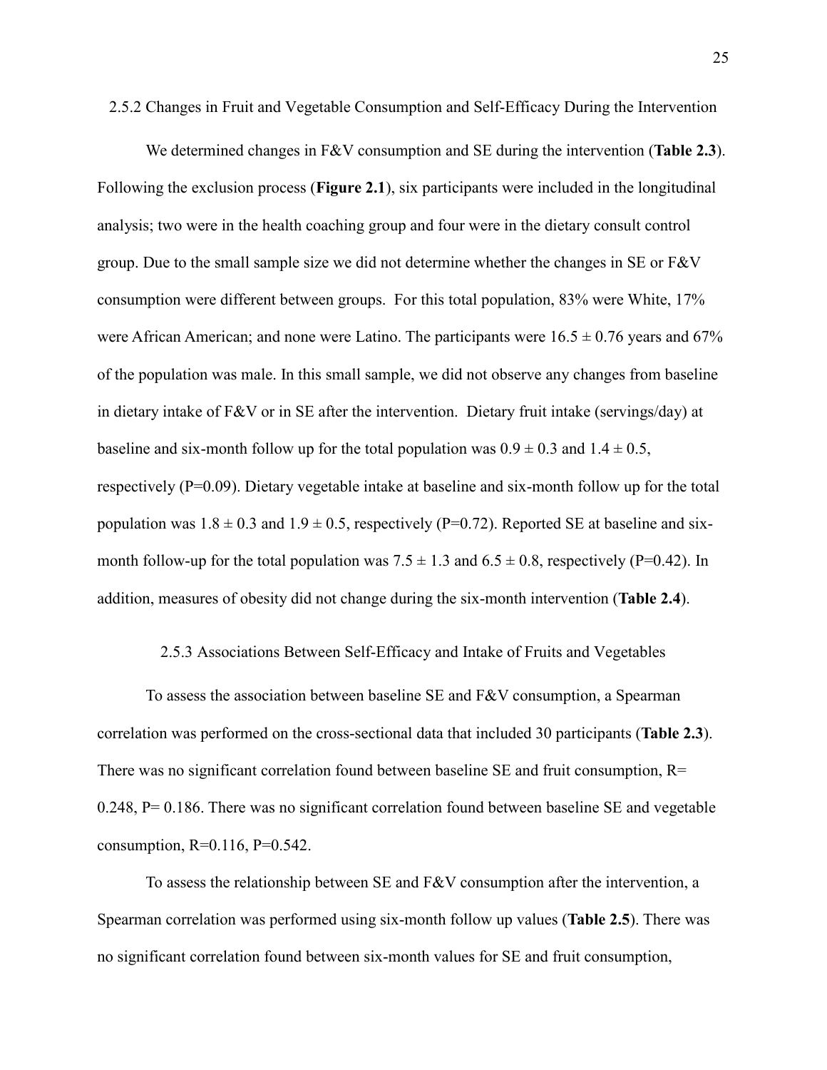### 2.5.2 Changes in Fruit and Vegetable Consumption and Self-Efficacy During the Intervention

We determined changes in F&V consumption and SE during the intervention (**Table 2.3**). Following the exclusion process (**Figure 2.1**), six participants were included in the longitudinal analysis; two were in the health coaching group and four were in the dietary consult control group. Due to the small sample size we did not determine whether the changes in SE or F&V consumption were different between groups. For this total population, 83% were White, 17% were African American; and none were Latino. The participants were $16.5 \pm 0.76$ years and 67% of the population was male. In this small sample, we did not observe any changes from baseline in dietary intake of F&V or in SE after the intervention. Dietary fruit intake (servings/day) at baseline and six-month follow up for the total population was $0.9 \pm 0.3$ and $1.4 \pm 0.5$, respectively ($P=0.09$). Dietary vegetable intake at baseline and six-month follow up for the total population was $1.8 \pm 0.3$ and $1.9 \pm 0.5$, respectively ($P=0.72$). Reported SE at baseline and six-month follow-up for the total population was $7.5 \pm 1.3$ and $6.5 \pm 0.8$, respectively ($P=0.42$). In addition, measures of obesity did not change during the six-month intervention (**Table 2.4**).

### 2.5.3 Associations Between Self-Efficacy and Intake of Fruits and Vegetables

To assess the association between baseline SE and F&V consumption, a Spearman correlation was performed on the cross-sectional data that included 30 participants (**Table 2.3**). There was no significant correlation found between baseline SE and fruit consumption, $R= 0.248$, $P= 0.186$. There was no significant correlation found between baseline SE and vegetable consumption, $R=0.116$, $P=0.542$.

To assess the relationship between SE and F&V consumption after the intervention, a Spearman correlation was performed using six-month follow up values (**Table 2.5**). There was no significant correlation found between six-month values for SE and fruit consumption,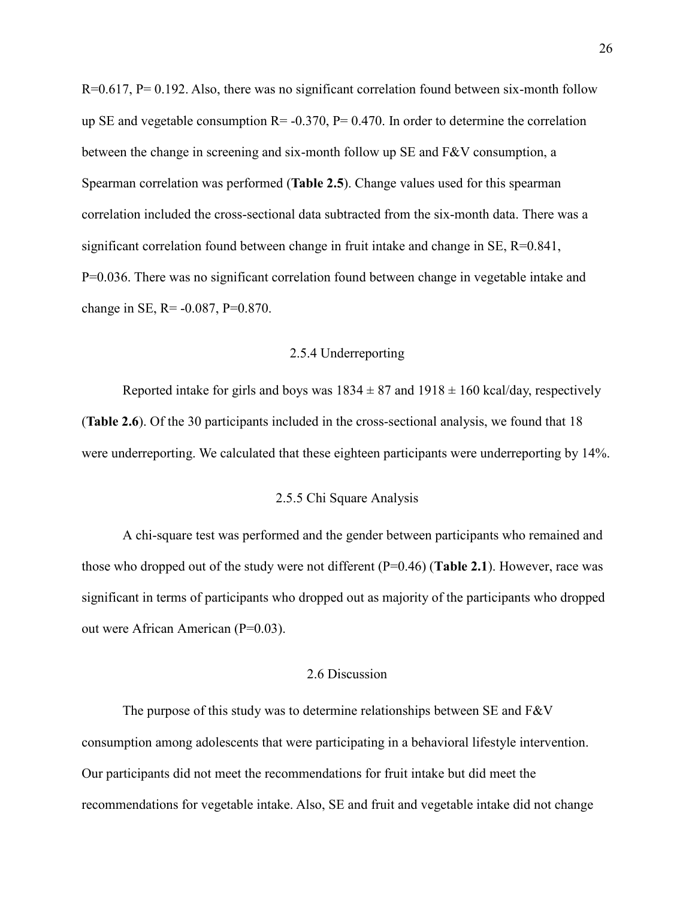R=0.617, P= 0.192. Also, there was no significant correlation found between six-month follow up SE and vegetable consumption R= -0.370, P= 0.470. In order to determine the correlation between the change in screening and six-month follow up SE and F&V consumption, a Spearman correlation was performed (**Table 2.5**). Change values used for this spearman correlation included the cross-sectional data subtracted from the six-month data. There was a significant correlation found between change in fruit intake and change in SE, R=0.841, P=0.036. There was no significant correlation found between change in vegetable intake and change in SE, R= -0.087, P=0.870.

### 2.5.4 Underreporting

Reported intake for girls and boys was $1834 \pm 87$ and $1918 \pm 160$ kcal/day, respectively (**Table 2.6**). Of the 30 participants included in the cross-sectional analysis, we found that 18 were underreporting. We calculated that these eighteen participants were underreporting by 14%.

### 2.5.5 Chi Square Analysis

A chi-square test was performed and the gender between participants who remained and those who dropped out of the study were not different (P=0.46) (**Table 2.1**). However, race was significant in terms of participants who dropped out as majority of the participants who dropped out were African American (P=0.03).

## 2.6 Discussion

The purpose of this study was to determine relationships between SE and F&V consumption among adolescents that were participating in a behavioral lifestyle intervention. Our participants did not meet the recommendations for fruit intake but did meet the recommendations for vegetable intake. Also, SE and fruit and vegetable intake did not change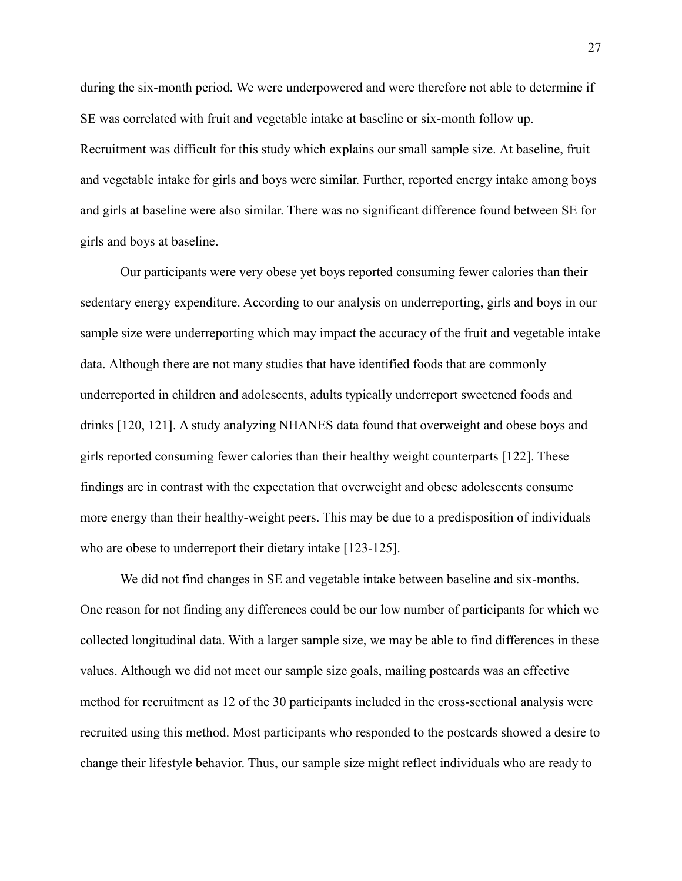during the six-month period. We were underpowered and were therefore not able to determine if SE was correlated with fruit and vegetable intake at baseline or six-month follow up. Recruitment was difficult for this study which explains our small sample size. At baseline, fruit and vegetable intake for girls and boys were similar. Further, reported energy intake among boys and girls at baseline were also similar. There was no significant difference found between SE for girls and boys at baseline.

Our participants were very obese yet boys reported consuming fewer calories than their sedentary energy expenditure. According to our analysis on underreporting, girls and boys in our sample size were underreporting which may impact the accuracy of the fruit and vegetable intake data. Although there are not many studies that have identified foods that are commonly underreported in children and adolescents, adults typically underreport sweetened foods and drinks [120, 121]. A study analyzing NHANES data found that overweight and obese boys and girls reported consuming fewer calories than their healthy weight counterparts [122]. These findings are in contrast with the expectation that overweight and obese adolescents consume more energy than their healthy-weight peers. This may be due to a predisposition of individuals who are obese to underreport their dietary intake [123-125].

We did not find changes in SE and vegetable intake between baseline and six-months. One reason for not finding any differences could be our low number of participants for which we collected longitudinal data. With a larger sample size, we may be able to find differences in these values. Although we did not meet our sample size goals, mailing postcards was an effective method for recruitment as 12 of the 30 participants included in the cross-sectional analysis were recruited using this method. Most participants who responded to the postcards showed a desire to change their lifestyle behavior. Thus, our sample size might reflect individuals who are ready to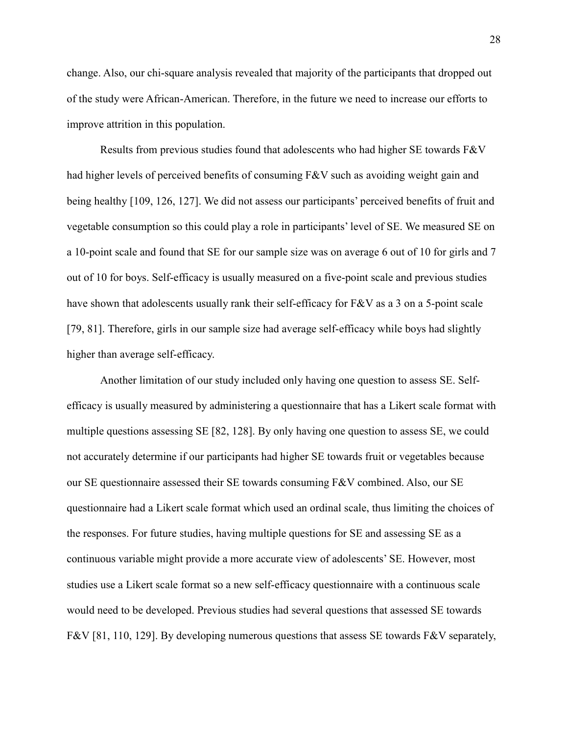change. Also, our chi-square analysis revealed that majority of the participants that dropped out of the study were African-American. Therefore, in the future we need to increase our efforts to improve attrition in this population.

Results from previous studies found that adolescents who had higher SE towards F&V had higher levels of perceived benefits of consuming F&V such as avoiding weight gain and being healthy [109, 126, 127]. We did not assess our participants' perceived benefits of fruit and vegetable consumption so this could play a role in participants' level of SE. We measured SE on a 10-point scale and found that SE for our sample size was on average 6 out of 10 for girls and 7 out of 10 for boys. Self-efficacy is usually measured on a five-point scale and previous studies have shown that adolescents usually rank their self-efficacy for F&V as a 3 on a 5-point scale [79, 81]. Therefore, girls in our sample size had average self-efficacy while boys had slightly higher than average self-efficacy.

Another limitation of our study included only having one question to assess SE. Self-efficacy is usually measured by administering a questionnaire that has a Likert scale format with multiple questions assessing SE [82, 128]. By only having one question to assess SE, we could not accurately determine if our participants had higher SE towards fruit or vegetables because our SE questionnaire assessed their SE towards consuming F&V combined. Also, our SE questionnaire had a Likert scale format which used an ordinal scale, thus limiting the choices of the responses. For future studies, having multiple questions for SE and assessing SE as a continuous variable might provide a more accurate view of adolescents' SE. However, most studies use a Likert scale format so a new self-efficacy questionnaire with a continuous scale would need to be developed. Previous studies had several questions that assessed SE towards F&V [81, 110, 129]. By developing numerous questions that assess SE towards F&V separately,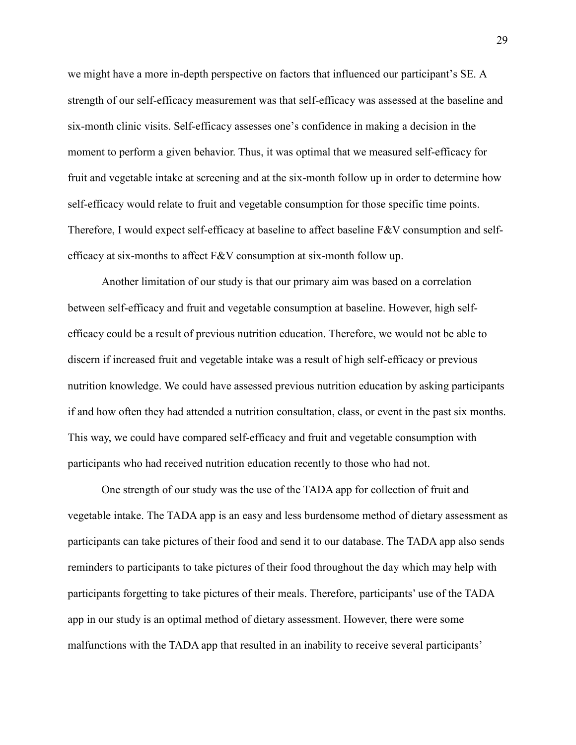we might have a more in-depth perspective on factors that influenced our participant's SE. A strength of our self-efficacy measurement was that self-efficacy was assessed at the baseline and six-month clinic visits. Self-efficacy assesses one's confidence in making a decision in the moment to perform a given behavior. Thus, it was optimal that we measured self-efficacy for fruit and vegetable intake at screening and at the six-month follow up in order to determine how self-efficacy would relate to fruit and vegetable consumption for those specific time points. Therefore, I would expect self-efficacy at baseline to affect baseline F&V consumption and self-efficacy at six-months to affect F&V consumption at six-month follow up.

Another limitation of our study is that our primary aim was based on a correlation between self-efficacy and fruit and vegetable consumption at baseline. However, high self-efficacy could be a result of previous nutrition education. Therefore, we would not be able to discern if increased fruit and vegetable intake was a result of high self-efficacy or previous nutrition knowledge. We could have assessed previous nutrition education by asking participants if and how often they had attended a nutrition consultation, class, or event in the past six months. This way, we could have compared self-efficacy and fruit and vegetable consumption with participants who had received nutrition education recently to those who had not.

One strength of our study was the use of the TADA app for collection of fruit and vegetable intake. The TADA app is an easy and less burdensome method of dietary assessment as participants can take pictures of their food and send it to our database. The TADA app also sends reminders to participants to take pictures of their food throughout the day which may help with participants forgetting to take pictures of their meals. Therefore, participants' use of the TADA app in our study is an optimal method of dietary assessment. However, there were some malfunctions with the TADA app that resulted in an inability to receive several participants'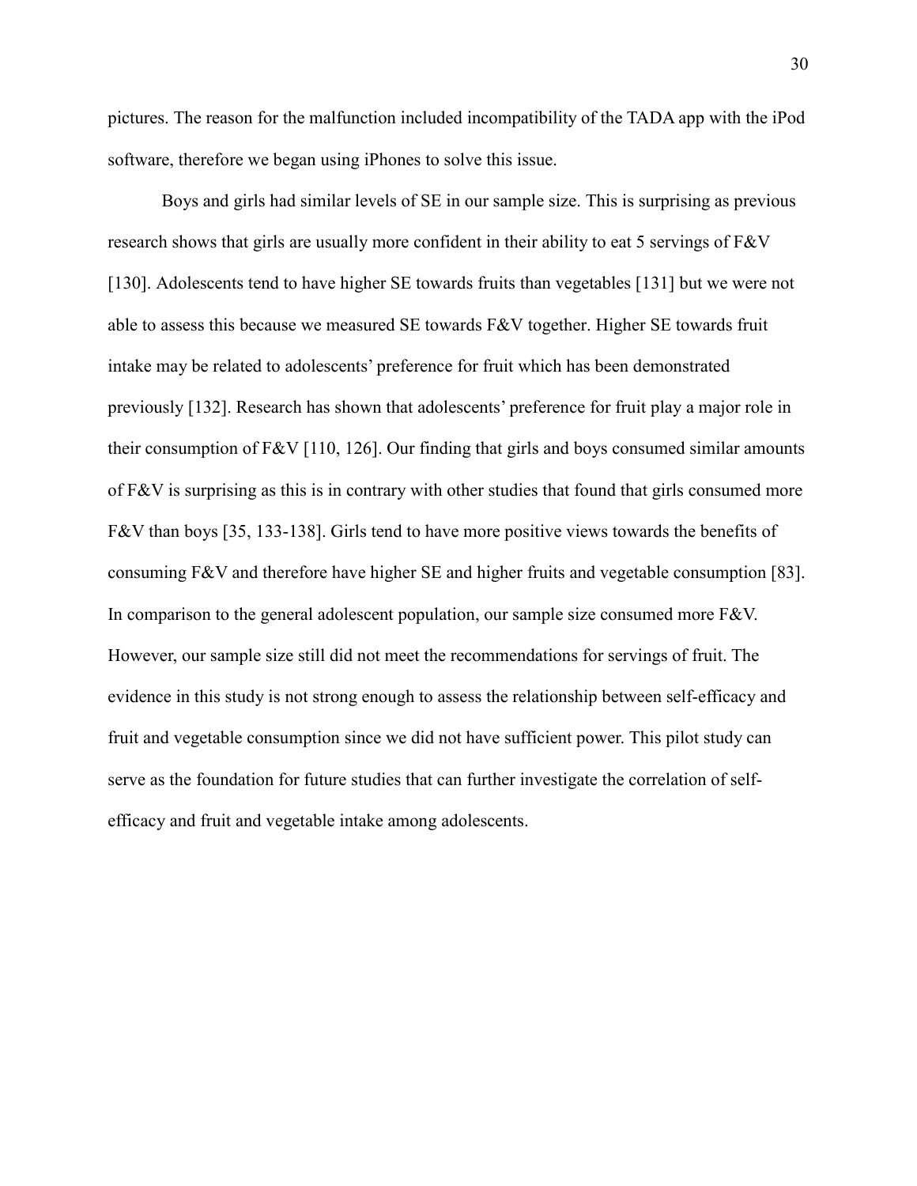pictures. The reason for the malfunction included incompatibility of the TADA app with the iPod software, therefore we began using iPhones to solve this issue.

Boys and girls had similar levels of SE in our sample size. This is surprising as previous research shows that girls are usually more confident in their ability to eat 5 servings of F&V [130]. Adolescents tend to have higher SE towards fruits than vegetables [131] but we were not able to assess this because we measured SE towards F&V together. Higher SE towards fruit intake may be related to adolescents' preference for fruit which has been demonstrated previously [132]. Research has shown that adolescents' preference for fruit play a major role in their consumption of F&V [110, 126]. Our finding that girls and boys consumed similar amounts of F&V is surprising as this is in contrary with other studies that found that girls consumed more F&V than boys [35, 133-138]. Girls tend to have more positive views towards the benefits of consuming F&V and therefore have higher SE and higher fruits and vegetable consumption [83]. In comparison to the general adolescent population, our sample size consumed more F&V. However, our sample size still did not meet the recommendations for servings of fruit. The evidence in this study is not strong enough to assess the relationship between self-efficacy and fruit and vegetable consumption since we did not have sufficient power. This pilot study can serve as the foundation for future studies that can further investigate the correlation of self-efficacy and fruit and vegetable intake among adolescents.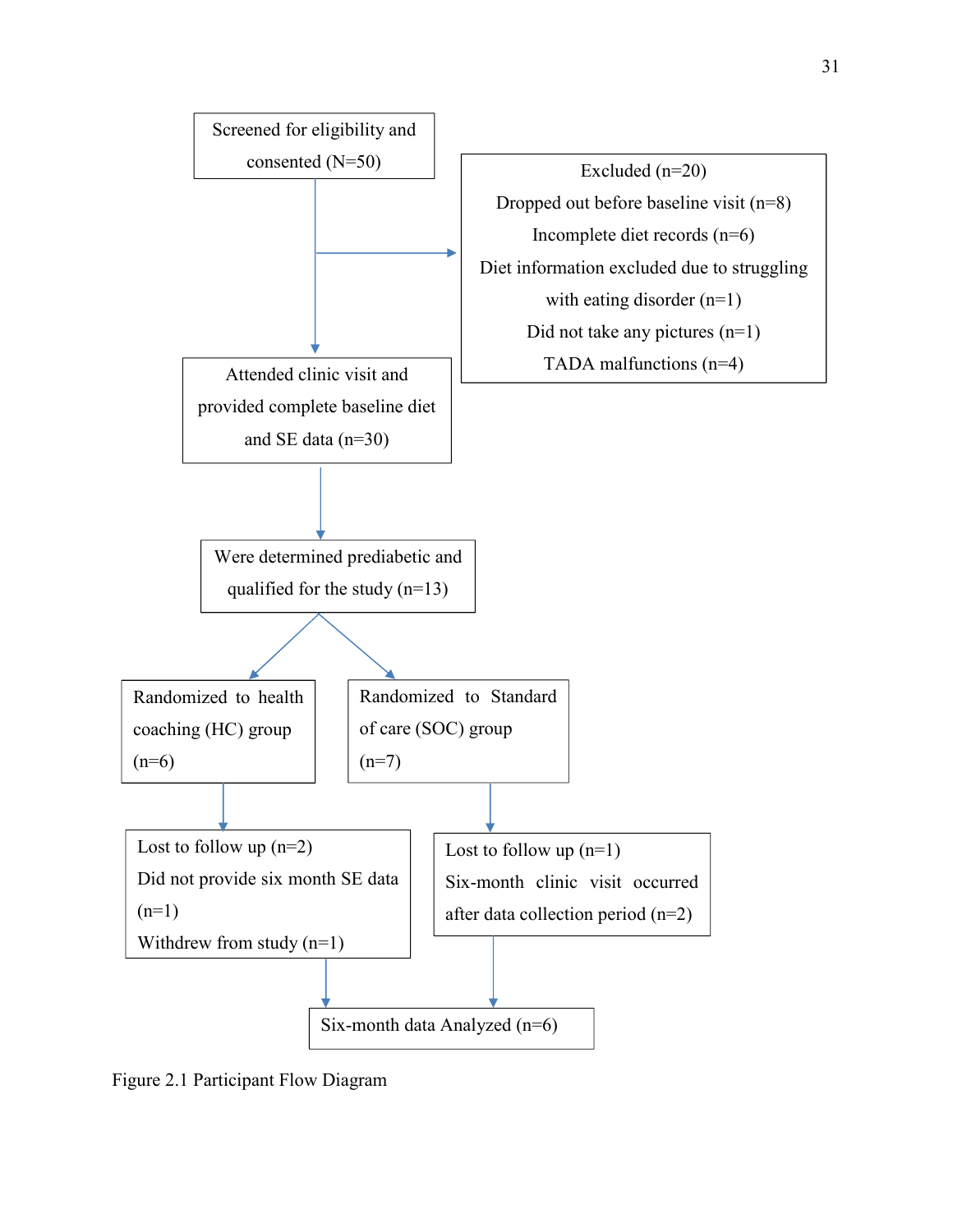Screened for eligibility and consented (N=50)

Excluded (n=20)
Dropped out before baseline visit (n=8)
Incomplete diet records (n=6)
Diet information excluded due to struggling with eating disorder (n=1)
Did not take any pictures (n=1)
TADA malfunctions (n=4)

Attended clinic visit and provided complete baseline diet and SE data (n=30)

Were determined prediabetic and qualified for the study (n=13)

Randomized to health coaching (HC) group (n=6)

Randomized to Standard of care (SOC) group (n=7)

Lost to follow up (n=2)
Did not provide six month SE data (n=1)
Withdrew from study (n=1)

Lost to follow up (n=1)
Six-month clinic visit occurred after data collection period (n=2)

Six-month data Analyzed (n=6)

Figure 2.1 Participant Flow Diagram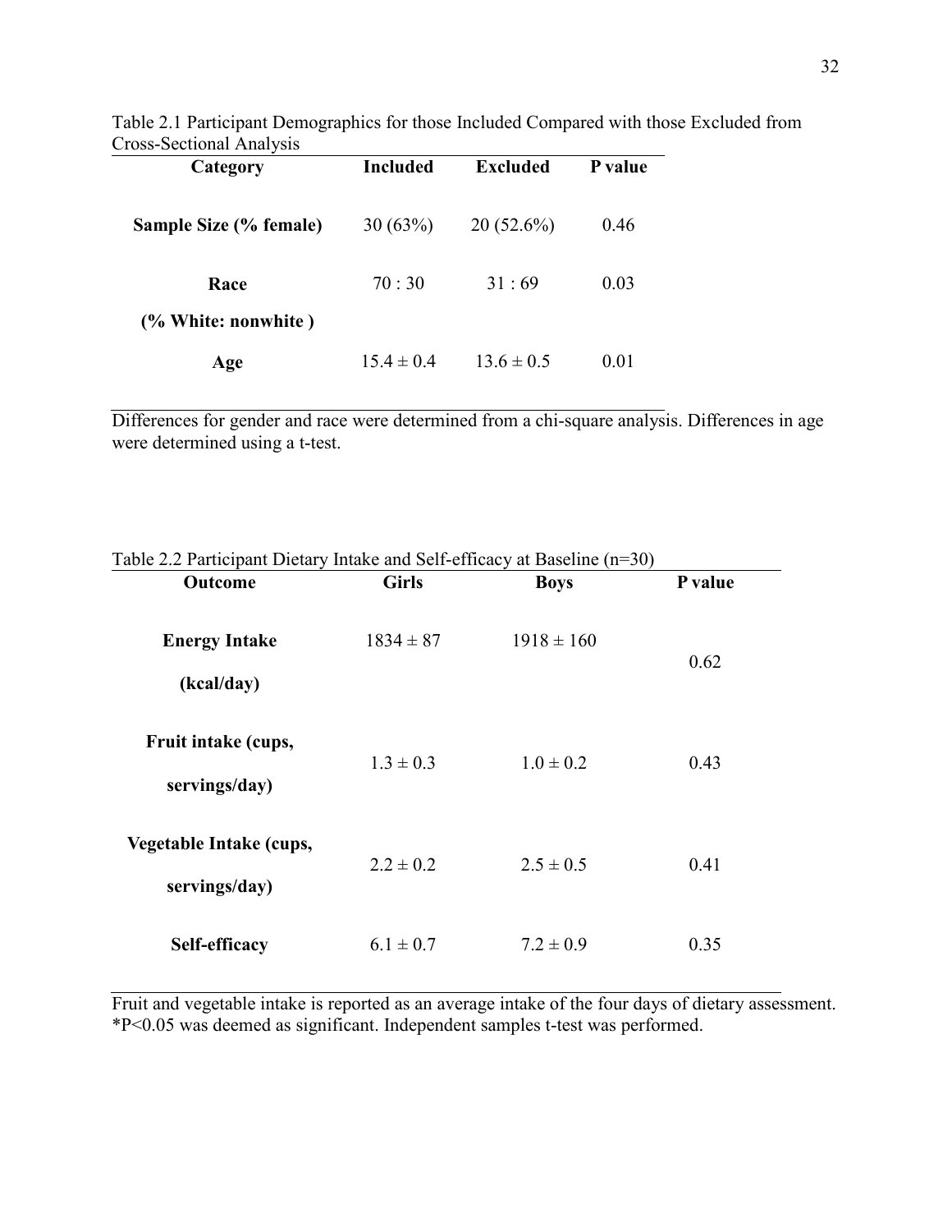Table 2.1 Participant Demographics for those Included Compared with those Excluded from Cross-Sectional Analysis

| Category | Included | Excluded | P value |
|---|---|---|---|
| **Sample Size (% female)** | 30 (63%) | 20 (52.6%) | 0.46 |
| **Race (% White: nonwhite )** | 70 : 30 | 31 : 69 | 0.03 |
| **Age** | 15.4 ± 0.4 | 13.6 ± 0.5 | 0.01 |

Differences for gender and race were determined from a chi-square analysis. Differences in age were determined using a t-test.

Table 2.2 Participant Dietary Intake and Self-efficacy at Baseline (n=30)

| Outcome | Girls | Boys | P value |
|---|---|---|---|
| **Energy Intake (kcal/day)** | 1834 ± 87 | 1918 ± 160 | 0.62 |
| **Fruit intake (cups, servings/day)** | 1.3 ± 0.3 | 1.0 ± 0.2 | 0.43 |
| **Vegetable Intake (cups, servings/day)** | 2.2 ± 0.2 | 2.5 ± 0.5 | 0.41 |
| **Self-efficacy** | 6.1 ± 0.7 | 7.2 ± 0.9 | 0.35 |

Fruit and vegetable intake is reported as an average intake of the four days of dietary assessment. *P<0.05 was deemed as significant. Independent samples t-test was performed.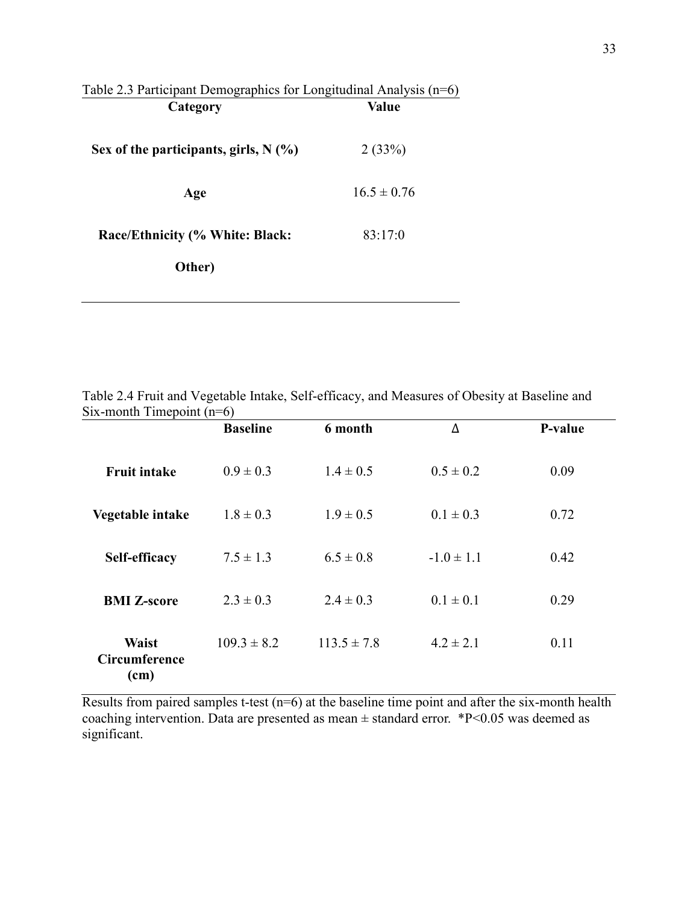Table 2.3 Participant Demographics for Longitudinal Analysis (n=6)

| Category | Value |
|---|---|
| **Sex of the participants, girls, N (%)** | 2 (33%) |
| **Age** | 16.5 ± 0.76 |
| **Race/Ethnicity (% White: Black: Other)** | 83:17:0 |

Table 2.4 Fruit and Vegetable Intake, Self-efficacy, and Measures of Obesity at Baseline and Six-month Timepoint (n=6)

| | Baseline | 6 month | Δ | P-value |
|---|---|---|---|---|
| **Fruit intake** | 0.9 ± 0.3 | 1.4 ± 0.5 | 0.5 ± 0.2 | 0.09 |
| **Vegetable intake** | 1.8 ± 0.3 | 1.9 ± 0.5 | 0.1 ± 0.3 | 0.72 |
| **Self-efficacy** | 7.5 ± 1.3 | 6.5 ± 0.8 | -1.0 ± 1.1 | 0.42 |
| **BMI Z-score** | 2.3 ± 0.3 | 2.4 ± 0.3 | 0.1 ± 0.1 | 0.29 |
| **Waist Circumference (cm)** | 109.3 ± 8.2 | 113.5 ± 7.8 | 4.2 ± 2.1 | 0.11 |

Results from paired samples t-test (n=6) at the baseline time point and after the six-month health coaching intervention. Data are presented as mean ± standard error. *$P<0.05$ was deemed as significant.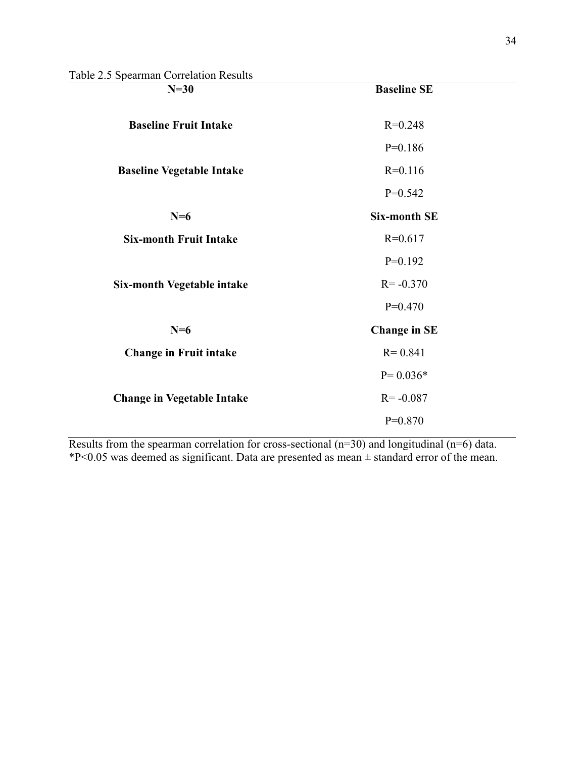Table 2.5 Spearman Correlation Results

| **N=30** | **Baseline SE** |
|---|---|
| **Baseline Fruit Intake** | R=0.248 |
| | P=0.186 |
| **Baseline Vegetable Intake** | R=0.116 |
| | P=0.542 |
| **N=6** | **Six-month SE** |
| **Six-month Fruit Intake** | R=0.617 |
| | P=0.192 |
| **Six-month Vegetable intake** | R= -0.370 |
| | P=0.470 |
| **N=6** | **Change in SE** |
| **Change in Fruit intake** | R= 0.841 |
| | P= 0.036* |
| **Change in Vegetable Intake** | R= -0.087 |
| | P=0.870 |

Results from the spearman correlation for cross-sectional (n=30) and longitudinal (n=6) data. *P<0.05 was deemed as significant. Data are presented as mean ± standard error of the mean.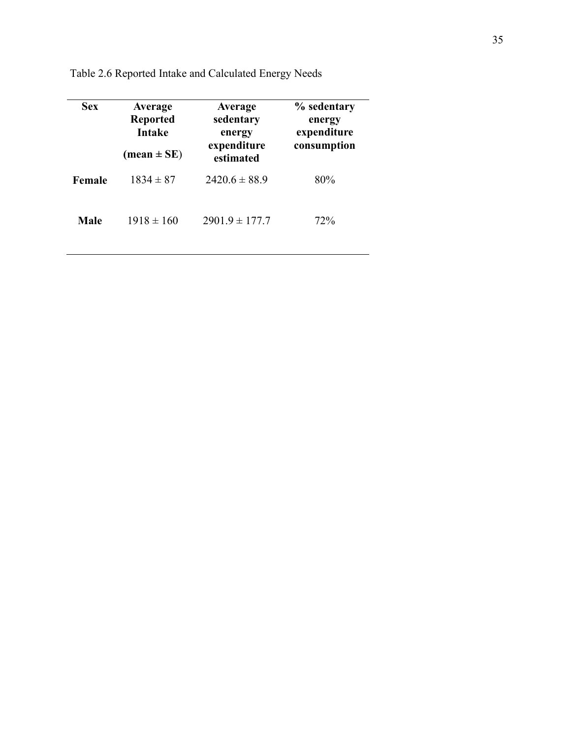Table 2.6 Reported Intake and Calculated Energy Needs

| Sex | Average Reported Intake (mean ± SE) | Average sedentary energy expenditure estimated | % sedentary energy expenditure consumption |
|---|---|---|---|
| **Female** | 1834 ± 87 | 2420.6 ± 88.9 | 80% |
| **Male** | 1918 ± 160 | 2901.9 ± 177.7 | 72% |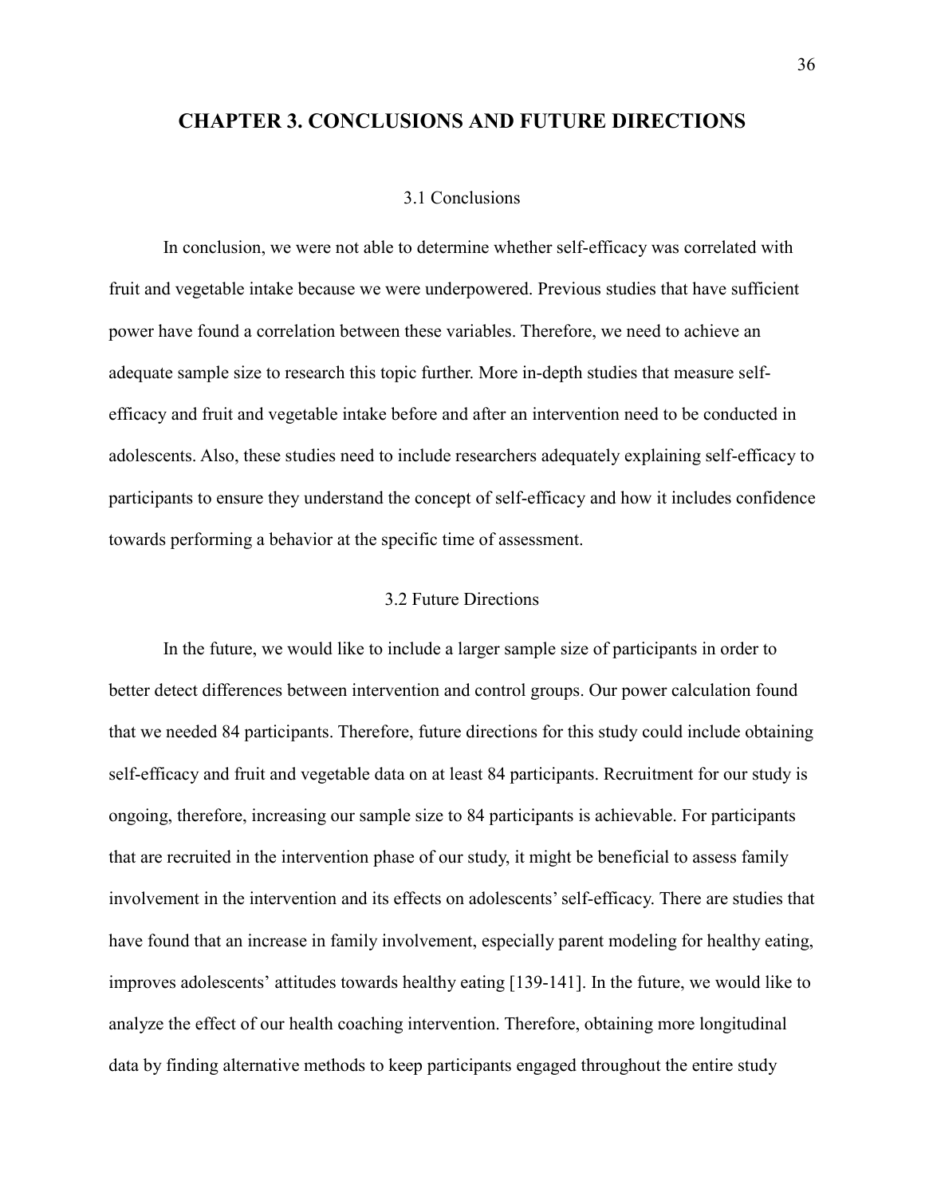# CHAPTER 3. CONCLUSIONS AND FUTURE DIRECTIONS

## 3.1 Conclusions

In conclusion, we were not able to determine whether self-efficacy was correlated with fruit and vegetable intake because we were underpowered. Previous studies that have sufficient power have found a correlation between these variables. Therefore, we need to achieve an adequate sample size to research this topic further. More in-depth studies that measure self-efficacy and fruit and vegetable intake before and after an intervention need to be conducted in adolescents. Also, these studies need to include researchers adequately explaining self-efficacy to participants to ensure they understand the concept of self-efficacy and how it includes confidence towards performing a behavior at the specific time of assessment.

## 3.2 Future Directions

In the future, we would like to include a larger sample size of participants in order to better detect differences between intervention and control groups. Our power calculation found that we needed 84 participants. Therefore, future directions for this study could include obtaining self-efficacy and fruit and vegetable data on at least 84 participants. Recruitment for our study is ongoing, therefore, increasing our sample size to 84 participants is achievable. For participants that are recruited in the intervention phase of our study, it might be beneficial to assess family involvement in the intervention and its effects on adolescents' self-efficacy. There are studies that have found that an increase in family involvement, especially parent modeling for healthy eating, improves adolescents' attitudes towards healthy eating [139-141]. In the future, we would like to analyze the effect of our health coaching intervention. Therefore, obtaining more longitudinal data by finding alternative methods to keep participants engaged throughout the entire study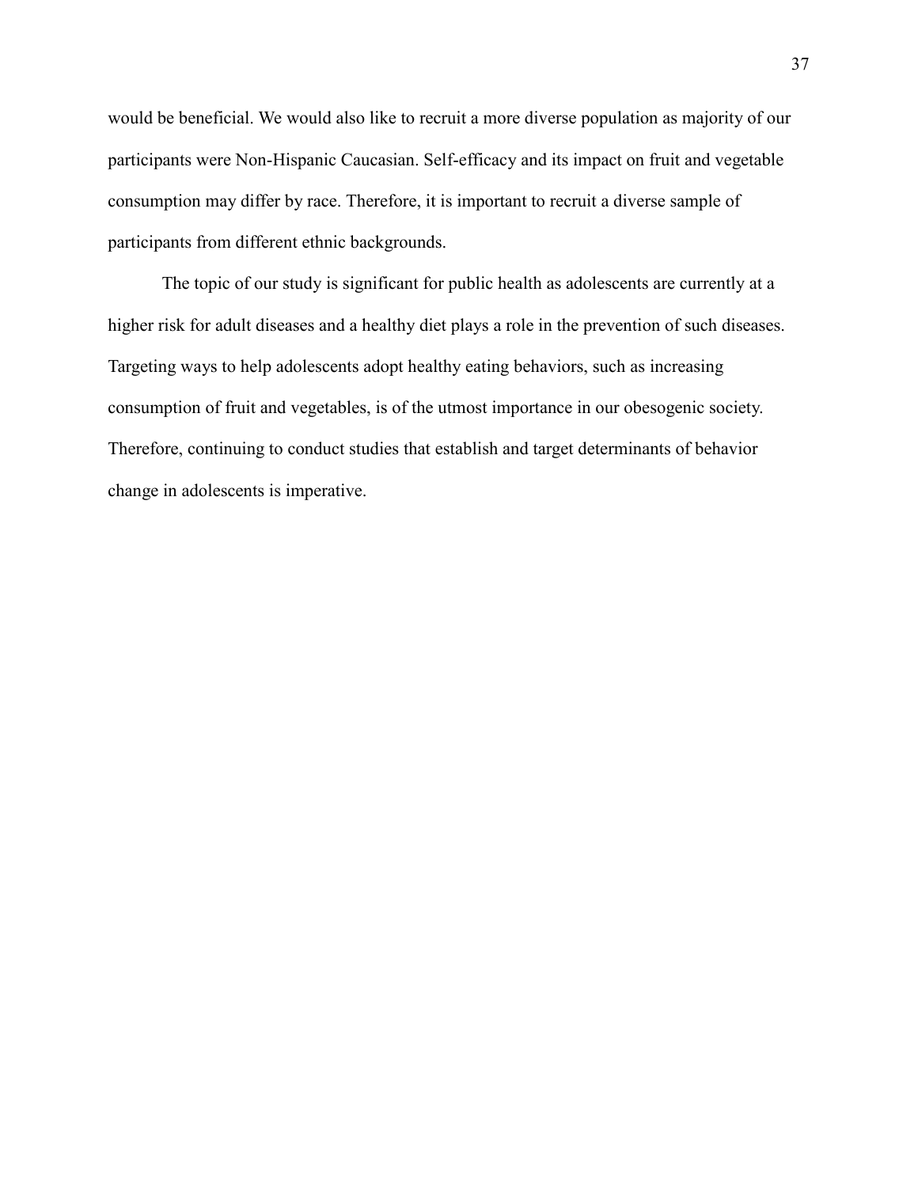would be beneficial. We would also like to recruit a more diverse population as majority of our participants were Non-Hispanic Caucasian. Self-efficacy and its impact on fruit and vegetable consumption may differ by race. Therefore, it is important to recruit a diverse sample of participants from different ethnic backgrounds.

The topic of our study is significant for public health as adolescents are currently at a higher risk for adult diseases and a healthy diet plays a role in the prevention of such diseases. Targeting ways to help adolescents adopt healthy eating behaviors, such as increasing consumption of fruit and vegetables, is of the utmost importance in our obesogenic society. Therefore, continuing to conduct studies that establish and target determinants of behavior change in adolescents is imperative.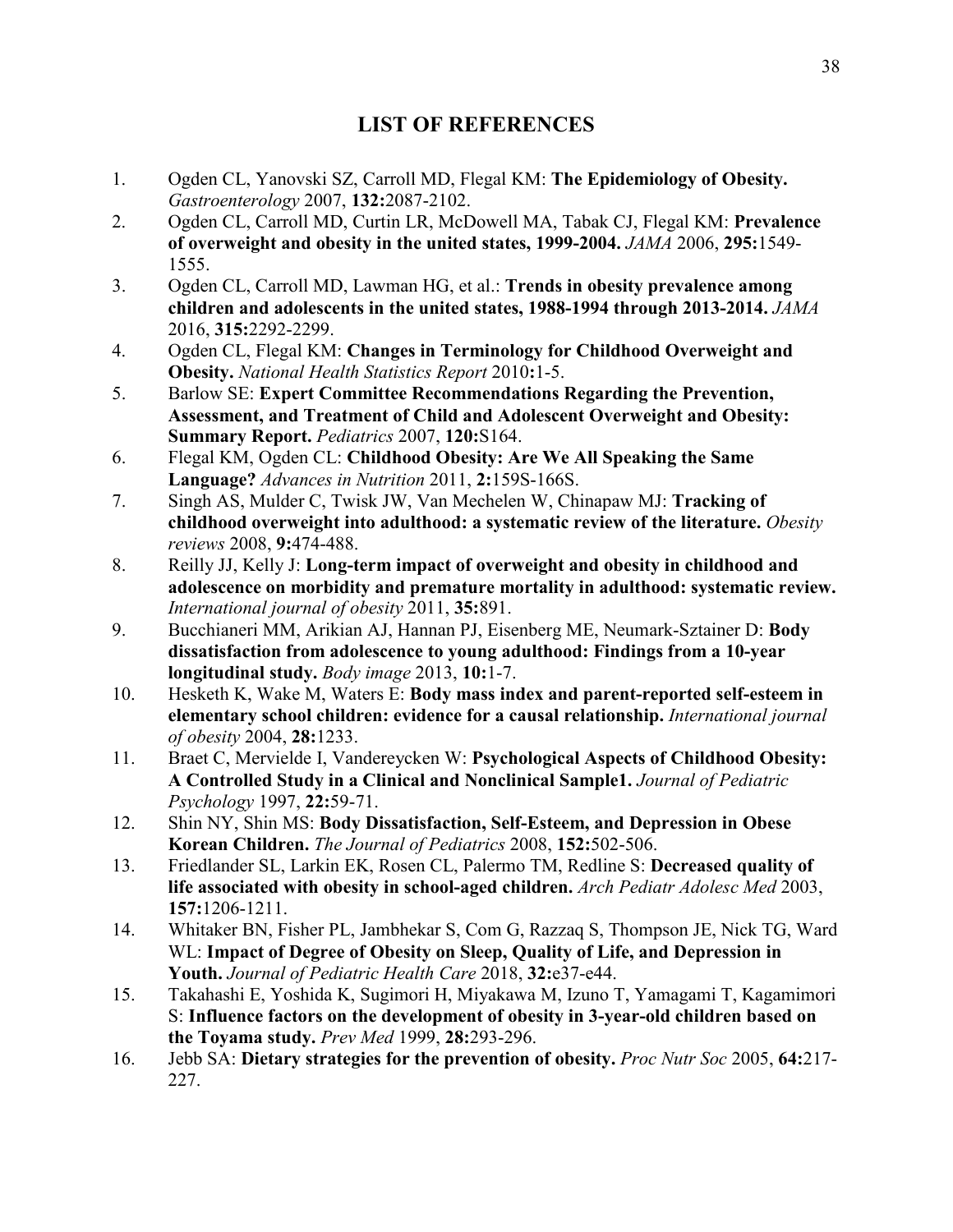# LIST OF REFERENCES

1. Ogden CL, Yanovski SZ, Carroll MD, Flegal KM: **The Epidemiology of Obesity.** *Gastroenterology* 2007, **132:**2087-2102.
2. Ogden CL, Carroll MD, Curtin LR, McDowell MA, Tabak CJ, Flegal KM: **Prevalence of overweight and obesity in the united states, 1999-2004.** *JAMA* 2006, **295:**1549-1555.
3. Ogden CL, Carroll MD, Lawman HG, et al.: **Trends in obesity prevalence among children and adolescents in the united states, 1988-1994 through 2013-2014.** *JAMA* 2016, **315:**2292-2299.
4. Ogden CL, Flegal KM: **Changes in Terminology for Childhood Overweight and Obesity.** *National Health Statistics Report* 2010**:**1-5.
5. Barlow SE: **Expert Committee Recommendations Regarding the Prevention, Assessment, and Treatment of Child and Adolescent Overweight and Obesity: Summary Report.** *Pediatrics* 2007, **120:**S164.
6. Flegal KM, Ogden CL: **Childhood Obesity: Are We All Speaking the Same Language?** *Advances in Nutrition* 2011, **2:**159S-166S.
7. Singh AS, Mulder C, Twisk JW, Van Mechelen W, Chinapaw MJ: **Tracking of childhood overweight into adulthood: a systematic review of the literature.** *Obesity reviews* 2008, **9:**474-488.
8. Reilly JJ, Kelly J: **Long-term impact of overweight and obesity in childhood and adolescence on morbidity and premature mortality in adulthood: systematic review.** *International journal of obesity* 2011, **35:**891.
9. Bucchianeri MM, Arikian AJ, Hannan PJ, Eisenberg ME, Neumark-Sztainer D: **Body dissatisfaction from adolescence to young adulthood: Findings from a 10-year longitudinal study.** *Body image* 2013, **10:**1-7.
10. Hesketh K, Wake M, Waters E: **Body mass index and parent-reported self-esteem in elementary school children: evidence for a causal relationship.** *International journal of obesity* 2004, **28:**1233.
11. Braet C, Mervielde I, Vandereycken W: **Psychological Aspects of Childhood Obesity: A Controlled Study in a Clinical and Nonclinical Sample1.** *Journal of Pediatric Psychology* 1997, **22:**59-71.
12. Shin NY, Shin MS: **Body Dissatisfaction, Self-Esteem, and Depression in Obese Korean Children.** *The Journal of Pediatrics* 2008, **152:**502-506.
13. Friedlander SL, Larkin EK, Rosen CL, Palermo TM, Redline S: **Decreased quality of life associated with obesity in school-aged children.** *Arch Pediatr Adolesc Med* 2003, **157:**1206-1211.
14. Whitaker BN, Fisher PL, Jambhekar S, Com G, Razzaq S, Thompson JE, Nick TG, Ward WL: **Impact of Degree of Obesity on Sleep, Quality of Life, and Depression in Youth.** *Journal of Pediatric Health Care* 2018, **32:**e37-e44.
15. Takahashi E, Yoshida K, Sugimori H, Miyakawa M, Izuno T, Yamagami T, Kagamimori S: **Influence factors on the development of obesity in 3-year-old children based on the Toyama study.** *Prev Med* 1999, **28:**293-296.
16. Jebb SA: **Dietary strategies for the prevention of obesity.** *Proc Nutr Soc* 2005, **64:**217-227.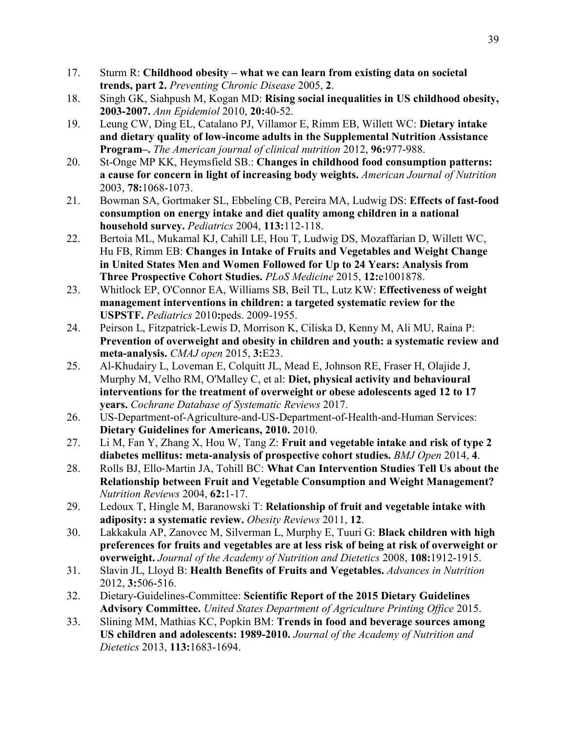17. Sturm R: **Childhood obesity – what we can learn from existing data on societal trends, part 2.** *Preventing Chronic Disease* 2005, **2**.
18. Singh GK, Siahpush M, Kogan MD: **Rising social inequalities in US childhood obesity, 2003-2007.** *Ann Epidemiol* 2010, **20:**40-52.
19. Leung CW, Ding EL, Catalano PJ, Villamor E, Rimm EB, Willett WC: **Dietary intake and dietary quality of low-income adults in the Supplemental Nutrition Assistance Program–.** *The American journal of clinical nutrition* 2012, **96:**977-988.
20. St-Onge MP KK, Heymsfield SB.: **Changes in childhood food consumption patterns: a cause for concern in light of increasing body weights.** *American Journal of Nutrition* 2003, **78:**1068-1073.
21. Bowman SA, Gortmaker SL, Ebbeling CB, Pereira MA, Ludwig DS: **Effects of fast-food consumption on energy intake and diet quality among children in a national household survey.** *Pediatrics* 2004, **113:**112-118.
22. Bertoia ML, Mukamal KJ, Cahill LE, Hou T, Ludwig DS, Mozaffarian D, Willett WC, Hu FB, Rimm EB: **Changes in Intake of Fruits and Vegetables and Weight Change in United States Men and Women Followed for Up to 24 Years: Analysis from Three Prospective Cohort Studies.** *PLoS Medicine* 2015, **12:**e1001878.
23. Whitlock EP, O'Connor EA, Williams SB, Beil TL, Lutz KW: **Effectiveness of weight management interventions in children: a targeted systematic review for the USPSTF.** *Pediatrics* 2010**:**peds. 2009-1955.
24. Peirson L, Fitzpatrick-Lewis D, Morrison K, Ciliska D, Kenny M, Ali MU, Raina P: **Prevention of overweight and obesity in children and youth: a systematic review and meta-analysis.** *CMAJ open* 2015, **3:**E23.
25. Al-Khudairy L, Loveman E, Colquitt JL, Mead E, Johnson RE, Fraser H, Olajide J, Murphy M, Velho RM, O'Malley C, et al: **Diet, physical activity and behavioural interventions for the treatment of overweight or obese adolescents aged 12 to 17 years.** *Cochrane Database of Systematic Reviews* 2017.
26. US-Department-of-Agriculture-and-US-Department-of-Health-and-Human Services: **Dietary Guidelines for Americans, 2010.** 2010.
27. Li M, Fan Y, Zhang X, Hou W, Tang Z: **Fruit and vegetable intake and risk of type 2 diabetes mellitus: meta-analysis of prospective cohort studies.** *BMJ Open* 2014, **4**.
28. Rolls BJ, Ello-Martin JA, Tohill BC: **What Can Intervention Studies Tell Us about the Relationship between Fruit and Vegetable Consumption and Weight Management?** *Nutrition Reviews* 2004, **62:**1-17.
29. Ledoux T, Hingle M, Baranowski T: **Relationship of fruit and vegetable intake with adiposity: a systematic review.** *Obesity Reviews* 2011, **12**.
30. Lakkakula AP, Zanovec M, Silverman L, Murphy E, Tuuri G: **Black children with high preferences for fruits and vegetables are at less risk of being at risk of overweight or overweight.** *Journal of the Academy of Nutrition and Dietetics* 2008, **108:**1912-1915.
31. Slavin JL, Lloyd B: **Health Benefits of Fruits and Vegetables.** *Advances in Nutrition* 2012, **3:**506-516.
32. Dietary-Guidelines-Committee: **Scientific Report of the 2015 Dietary Guidelines Advisory Committee.** *United States Department of Agriculture Printing Office* 2015.
33. Slining MM, Mathias KC, Popkin BM: **Trends in food and beverage sources among US children and adolescents: 1989-2010.** *Journal of the Academy of Nutrition and Dietetics* 2013, **113:**1683-1694.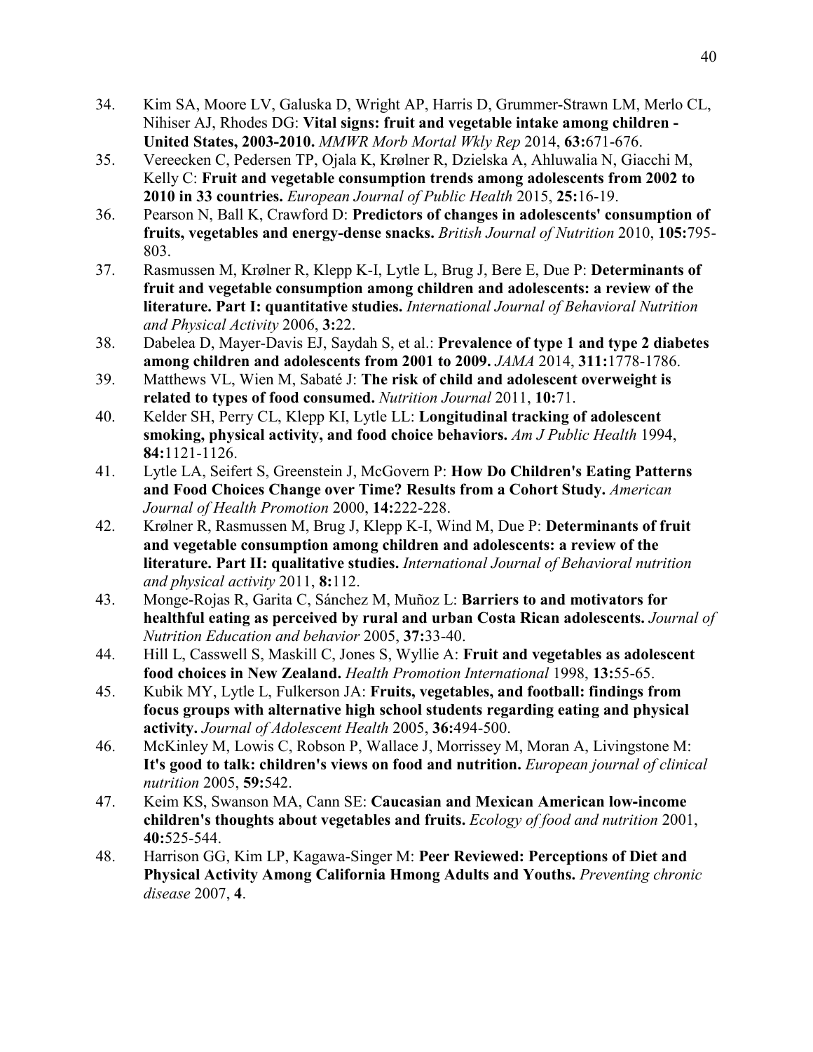34. Kim SA, Moore LV, Galuska D, Wright AP, Harris D, Grummer-Strawn LM, Merlo CL, Nihiser AJ, Rhodes DG: **Vital signs: fruit and vegetable intake among children - United States, 2003-2010.** *MMWR Morb Mortal Wkly Rep* 2014, **63:**671-676.
35. Vereecken C, Pedersen TP, Ojala K, Krølner R, Dzielska A, Ahluwalia N, Giacchi M, Kelly C: **Fruit and vegetable consumption trends among adolescents from 2002 to 2010 in 33 countries.** *European Journal of Public Health* 2015, **25:**16-19.
36. Pearson N, Ball K, Crawford D: **Predictors of changes in adolescents' consumption of fruits, vegetables and energy-dense snacks.** *British Journal of Nutrition* 2010, **105:**795-803.
37. Rasmussen M, Krølner R, Klepp K-I, Lytle L, Brug J, Bere E, Due P: **Determinants of fruit and vegetable consumption among children and adolescents: a review of the literature. Part I: quantitative studies.** *International Journal of Behavioral Nutrition and Physical Activity* 2006, **3:**22.
38. Dabelea D, Mayer-Davis EJ, Saydah S, et al.: **Prevalence of type 1 and type 2 diabetes among children and adolescents from 2001 to 2009.** *JAMA* 2014, **311:**1778-1786.
39. Matthews VL, Wien M, Sabaté J: **The risk of child and adolescent overweight is related to types of food consumed.** *Nutrition Journal* 2011, **10:**71.
40. Kelder SH, Perry CL, Klepp KI, Lytle LL: **Longitudinal tracking of adolescent smoking, physical activity, and food choice behaviors.** *Am J Public Health* 1994, **84:**1121-1126.
41. Lytle LA, Seifert S, Greenstein J, McGovern P: **How Do Children's Eating Patterns and Food Choices Change over Time? Results from a Cohort Study.** *American Journal of Health Promotion* 2000, **14:**222-228.
42. Krølner R, Rasmussen M, Brug J, Klepp K-I, Wind M, Due P: **Determinants of fruit and vegetable consumption among children and adolescents: a review of the literature. Part II: qualitative studies.** *International Journal of Behavioral nutrition and physical activity* 2011, **8:**112.
43. Monge-Rojas R, Garita C, Sánchez M, Muñoz L: **Barriers to and motivators for healthful eating as perceived by rural and urban Costa Rican adolescents.** *Journal of Nutrition Education and behavior* 2005, **37:**33-40.
44. Hill L, Casswell S, Maskill C, Jones S, Wyllie A: **Fruit and vegetables as adolescent food choices in New Zealand.** *Health Promotion International* 1998, **13:**55-65.
45. Kubik MY, Lytle L, Fulkerson JA: **Fruits, vegetables, and football: findings from focus groups with alternative high school students regarding eating and physical activity.** *Journal of Adolescent Health* 2005, **36:**494-500.
46. McKinley M, Lowis C, Robson P, Wallace J, Morrissey M, Moran A, Livingstone M: **It's good to talk: children's views on food and nutrition.** *European journal of clinical nutrition* 2005, **59:**542.
47. Keim KS, Swanson MA, Cann SE: **Caucasian and Mexican American low-income children's thoughts about vegetables and fruits.** *Ecology of food and nutrition* 2001, **40:**525-544.
48. Harrison GG, Kim LP, Kagawa-Singer M: **Peer Reviewed: Perceptions of Diet and Physical Activity Among California Hmong Adults and Youths.** *Preventing chronic disease* 2007, **4**.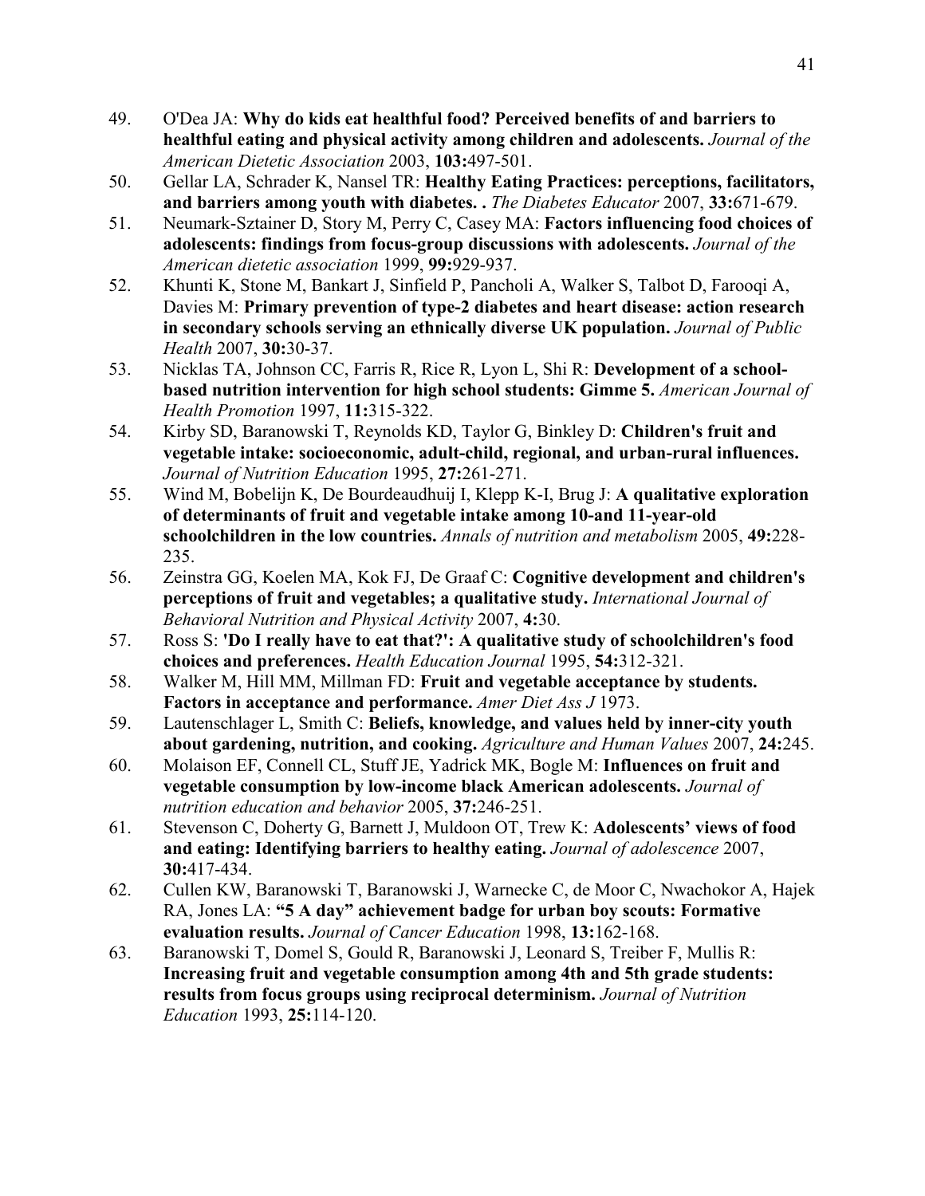49. O'Dea JA: **Why do kids eat healthful food? Perceived benefits of and barriers to healthful eating and physical activity among children and adolescents.** *Journal of the American Dietetic Association* 2003, **103:**497-501.
50. Gellar LA, Schrader K, Nansel TR: **Healthy Eating Practices: perceptions, facilitators, and barriers among youth with diabetes. .** *The Diabetes Educator* 2007, **33:**671-679.
51. Neumark-Sztainer D, Story M, Perry C, Casey MA: **Factors influencing food choices of adolescents: findings from focus-group discussions with adolescents.** *Journal of the American dietetic association* 1999, **99:**929-937.
52. Khunti K, Stone M, Bankart J, Sinfield P, Pancholi A, Walker S, Talbot D, Farooqi A, Davies M: **Primary prevention of type-2 diabetes and heart disease: action research in secondary schools serving an ethnically diverse UK population.** *Journal of Public Health* 2007, **30:**30-37.
53. Nicklas TA, Johnson CC, Farris R, Rice R, Lyon L, Shi R: **Development of a school-based nutrition intervention for high school students: Gimme 5.** *American Journal of Health Promotion* 1997, **11:**315-322.
54. Kirby SD, Baranowski T, Reynolds KD, Taylor G, Binkley D: **Children's fruit and vegetable intake: socioeconomic, adult-child, regional, and urban-rural influences.** *Journal of Nutrition Education* 1995, **27:**261-271.
55. Wind M, Bobelijn K, De Bourdeaudhuij I, Klepp K-I, Brug J: **A qualitative exploration of determinants of fruit and vegetable intake among 10-and 11-year-old schoolchildren in the low countries.** *Annals of nutrition and metabolism* 2005, **49:**228-235.
56. Zeinstra GG, Koelen MA, Kok FJ, De Graaf C: **Cognitive development and children's perceptions of fruit and vegetables; a qualitative study.** *International Journal of Behavioral Nutrition and Physical Activity* 2007, **4:**30.
57. Ross S: **'Do I really have to eat that?': A qualitative study of schoolchildren's food choices and preferences.** *Health Education Journal* 1995, **54:**312-321.
58. Walker M, Hill MM, Millman FD: **Fruit and vegetable acceptance by students. Factors in acceptance and performance.** *Amer Diet Ass J* 1973.
59. Lautenschlager L, Smith C: **Beliefs, knowledge, and values held by inner-city youth about gardening, nutrition, and cooking.** *Agriculture and Human Values* 2007, **24:**245.
60. Molaison EF, Connell CL, Stuff JE, Yadrick MK, Bogle M: **Influences on fruit and vegetable consumption by low-income black American adolescents.** *Journal of nutrition education and behavior* 2005, **37:**246-251.
61. Stevenson C, Doherty G, Barnett J, Muldoon OT, Trew K: **Adolescents' views of food and eating: Identifying barriers to healthy eating.** *Journal of adolescence* 2007, **30:**417-434.
62. Cullen KW, Baranowski T, Baranowski J, Warnecke C, de Moor C, Nwachokor A, Hajek RA, Jones LA: **"5 A day" achievement badge for urban boy scouts: Formative evaluation results.** *Journal of Cancer Education* 1998, **13:**162-168.
63. Baranowski T, Domel S, Gould R, Baranowski J, Leonard S, Treiber F, Mullis R: **Increasing fruit and vegetable consumption among 4th and 5th grade students: results from focus groups using reciprocal determinism.** *Journal of Nutrition Education* 1993, **25:**114-120.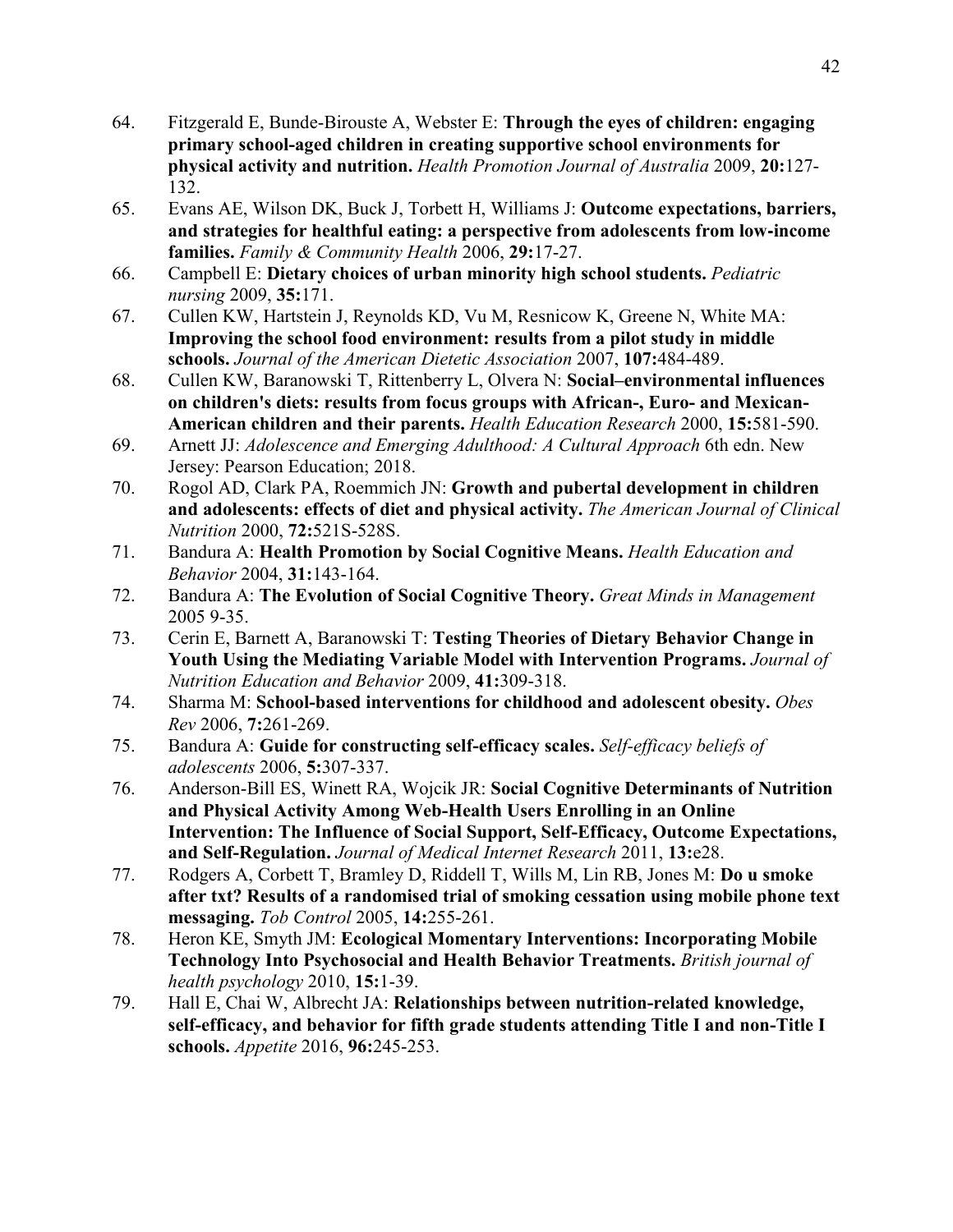64. Fitzgerald E, Bunde-Birouste A, Webster E: **Through the eyes of children: engaging primary school-aged children in creating supportive school environments for physical activity and nutrition.** *Health Promotion Journal of Australia* 2009, **20:**127-132.
65. Evans AE, Wilson DK, Buck J, Torbett H, Williams J: **Outcome expectations, barriers, and strategies for healthful eating: a perspective from adolescents from low-income families.** *Family & Community Health* 2006, **29:**17-27.
66. Campbell E: **Dietary choices of urban minority high school students.** *Pediatric nursing* 2009, **35:**171.
67. Cullen KW, Hartstein J, Reynolds KD, Vu M, Resnicow K, Greene N, White MA: **Improving the school food environment: results from a pilot study in middle schools.** *Journal of the American Dietetic Association* 2007, **107:**484-489.
68. Cullen KW, Baranowski T, Rittenberry L, Olvera N: **Social–environmental influences on children's diets: results from focus groups with African-, Euro- and Mexican-American children and their parents.** *Health Education Research* 2000, **15:**581-590.
69. Arnett JJ: *Adolescence and Emerging Adulthood: A Cultural Approach* 6th edn. New Jersey: Pearson Education; 2018.
70. Rogol AD, Clark PA, Roemmich JN: **Growth and pubertal development in children and adolescents: effects of diet and physical activity.** *The American Journal of Clinical Nutrition* 2000, **72:**521S-528S.
71. Bandura A: **Health Promotion by Social Cognitive Means.** *Health Education and Behavior* 2004, **31:**143-164.
72. Bandura A: **The Evolution of Social Cognitive Theory.** *Great Minds in Management* 2005 9-35.
73. Cerin E, Barnett A, Baranowski T: **Testing Theories of Dietary Behavior Change in Youth Using the Mediating Variable Model with Intervention Programs.** *Journal of Nutrition Education and Behavior* 2009, **41:**309-318.
74. Sharma M: **School-based interventions for childhood and adolescent obesity.** *Obes Rev* 2006, **7:**261-269.
75. Bandura A: **Guide for constructing self-efficacy scales.** *Self-efficacy beliefs of adolescents* 2006, **5:**307-337.
76. Anderson-Bill ES, Winett RA, Wojcik JR: **Social Cognitive Determinants of Nutrition and Physical Activity Among Web-Health Users Enrolling in an Online Intervention: The Influence of Social Support, Self-Efficacy, Outcome Expectations, and Self-Regulation.** *Journal of Medical Internet Research* 2011, **13:**e28.
77. Rodgers A, Corbett T, Bramley D, Riddell T, Wills M, Lin RB, Jones M: **Do u smoke after txt? Results of a randomised trial of smoking cessation using mobile phone text messaging.** *Tob Control* 2005, **14:**255-261.
78. Heron KE, Smyth JM: **Ecological Momentary Interventions: Incorporating Mobile Technology Into Psychosocial and Health Behavior Treatments.** *British journal of health psychology* 2010, **15:**1-39.
79. Hall E, Chai W, Albrecht JA: **Relationships between nutrition-related knowledge, self-efficacy, and behavior for fifth grade students attending Title I and non-Title I schools.** *Appetite* 2016, **96:**245-253.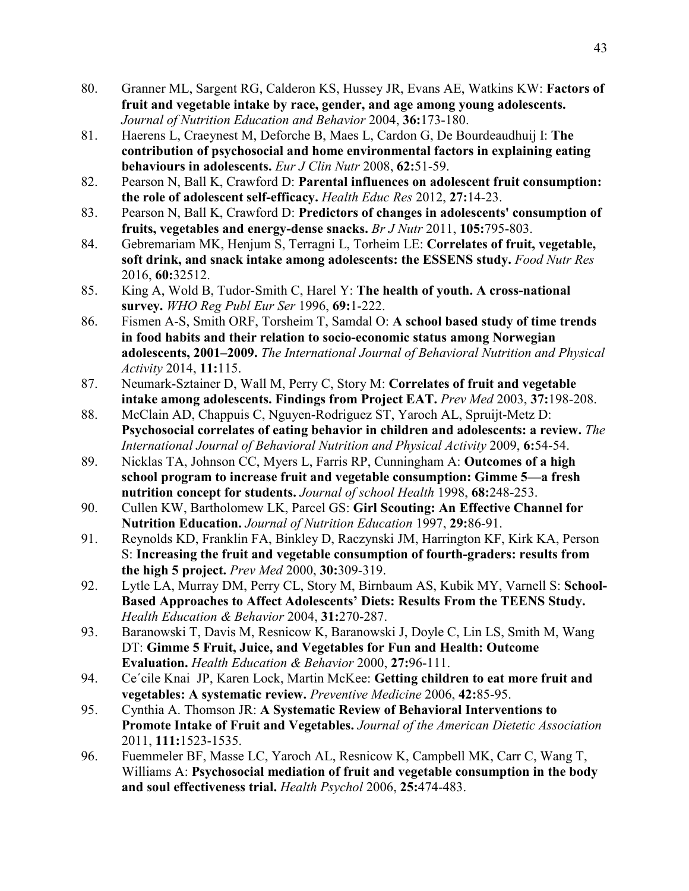80. Granner ML, Sargent RG, Calderon KS, Hussey JR, Evans AE, Watkins KW: **Factors of fruit and vegetable intake by race, gender, and age among young adolescents.** *Journal of Nutrition Education and Behavior* 2004, **36:**173-180.
81. Haerens L, Craeynest M, Deforche B, Maes L, Cardon G, De Bourdeaudhuij I: **The contribution of psychosocial and home environmental factors in explaining eating behaviours in adolescents.** *Eur J Clin Nutr* 2008, **62:**51-59.
82. Pearson N, Ball K, Crawford D: **Parental influences on adolescent fruit consumption: the role of adolescent self-efficacy.** *Health Educ Res* 2012, **27:**14-23.
83. Pearson N, Ball K, Crawford D: **Predictors of changes in adolescents' consumption of fruits, vegetables and energy-dense snacks.** *Br J Nutr* 2011, **105:**795-803.
84. Gebremariam MK, Henjum S, Terragni L, Torheim LE: **Correlates of fruit, vegetable, soft drink, and snack intake among adolescents: the ESSENS study.** *Food Nutr Res* 2016, **60:**32512.
85. King A, Wold B, Tudor-Smith C, Harel Y: **The health of youth. A cross-national survey.** *WHO Reg Publ Eur Ser* 1996, **69:**1-222.
86. Fismen A-S, Smith ORF, Torsheim T, Samdal O: **A school based study of time trends in food habits and their relation to socio-economic status among Norwegian adolescents, 2001–2009.** *The International Journal of Behavioral Nutrition and Physical Activity* 2014, **11:**115.
87. Neumark-Sztainer D, Wall M, Perry C, Story M: **Correlates of fruit and vegetable intake among adolescents. Findings from Project EAT.** *Prev Med* 2003, **37:**198-208.
88. McClain AD, Chappuis C, Nguyen-Rodriguez ST, Yaroch AL, Spruijt-Metz D: **Psychosocial correlates of eating behavior in children and adolescents: a review.** *The International Journal of Behavioral Nutrition and Physical Activity* 2009, **6:**54-54.
89. Nicklas TA, Johnson CC, Myers L, Farris RP, Cunningham A: **Outcomes of a high school program to increase fruit and vegetable consumption: Gimme 5—a fresh nutrition concept for students.** *Journal of school Health* 1998, **68:**248-253.
90. Cullen KW, Bartholomew LK, Parcel GS: **Girl Scouting: An Effective Channel for Nutrition Education.** *Journal of Nutrition Education* 1997, **29:**86-91.
91. Reynolds KD, Franklin FA, Binkley D, Raczynski JM, Harrington KF, Kirk KA, Person S: **Increasing the fruit and vegetable consumption of fourth-graders: results from the high 5 project.** *Prev Med* 2000, **30:**309-319.
92. Lytle LA, Murray DM, Perry CL, Story M, Birnbaum AS, Kubik MY, Varnell S: **School-Based Approaches to Affect Adolescents' Diets: Results From the TEENS Study.** *Health Education & Behavior* 2004, **31:**270-287.
93. Baranowski T, Davis M, Resnicow K, Baranowski J, Doyle C, Lin LS, Smith M, Wang DT: **Gimme 5 Fruit, Juice, and Vegetables for Fun and Health: Outcome Evaluation.** *Health Education & Behavior* 2000, **27:**96-111.
94. Ce´cile Knai JP, Karen Lock, Martin McKee: **Getting children to eat more fruit and vegetables: A systematic review.** *Preventive Medicine* 2006, **42:**85-95.
95. Cynthia A. Thomson JR: **A Systematic Review of Behavioral Interventions to Promote Intake of Fruit and Vegetables.** *Journal of the American Dietetic Association* 2011, **111:**1523-1535.
96. Fuemmeler BF, Masse LC, Yaroch AL, Resnicow K, Campbell MK, Carr C, Wang T, Williams A: **Psychosocial mediation of fruit and vegetable consumption in the body and soul effectiveness trial.** *Health Psychol* 2006, **25:**474-483.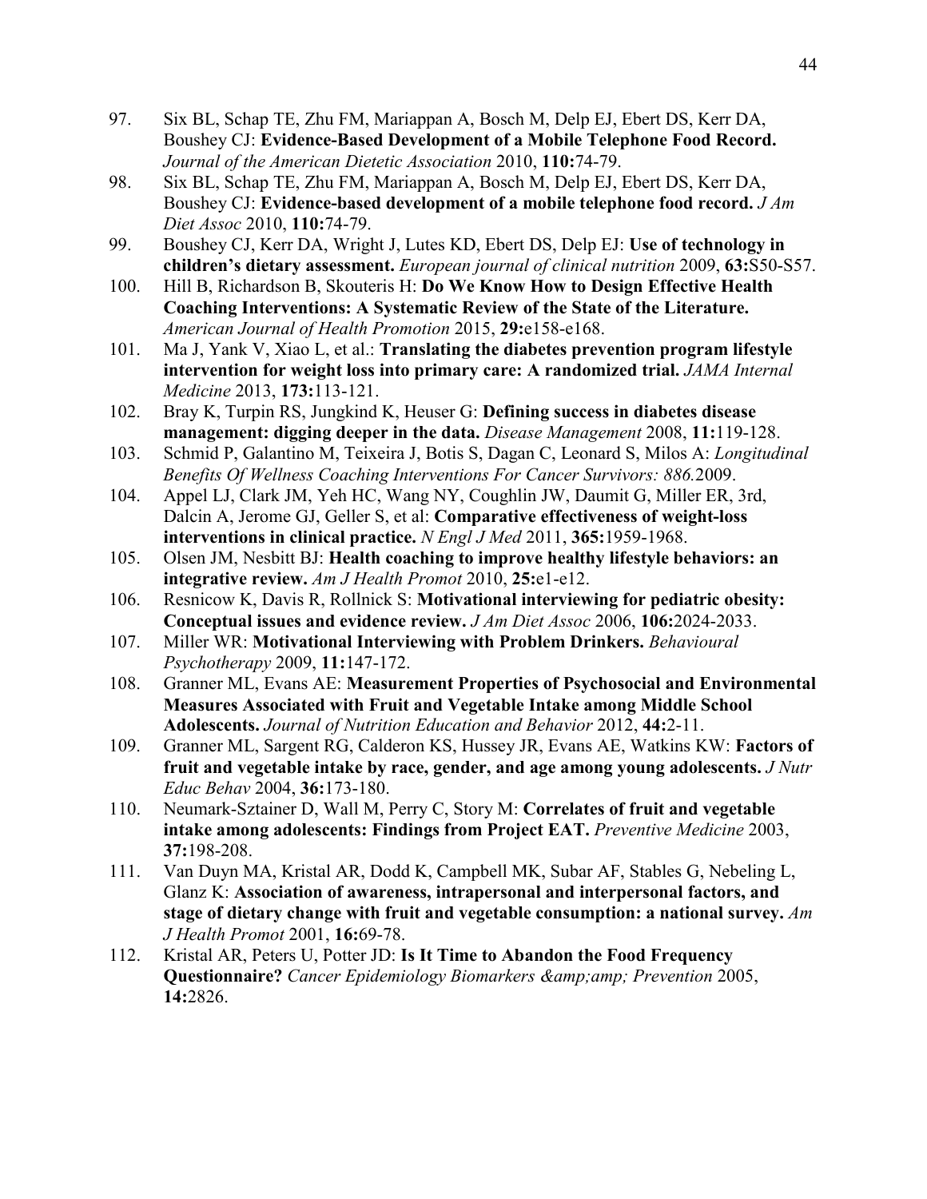97. Six BL, Schap TE, Zhu FM, Mariappan A, Bosch M, Delp EJ, Ebert DS, Kerr DA, Boushey CJ: **Evidence-Based Development of a Mobile Telephone Food Record.** *Journal of the American Dietetic Association* 2010, **110:**74-79.
98. Six BL, Schap TE, Zhu FM, Mariappan A, Bosch M, Delp EJ, Ebert DS, Kerr DA, Boushey CJ: **Evidence-based development of a mobile telephone food record.** *J Am Diet Assoc* 2010, **110:**74-79.
99. Boushey CJ, Kerr DA, Wright J, Lutes KD, Ebert DS, Delp EJ: **Use of technology in children's dietary assessment.** *European journal of clinical nutrition* 2009, **63:**S50-S57.
100. Hill B, Richardson B, Skouteris H: **Do We Know How to Design Effective Health Coaching Interventions: A Systematic Review of the State of the Literature.** *American Journal of Health Promotion* 2015, **29:**e158-e168.
101. Ma J, Yank V, Xiao L, et al.: **Translating the diabetes prevention program lifestyle intervention for weight loss into primary care: A randomized trial.** *JAMA Internal Medicine* 2013, **173:**113-121.
102. Bray K, Turpin RS, Jungkind K, Heuser G: **Defining success in diabetes disease management: digging deeper in the data.** *Disease Management* 2008, **11:**119-128.
103. Schmid P, Galantino M, Teixeira J, Botis S, Dagan C, Leonard S, Milos A: *Longitudinal Benefits Of Wellness Coaching Interventions For Cancer Survivors: 886.*2009.
104. Appel LJ, Clark JM, Yeh HC, Wang NY, Coughlin JW, Daumit G, Miller ER, 3rd, Dalcin A, Jerome GJ, Geller S, et al: **Comparative effectiveness of weight-loss interventions in clinical practice.** *N Engl J Med* 2011, **365:**1959-1968.
105. Olsen JM, Nesbitt BJ: **Health coaching to improve healthy lifestyle behaviors: an integrative review.** *Am J Health Promot* 2010, **25:**e1-e12.
106. Resnicow K, Davis R, Rollnick S: **Motivational interviewing for pediatric obesity: Conceptual issues and evidence review.** *J Am Diet Assoc* 2006, **106:**2024-2033.
107. Miller WR: **Motivational Interviewing with Problem Drinkers.** *Behavioural Psychotherapy* 2009, **11:**147-172.
108. Granner ML, Evans AE: **Measurement Properties of Psychosocial and Environmental Measures Associated with Fruit and Vegetable Intake among Middle School Adolescents.** *Journal of Nutrition Education and Behavior* 2012, **44:**2-11.
109. Granner ML, Sargent RG, Calderon KS, Hussey JR, Evans AE, Watkins KW: **Factors of fruit and vegetable intake by race, gender, and age among young adolescents.** *J Nutr Educ Behav* 2004, **36:**173-180.
110. Neumark-Sztainer D, Wall M, Perry C, Story M: **Correlates of fruit and vegetable intake among adolescents: Findings from Project EAT.** *Preventive Medicine* 2003, **37:**198-208.
111. Van Duyn MA, Kristal AR, Dodd K, Campbell MK, Subar AF, Stables G, Nebeling L, Glanz K: **Association of awareness, intrapersonal and interpersonal factors, and stage of dietary change with fruit and vegetable consumption: a national survey.** *Am J Health Promot* 2001, **16:**69-78.
112. Kristal AR, Peters U, Potter JD: **Is It Time to Abandon the Food Frequency Questionnaire?** *Cancer Epidemiology Biomarkers &amp;amp; Prevention* 2005, **14:**2826.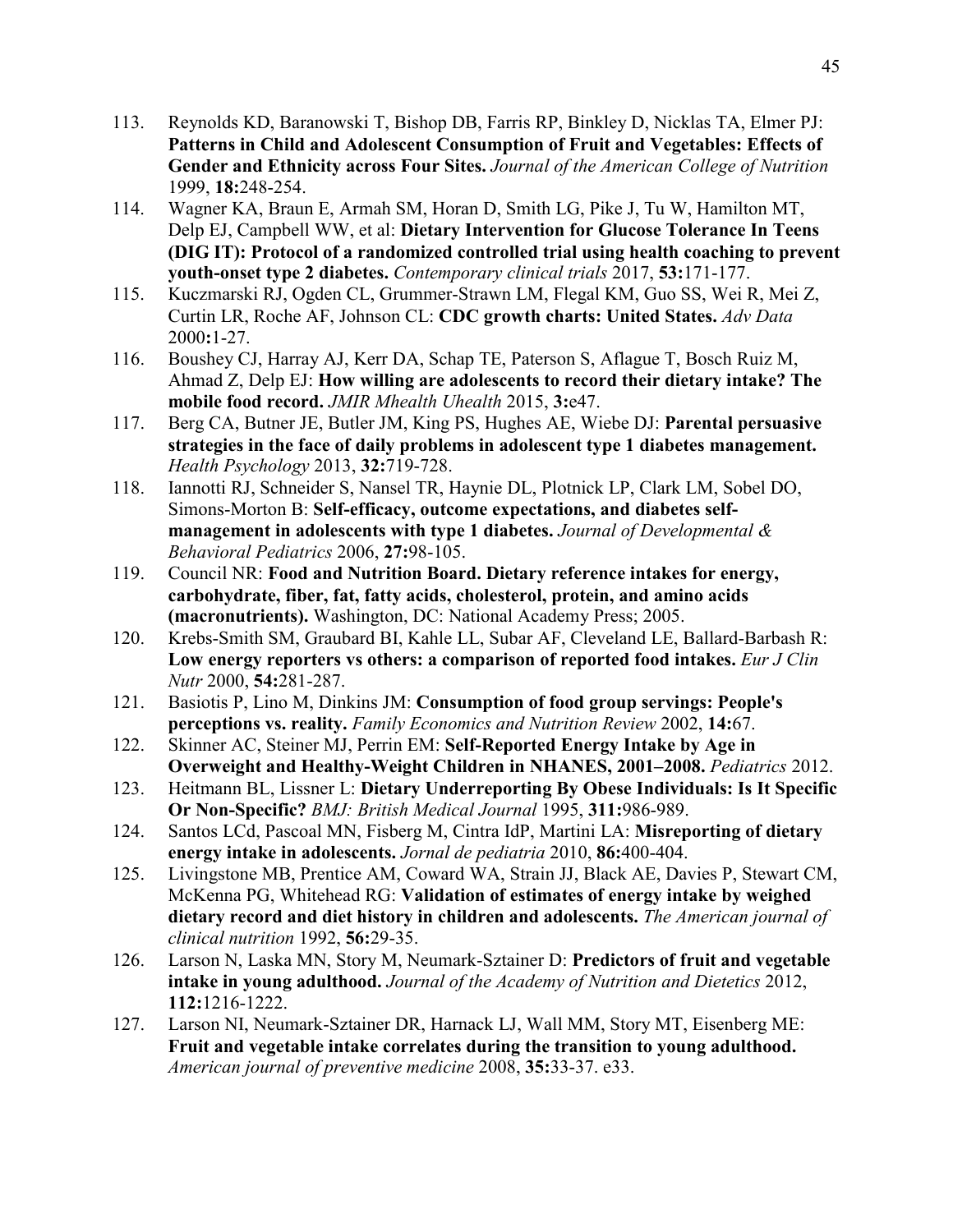113. Reynolds KD, Baranowski T, Bishop DB, Farris RP, Binkley D, Nicklas TA, Elmer PJ: **Patterns in Child and Adolescent Consumption of Fruit and Vegetables: Effects of Gender and Ethnicity across Four Sites.** *Journal of the American College of Nutrition* 1999, **18:**248-254.
114. Wagner KA, Braun E, Armah SM, Horan D, Smith LG, Pike J, Tu W, Hamilton MT, Delp EJ, Campbell WW, et al: **Dietary Intervention for Glucose Tolerance In Teens (DIG IT): Protocol of a randomized controlled trial using health coaching to prevent youth-onset type 2 diabetes.** *Contemporary clinical trials* 2017, **53:**171-177.
115. Kuczmarski RJ, Ogden CL, Grummer-Strawn LM, Flegal KM, Guo SS, Wei R, Mei Z, Curtin LR, Roche AF, Johnson CL: **CDC growth charts: United States.** *Adv Data* 2000**:**1-27.
116. Boushey CJ, Harray AJ, Kerr DA, Schap TE, Paterson S, Aflague T, Bosch Ruiz M, Ahmad Z, Delp EJ: **How willing are adolescents to record their dietary intake? The mobile food record.** *JMIR Mhealth Uhealth* 2015, **3:**e47.
117. Berg CA, Butner JE, Butler JM, King PS, Hughes AE, Wiebe DJ: **Parental persuasive strategies in the face of daily problems in adolescent type 1 diabetes management.** *Health Psychology* 2013, **32:**719-728.
118. Iannotti RJ, Schneider S, Nansel TR, Haynie DL, Plotnick LP, Clark LM, Sobel DO, Simons-Morton B: **Self-efficacy, outcome expectations, and diabetes self-management in adolescents with type 1 diabetes.** *Journal of Developmental & Behavioral Pediatrics* 2006, **27:**98-105.
119. Council NR: **Food and Nutrition Board. Dietary reference intakes for energy, carbohydrate, fiber, fat, fatty acids, cholesterol, protein, and amino acids (macronutrients).** Washington, DC: National Academy Press; 2005.
120. Krebs-Smith SM, Graubard BI, Kahle LL, Subar AF, Cleveland LE, Ballard-Barbash R: **Low energy reporters vs others: a comparison of reported food intakes.** *Eur J Clin Nutr* 2000, **54:**281-287.
121. Basiotis P, Lino M, Dinkins JM: **Consumption of food group servings: People's perceptions vs. reality.** *Family Economics and Nutrition Review* 2002, **14:**67.
122. Skinner AC, Steiner MJ, Perrin EM: **Self-Reported Energy Intake by Age in Overweight and Healthy-Weight Children in NHANES, 2001–2008.** *Pediatrics* 2012.
123. Heitmann BL, Lissner L: **Dietary Underreporting By Obese Individuals: Is It Specific Or Non-Specific?** *BMJ: British Medical Journal* 1995, **311:**986-989.
124. Santos LCd, Pascoal MN, Fisberg M, Cintra IdP, Martini LA: **Misreporting of dietary energy intake in adolescents.** *Jornal de pediatria* 2010, **86:**400-404.
125. Livingstone MB, Prentice AM, Coward WA, Strain JJ, Black AE, Davies P, Stewart CM, McKenna PG, Whitehead RG: **Validation of estimates of energy intake by weighed dietary record and diet history in children and adolescents.** *The American journal of clinical nutrition* 1992, **56:**29-35.
126. Larson N, Laska MN, Story M, Neumark-Sztainer D: **Predictors of fruit and vegetable intake in young adulthood.** *Journal of the Academy of Nutrition and Dietetics* 2012, **112:**1216-1222.
127. Larson NI, Neumark-Sztainer DR, Harnack LJ, Wall MM, Story MT, Eisenberg ME: **Fruit and vegetable intake correlates during the transition to young adulthood.** *American journal of preventive medicine* 2008, **35:**33-37. e33.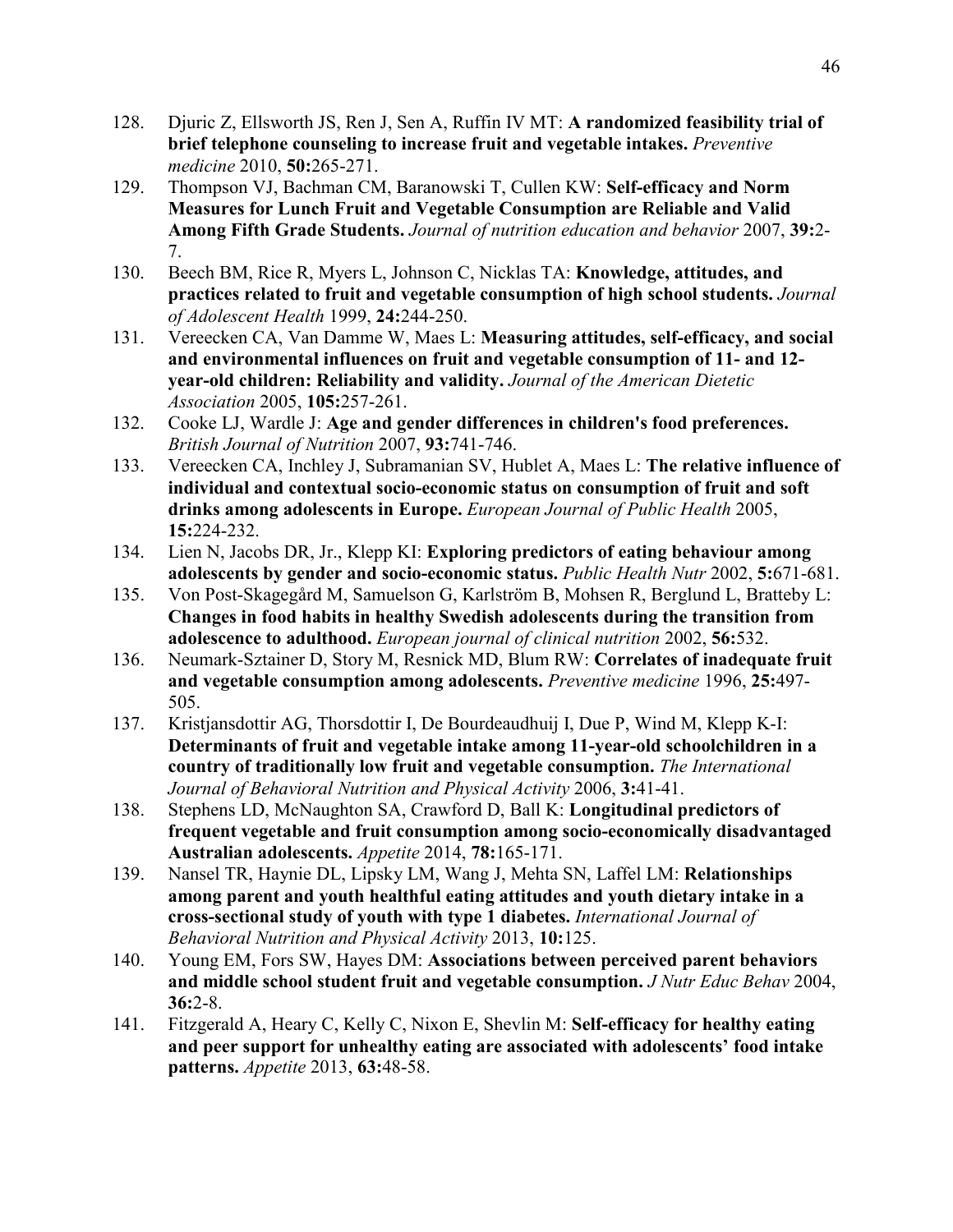128. Djuric Z, Ellsworth JS, Ren J, Sen A, Ruffin IV MT: **A randomized feasibility trial of brief telephone counseling to increase fruit and vegetable intakes.** *Preventive medicine* 2010, **50:**265-271.
129. Thompson VJ, Bachman CM, Baranowski T, Cullen KW: **Self-efficacy and Norm Measures for Lunch Fruit and Vegetable Consumption are Reliable and Valid Among Fifth Grade Students.** *Journal of nutrition education and behavior* 2007, **39:**2-7.
130. Beech BM, Rice R, Myers L, Johnson C, Nicklas TA: **Knowledge, attitudes, and practices related to fruit and vegetable consumption of high school students.** *Journal of Adolescent Health* 1999, **24:**244-250.
131. Vereecken CA, Van Damme W, Maes L: **Measuring attitudes, self-efficacy, and social and environmental influences on fruit and vegetable consumption of 11- and 12-year-old children: Reliability and validity.** *Journal of the American Dietetic Association* 2005, **105:**257-261.
132. Cooke LJ, Wardle J: **Age and gender differences in children's food preferences.** *British Journal of Nutrition* 2007, **93:**741-746.
133. Vereecken CA, Inchley J, Subramanian SV, Hublet A, Maes L: **The relative influence of individual and contextual socio-economic status on consumption of fruit and soft drinks among adolescents in Europe.** *European Journal of Public Health* 2005, **15:**224-232.
134. Lien N, Jacobs DR, Jr., Klepp KI: **Exploring predictors of eating behaviour among adolescents by gender and socio-economic status.** *Public Health Nutr* 2002, **5:**671-681.
135. Von Post-Skagegård M, Samuelson G, Karlström B, Mohsen R, Berglund L, Bratteby L: **Changes in food habits in healthy Swedish adolescents during the transition from adolescence to adulthood.** *European journal of clinical nutrition* 2002, **56:**532.
136. Neumark-Sztainer D, Story M, Resnick MD, Blum RW: **Correlates of inadequate fruit and vegetable consumption among adolescents.** *Preventive medicine* 1996, **25:**497-505.
137. Kristjansdottir AG, Thorsdottir I, De Bourdeaudhuij I, Due P, Wind M, Klepp K-I: **Determinants of fruit and vegetable intake among 11-year-old schoolchildren in a country of traditionally low fruit and vegetable consumption.** *The International Journal of Behavioral Nutrition and Physical Activity* 2006, **3:**41-41.
138. Stephens LD, McNaughton SA, Crawford D, Ball K: **Longitudinal predictors of frequent vegetable and fruit consumption among socio-economically disadvantaged Australian adolescents.** *Appetite* 2014, **78:**165-171.
139. Nansel TR, Haynie DL, Lipsky LM, Wang J, Mehta SN, Laffel LM: **Relationships among parent and youth healthful eating attitudes and youth dietary intake in a cross-sectional study of youth with type 1 diabetes.** *International Journal of Behavioral Nutrition and Physical Activity* 2013, **10:**125.
140. Young EM, Fors SW, Hayes DM: **Associations between perceived parent behaviors and middle school student fruit and vegetable consumption.** *J Nutr Educ Behav* 2004, **36:**2-8.
141. Fitzgerald A, Heary C, Kelly C, Nixon E, Shevlin M: **Self-efficacy for healthy eating and peer support for unhealthy eating are associated with adolescents' food intake patterns.** *Appetite* 2013, **63:**48-58.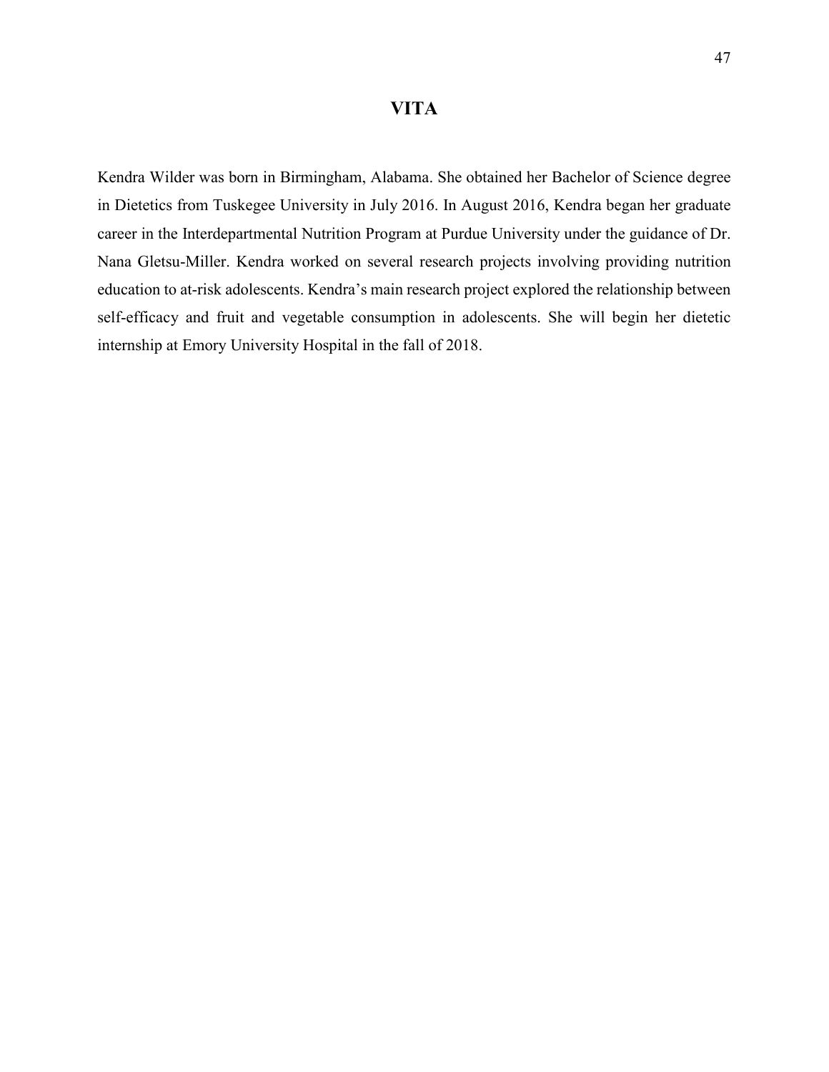# VITA

Kendra Wilder was born in Birmingham, Alabama. She obtained her Bachelor of Science degree in Dietetics from Tuskegee University in July 2016. In August 2016, Kendra began her graduate career in the Interdepartmental Nutrition Program at Purdue University under the guidance of Dr. Nana Gletsu-Miller. Kendra worked on several research projects involving providing nutrition education to at-risk adolescents. Kendra's main research project explored the relationship between self-efficacy and fruit and vegetable consumption in adolescents. She will begin her dietetic internship at Emory University Hospital in the fall of 2018.